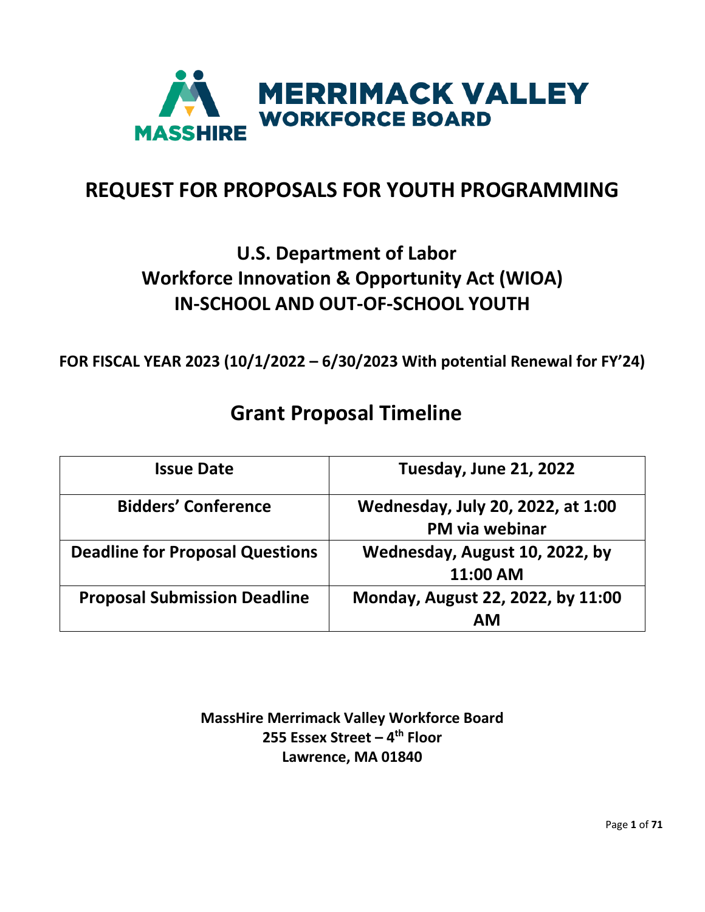MASSHIRE MERRIMACK VALLEY WORKFORCE BOARD

# REQUEST FOR PROPOSALS FOR YOUTH PROGRAMMING

## U.S. Department of Labor
## Workforce Innovation & Opportunity Act (WIOA)
## IN-SCHOOL AND OUT-OF-SCHOOL YOUTH

**FOR FISCAL YEAR 2023 (10/1/2022 – 6/30/2023 With potential Renewal for FY'24)**

# Grant Proposal Timeline

| Issue Date | Tuesday, June 21, 2022 |
| --- | --- |
| Bidders' Conference | Wednesday, July 20, 2022, at 1:00 PM via webinar |
| Deadline for Proposal Questions | Wednesday, August 10, 2022, by 11:00 AM |
| Proposal Submission Deadline | Monday, August 22, 2022, by 11:00 AM |

**MassHire Merrimack Valley Workforce Board**
**255 Essex Street – 4th Floor**
**Lawrence, MA 01840**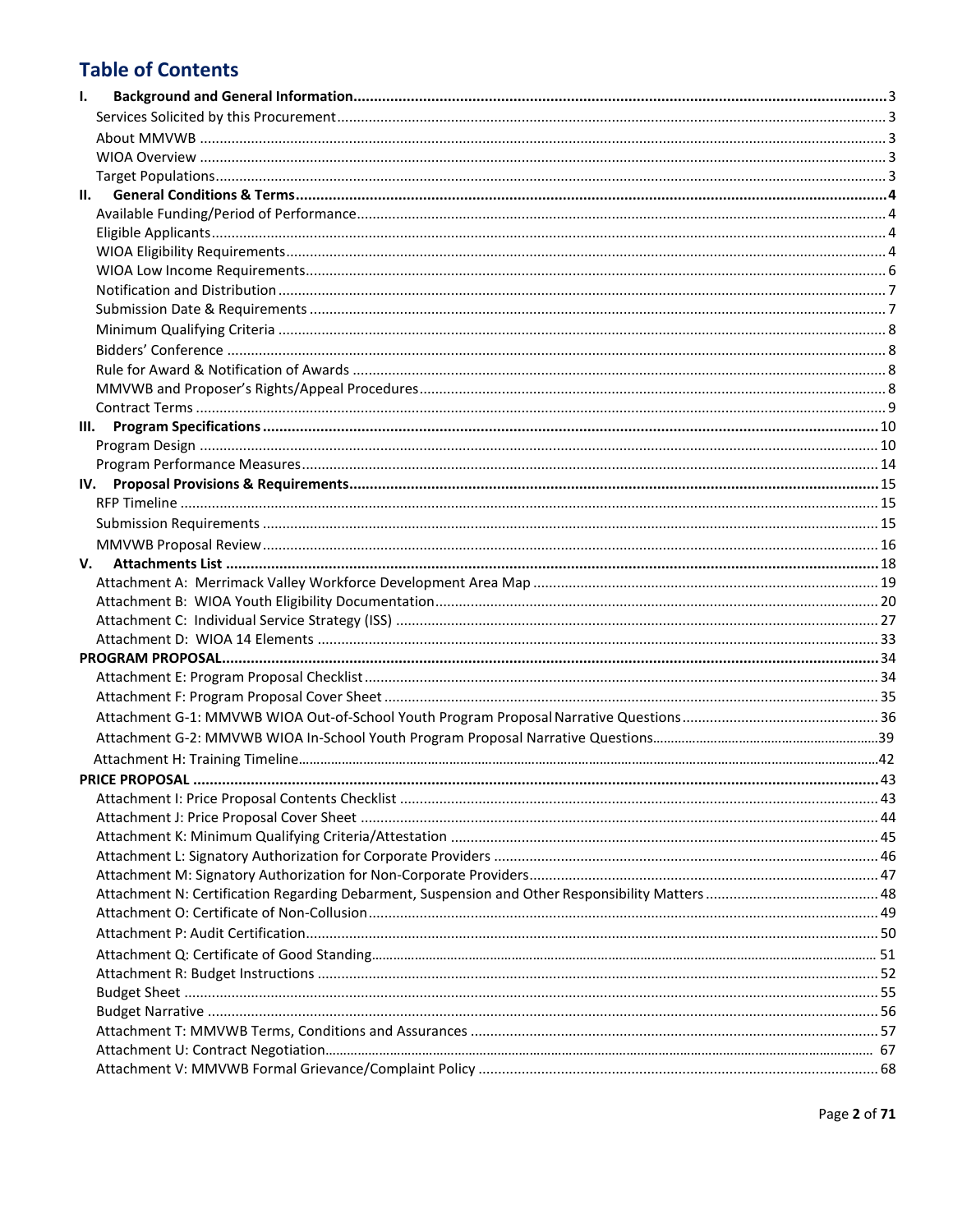# Table of Contents

**I. Background and General Information** ... 3
- Services Solicited by this Procurement ... 3
- About MMVWB ... 3
- WIOA Overview ... 3
- Target Populations ... 3

**II. General Conditions & Terms** ... 4
- Available Funding/Period of Performance ... 4
- Eligible Applicants ... 4
- WIOA Eligibility Requirements ... 4
- WIOA Low Income Requirements ... 6
- Notification and Distribution ... 7
- Submission Date & Requirements ... 7
- Minimum Qualifying Criteria ... 8
- Bidders' Conference ... 8
- Rule for Award & Notification of Awards ... 8
- MMVWB and Proposer's Rights/Appeal Procedures ... 8
- Contract Terms ... 9

**III. Program Specifications** ... 10
- Program Design ... 10
- Program Performance Measures ... 14

**IV. Proposal Provisions & Requirements** ... 15
- RFP Timeline ... 15
- Submission Requirements ... 15
- MMVWB Proposal Review ... 16

**V. Attachments List** ... 18
- Attachment A: Merrimack Valley Workforce Development Area Map ... 19
- Attachment B: WIOA Youth Eligibility Documentation ... 20
- Attachment C: Individual Service Strategy (ISS) ... 27
- Attachment D: WIOA 14 Elements ... 33

**PROGRAM PROPOSAL** ... 34
- Attachment E: Program Proposal Checklist ... 34
- Attachment F: Program Proposal Cover Sheet ... 35
- Attachment G-1: MMVWB WIOA Out-of-School Youth Program Proposal Narrative Questions ... 36
- Attachment G-2: MMVWB WIOA In-School Youth Program Proposal Narrative Questions ... 39
- Attachment H: Training Timeline ... 42

**PRICE PROPOSAL** ... 43
- Attachment I: Price Proposal Contents Checklist ... 43
- Attachment J: Price Proposal Cover Sheet ... 44
- Attachment K: Minimum Qualifying Criteria/Attestation ... 45
- Attachment L: Signatory Authorization for Corporate Providers ... 46
- Attachment M: Signatory Authorization for Non-Corporate Providers ... 47
- Attachment N: Certification Regarding Debarment, Suspension and Other Responsibility Matters ... 48
- Attachment O: Certificate of Non-Collusion ... 49
- Attachment P: Audit Certification ... 50
- Attachment Q: Certificate of Good Standing ... 51
- Attachment R: Budget Instructions ... 52
- Budget Sheet ... 55
- Budget Narrative ... 56
- Attachment T: MMVWB Terms, Conditions and Assurances ... 57
- Attachment U: Contract Negotiation ... 67
- Attachment V: MMVWB Formal Grievance/Complaint Policy ... 68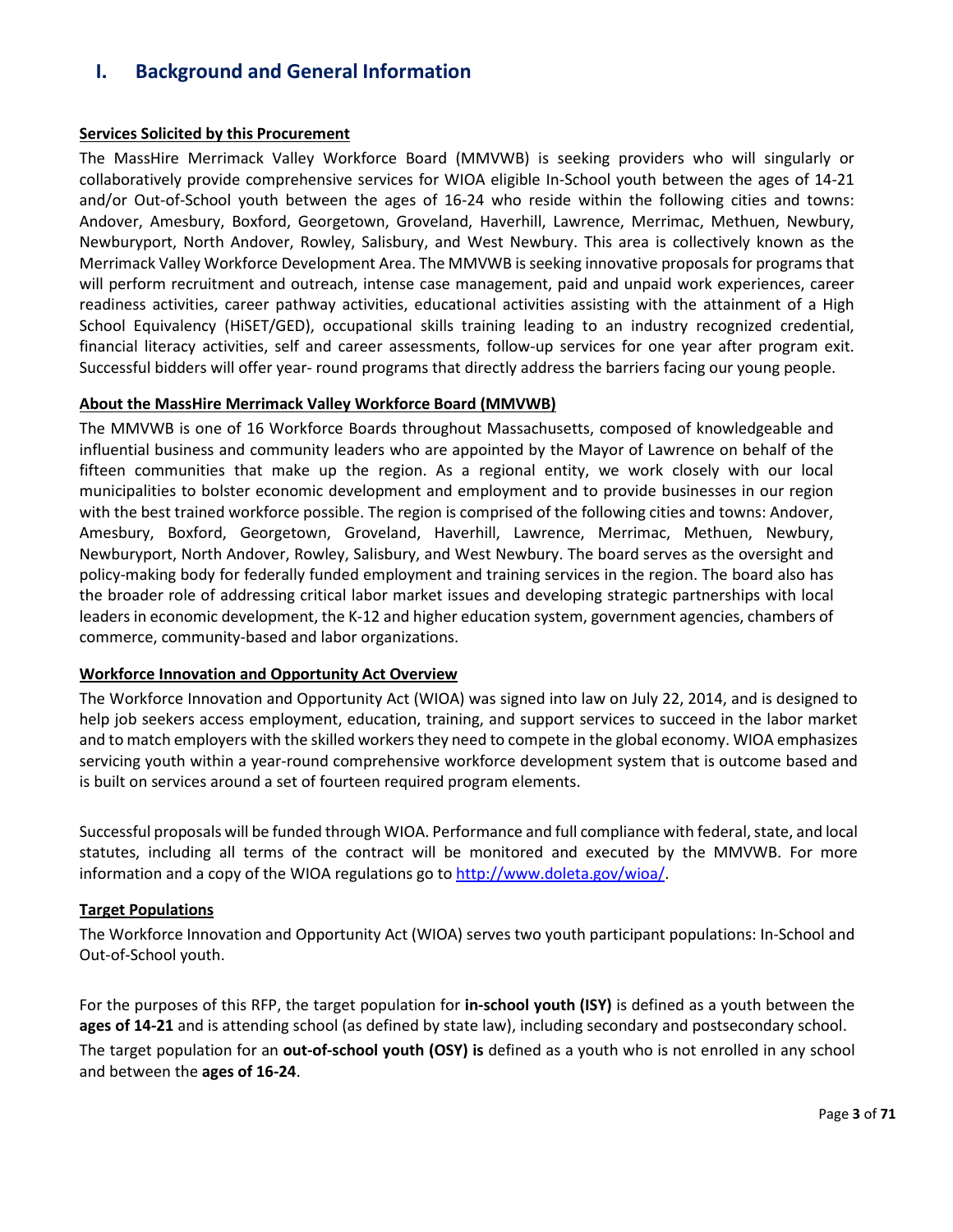# I. Background and General Information

**Services Solicited by this Procurement**

The MassHire Merrimack Valley Workforce Board (MMVWB) is seeking providers who will singularly or collaboratively provide comprehensive services for WIOA eligible In-School youth between the ages of 14-21 and/or Out-of-School youth between the ages of 16-24 who reside within the following cities and towns: Andover, Amesbury, Boxford, Georgetown, Groveland, Haverhill, Lawrence, Merrimac, Methuen, Newbury, Newburyport, North Andover, Rowley, Salisbury, and West Newbury. This area is collectively known as the Merrimack Valley Workforce Development Area. The MMVWB is seeking innovative proposals for programs that will perform recruitment and outreach, intense case management, paid and unpaid work experiences, career readiness activities, career pathway activities, educational activities assisting with the attainment of a High School Equivalency (HiSET/GED), occupational skills training leading to an industry recognized credential, financial literacy activities, self and career assessments, follow-up services for one year after program exit. Successful bidders will offer year- round programs that directly address the barriers facing our young people.

**About the MassHire Merrimack Valley Workforce Board (MMVWB)**

The MMVWB is one of 16 Workforce Boards throughout Massachusetts, composed of knowledgeable and influential business and community leaders who are appointed by the Mayor of Lawrence on behalf of the fifteen communities that make up the region. As a regional entity, we work closely with our local municipalities to bolster economic development and employment and to provide businesses in our region with the best trained workforce possible. The region is comprised of the following cities and towns: Andover, Amesbury, Boxford, Georgetown, Groveland, Haverhill, Lawrence, Merrimac, Methuen, Newbury, Newburyport, North Andover, Rowley, Salisbury, and West Newbury. The board serves as the oversight and policy-making body for federally funded employment and training services in the region. The board also has the broader role of addressing critical labor market issues and developing strategic partnerships with local leaders in economic development, the K-12 and higher education system, government agencies, chambers of commerce, community-based and labor organizations.

**Workforce Innovation and Opportunity Act Overview**

The Workforce Innovation and Opportunity Act (WIOA) was signed into law on July 22, 2014, and is designed to help job seekers access employment, education, training, and support services to succeed in the labor market and to match employers with the skilled workers they need to compete in the global economy. WIOA emphasizes servicing youth within a year-round comprehensive workforce development system that is outcome based and is built on services around a set of fourteen required program elements.

Successful proposals will be funded through WIOA. Performance and full compliance with federal, state, and local statutes, including all terms of the contract will be monitored and executed by the MMVWB. For more information and a copy of the WIOA regulations go to http://www.doleta.gov/wioa/.

**Target Populations**

The Workforce Innovation and Opportunity Act (WIOA) serves two youth participant populations: In-School and Out-of-School youth.

For the purposes of this RFP, the target population for **in-school youth (ISY)** is defined as a youth between the **ages of 14-21** and is attending school (as defined by state law), including secondary and postsecondary school. The target population for an **out-of-school youth (OSY) is** defined as a youth who is not enrolled in any school and between the **ages of 16-24**.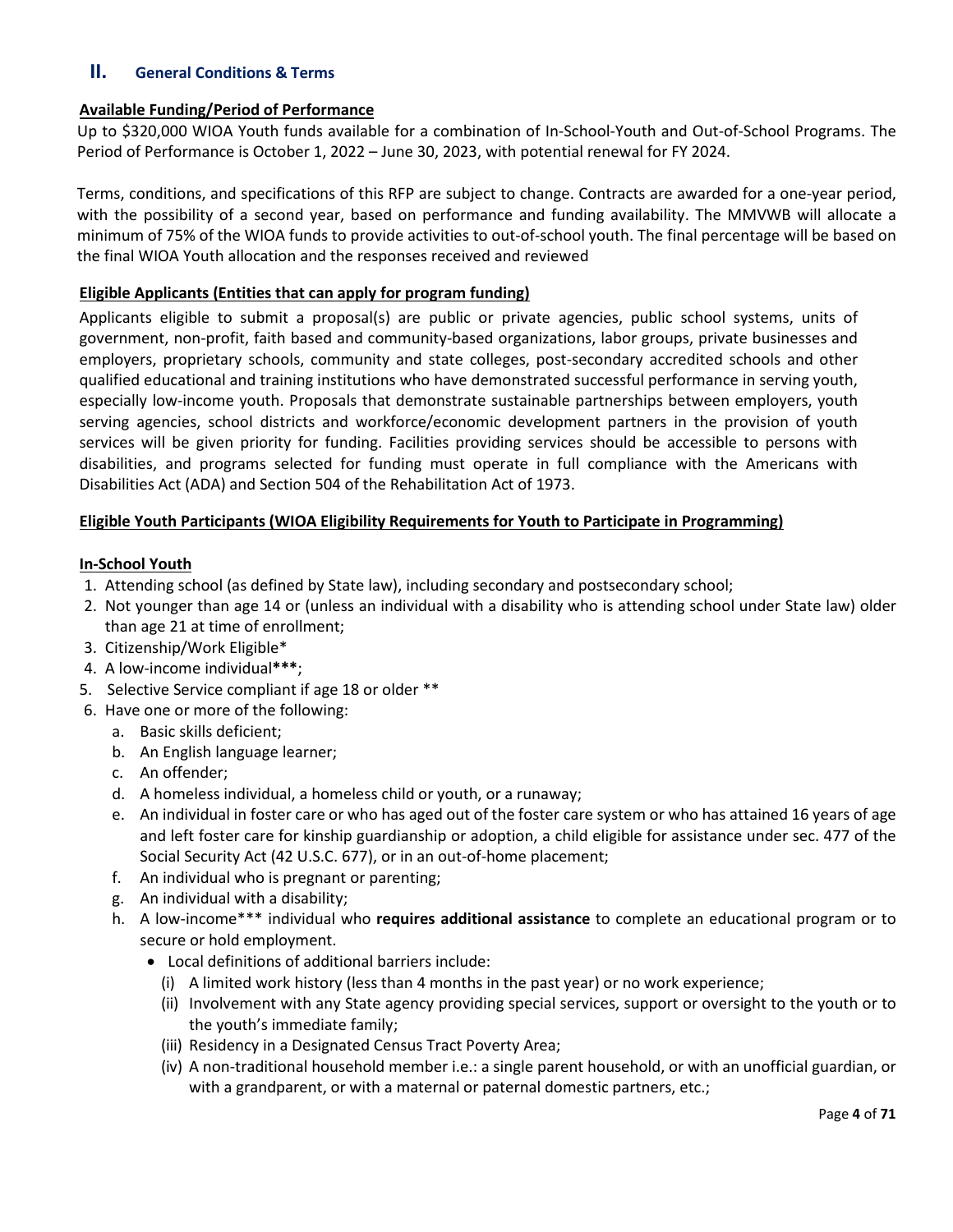## II. General Conditions & Terms

**Available Funding/Period of Performance**

Up to $320,000 WIOA Youth funds available for a combination of In-School-Youth and Out-of-School Programs. The Period of Performance is October 1, 2022 – June 30, 2023, with potential renewal for FY 2024.

Terms, conditions, and specifications of this RFP are subject to change. Contracts are awarded for a one-year period, with the possibility of a second year, based on performance and funding availability. The MMVWB will allocate a minimum of 75% of the WIOA funds to provide activities to out-of-school youth. The final percentage will be based on the final WIOA Youth allocation and the responses received and reviewed

**Eligible Applicants (Entities that can apply for program funding)**

Applicants eligible to submit a proposal(s) are public or private agencies, public school systems, units of government, non-profit, faith based and community-based organizations, labor groups, private businesses and employers, proprietary schools, community and state colleges, post-secondary accredited schools and other qualified educational and training institutions who have demonstrated successful performance in serving youth, especially low-income youth. Proposals that demonstrate sustainable partnerships between employers, youth serving agencies, school districts and workforce/economic development partners in the provision of youth services will be given priority for funding. Facilities providing services should be accessible to persons with disabilities, and programs selected for funding must operate in full compliance with the Americans with Disabilities Act (ADA) and Section 504 of the Rehabilitation Act of 1973.

**Eligible Youth Participants (WIOA Eligibility Requirements for Youth to Participate in Programming)**

**In-School Youth**

1. Attending school (as defined by State law), including secondary and postsecondary school;
2. Not younger than age 14 or (unless an individual with a disability who is attending school under State law) older than age 21 at time of enrollment;
3. Citizenship/Work Eligible*
4. A low-income individual**\*\*\***;
5. Selective Service compliant if age 18 or older **
6. Have one or more of the following:
   a. Basic skills deficient;
   b. An English language learner;
   c. An offender;
   d. A homeless individual, a homeless child or youth, or a runaway;
   e. An individual in foster care or who has aged out of the foster care system or who has attained 16 years of age and left foster care for kinship guardianship or adoption, a child eligible for assistance under sec. 477 of the Social Security Act (42 U.S.C. 677), or in an out-of-home placement;
   f. An individual who is pregnant or parenting;
   g. An individual with a disability;
   h. A low-income*** individual who **requires additional assistance** to complete an educational program or to secure or hold employment.
      - Local definitions of additional barriers include:
        (i) A limited work history (less than 4 months in the past year) or no work experience;
        (ii) Involvement with any State agency providing special services, support or oversight to the youth or to the youth's immediate family;
        (iii) Residency in a Designated Census Tract Poverty Area;
        (iv) A non-traditional household member i.e.: a single parent household, or with an unofficial guardian, or with a grandparent, or with a maternal or paternal domestic partners, etc.;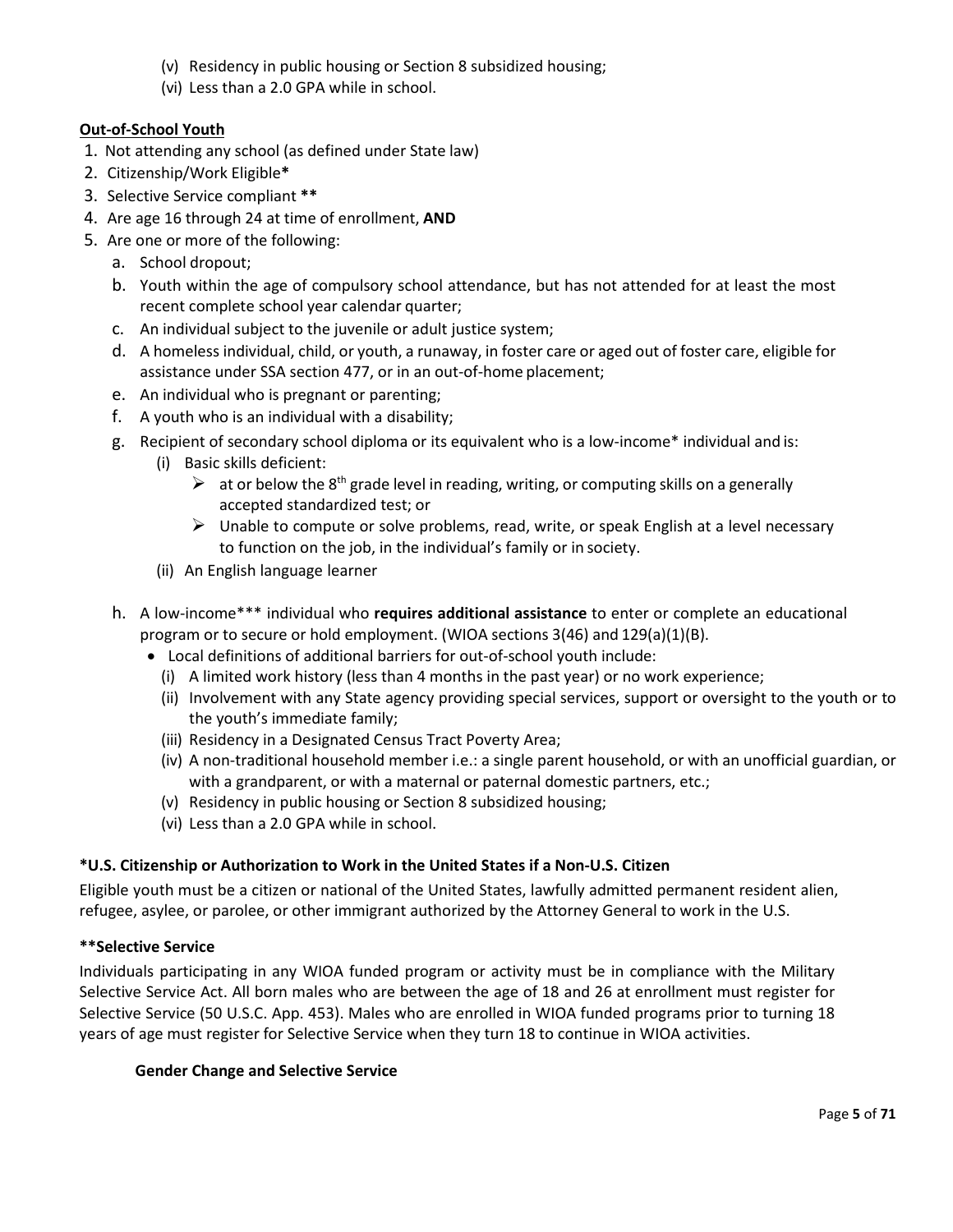(v) Residency in public housing or Section 8 subsidized housing;
(vi) Less than a 2.0 GPA while in school.

**Out-of-School Youth**

1. Not attending any school (as defined under State law)
2. Citizenship/Work Eligible*
3. Selective Service compliant **
4. Are age 16 through 24 at time of enrollment, **AND**
5. Are one or more of the following:
   a. School dropout;
   b. Youth within the age of compulsory school attendance, but has not attended for at least the most recent complete school year calendar quarter;
   c. An individual subject to the juvenile or adult justice system;
   d. A homeless individual, child, or youth, a runaway, in foster care or aged out of foster care, eligible for assistance under SSA section 477, or in an out-of-home placement;
   e. An individual who is pregnant or parenting;
   f. A youth who is an individual with a disability;
   g. Recipient of secondary school diploma or its equivalent who is a low-income* individual and is:
      (i) Basic skills deficient:
         - at or below the 8th grade level in reading, writing, or computing skills on a generally accepted standardized test; or
         - Unable to compute or solve problems, read, write, or speak English at a level necessary to function on the job, in the individual's family or in society.
      (ii) An English language learner
   h. A low-income*** individual who **requires additional assistance** to enter or complete an educational program or to secure or hold employment. (WIOA sections 3(46) and 129(a)(1)(B).
      - Local definitions of additional barriers for out-of-school youth include:
        (i) A limited work history (less than 4 months in the past year) or no work experience;
        (ii) Involvement with any State agency providing special services, support or oversight to the youth or to the youth's immediate family;
        (iii) Residency in a Designated Census Tract Poverty Area;
        (iv) A non-traditional household member i.e.: a single parent household, or with an unofficial guardian, or with a grandparent, or with a maternal or paternal domestic partners, etc.;
        (v) Residency in public housing or Section 8 subsidized housing;
        (vi) Less than a 2.0 GPA while in school.

**\*U.S. Citizenship or Authorization to Work in the United States if a Non-U.S. Citizen**

Eligible youth must be a citizen or national of the United States, lawfully admitted permanent resident alien, refugee, asylee, or parolee, or other immigrant authorized by the Attorney General to work in the U.S.

**\*\*Selective Service**

Individuals participating in any WIOA funded program or activity must be in compliance with the Military Selective Service Act. All born males who are between the age of 18 and 26 at enrollment must register for Selective Service (50 U.S.C. App. 453). Males who are enrolled in WIOA funded programs prior to turning 18 years of age must register for Selective Service when they turn 18 to continue in WIOA activities.

**Gender Change and Selective Service**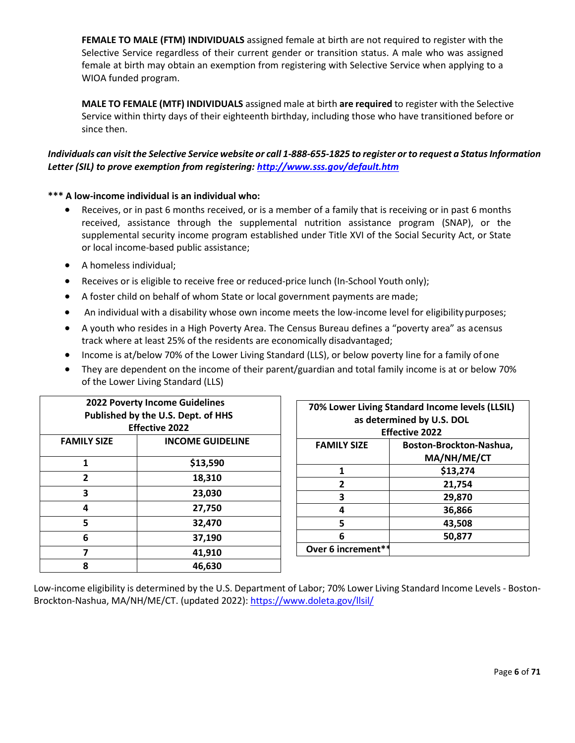**FEMALE TO MALE (FTM) INDIVIDUALS** assigned female at birth are not required to register with the Selective Service regardless of their current gender or transition status. A male who was assigned female at birth may obtain an exemption from registering with Selective Service when applying to a WIOA funded program.

**MALE TO FEMALE (MTF) INDIVIDUALS** assigned male at birth **are required** to register with the Selective Service within thirty days of their eighteenth birthday, including those who have transitioned before or since then.

***Individuals can visit the Selective Service website or call 1-888-655-1825 to register or to request a Status Information Letter (SIL) to prove exemption from registering: [http://www.sss.gov/default.htm](http://www.sss.gov/default.htm)***

**\*\*\* A low-income individual is an individual who:**

- Receives, or in past 6 months received, or is a member of a family that is receiving or in past 6 months received, assistance through the supplemental nutrition assistance program (SNAP), or the supplemental security income program established under Title XVI of the Social Security Act, or State or local income-based public assistance;
- A homeless individual;
- Receives or is eligible to receive free or reduced-price lunch (In-School Youth only);
- A foster child on behalf of whom State or local government payments are made;
- An individual with a disability whose own income meets the low-income level for eligibility purposes;
- A youth who resides in a High Poverty Area. The Census Bureau defines a "poverty area" as a census track where at least 25% of the residents are economically disadvantaged;
- Income is at/below 70% of the Lower Living Standard (LLS), or below poverty line for a family of one
- They are dependent on the income of their parent/guardian and total family income is at or below 70% of the Lower Living Standard (LLS)

**2022 Poverty Income Guidelines Published by the U.S. Dept. of HHS Effective 2022**

| FAMILY SIZE | INCOME GUIDELINE |
|---|---|
| 1 | $13,590 |
| 2 | 18,310 |
| 3 | 23,030 |
| 4 | 27,750 |
| 5 | 32,470 |
| 6 | 37,190 |
| 7 | 41,910 |
| 8 | 46,630 |

**70% Lower Living Standard Income levels (LLSIL) as determined by U.S. DOL Effective 2022**

| FAMILY SIZE | Boston-Brockton-Nashua, MA/NH/ME/CT |
|---|---|
| 1 | $13,274 |
| 2 | 21,754 |
| 3 | 29,870 |
| 4 | 36,866 |
| 5 | 43,508 |
| 6 | 50,877 |
| Over 6 increment** | |

Low-income eligibility is determined by the U.S. Department of Labor; 70% Lower Living Standard Income Levels - Boston-Brockton-Nashua, MA/NH/ME/CT. (updated 2022): [https://www.doleta.gov/llsil/](https://www.doleta.gov/llsil/)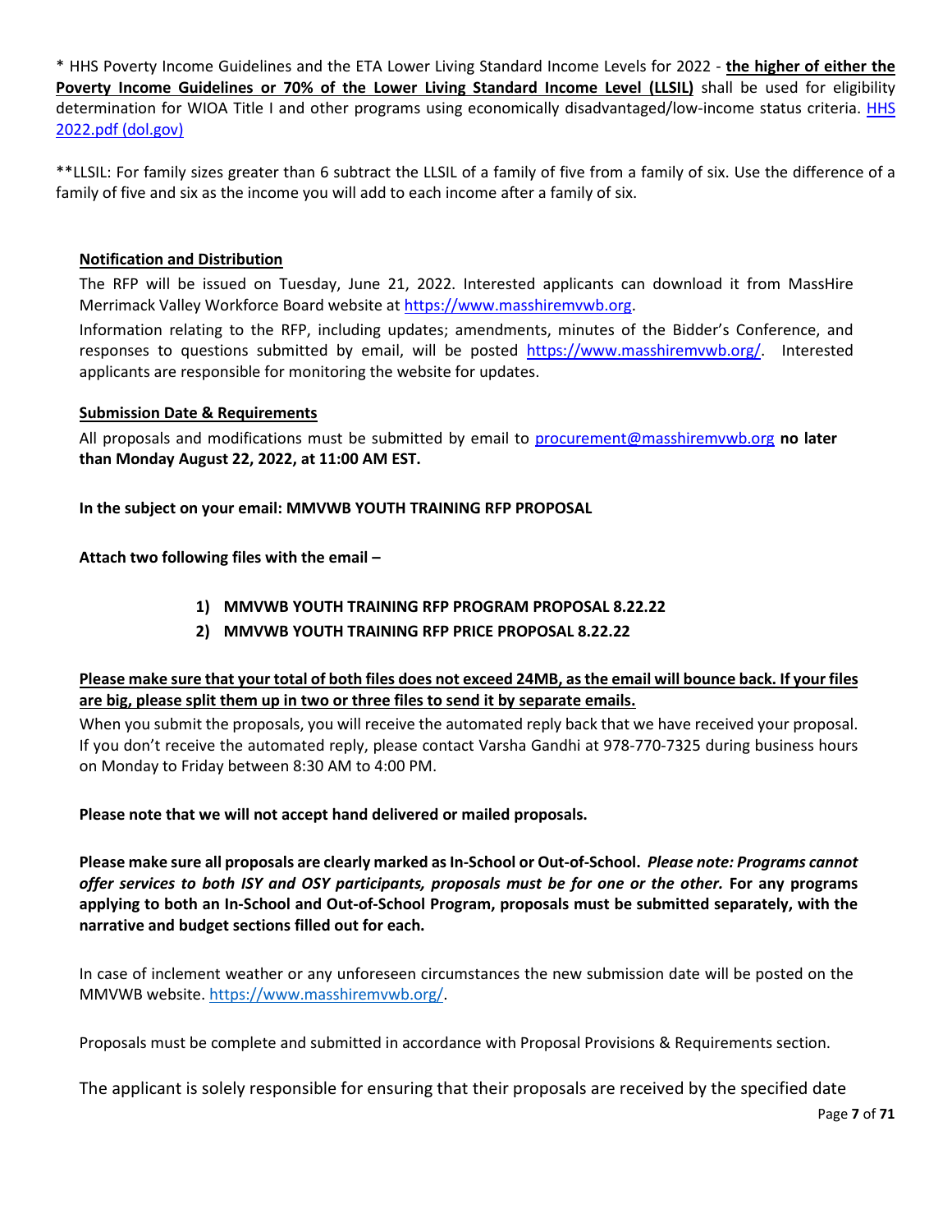* HHS Poverty Income Guidelines and the ETA Lower Living Standard Income Levels for 2022 - **the higher of either the Poverty Income Guidelines or 70% of the Lower Living Standard Income Level (LLSIL)** shall be used for eligibility determination for WIOA Title I and other programs using economically disadvantaged/low-income status criteria. [HHS 2022.pdf (dol.gov)](HHS 2022.pdf (dol.gov))

**LLSIL: For family sizes greater than 6 subtract the LLSIL of a family of five from a family of six. Use the difference of a family of five and six as the income you will add to each income after a family of six.

## Notification and Distribution

The RFP will be issued on Tuesday, June 21, 2022. Interested applicants can download it from MassHire Merrimack Valley Workforce Board website at https://www.masshiremvwb.org.

Information relating to the RFP, including updates; amendments, minutes of the Bidder's Conference, and responses to questions submitted by email, will be posted https://www.masshiremvwb.org/. Interested applicants are responsible for monitoring the website for updates.

## Submission Date & Requirements

All proposals and modifications must be submitted by email to procurement@masshiremvwb.org **no later than Monday August 22, 2022, at 11:00 AM EST.**

**In the subject on your email: MMVWB YOUTH TRAINING RFP PROPOSAL**

**Attach two following files with the email –**

1) **MMVWB YOUTH TRAINING RFP PROGRAM PROPOSAL 8.22.22**
2) **MMVWB YOUTH TRAINING RFP PRICE PROPOSAL 8.22.22**

**Please make sure that your total of both files does not exceed 24MB, as the email will bounce back. If your files are big, please split them up in two or three files to send it by separate emails.**

When you submit the proposals, you will receive the automated reply back that we have received your proposal. If you don't receive the automated reply, please contact Varsha Gandhi at 978-770-7325 during business hours on Monday to Friday between 8:30 AM to 4:00 PM.

**Please note that we will not accept hand delivered or mailed proposals.**

**Please make sure all proposals are clearly marked as In-School or Out-of-School.** ***Please note: Programs cannot offer services to both ISY and OSY participants, proposals must be for one or the other.*** **For any programs applying to both an In-School and Out-of-School Program, proposals must be submitted separately, with the narrative and budget sections filled out for each.**

In case of inclement weather or any unforeseen circumstances the new submission date will be posted on the MMVWB website. https://www.masshiremvwb.org/.

Proposals must be complete and submitted in accordance with Proposal Provisions & Requirements section.

The applicant is solely responsible for ensuring that their proposals are received by the specified date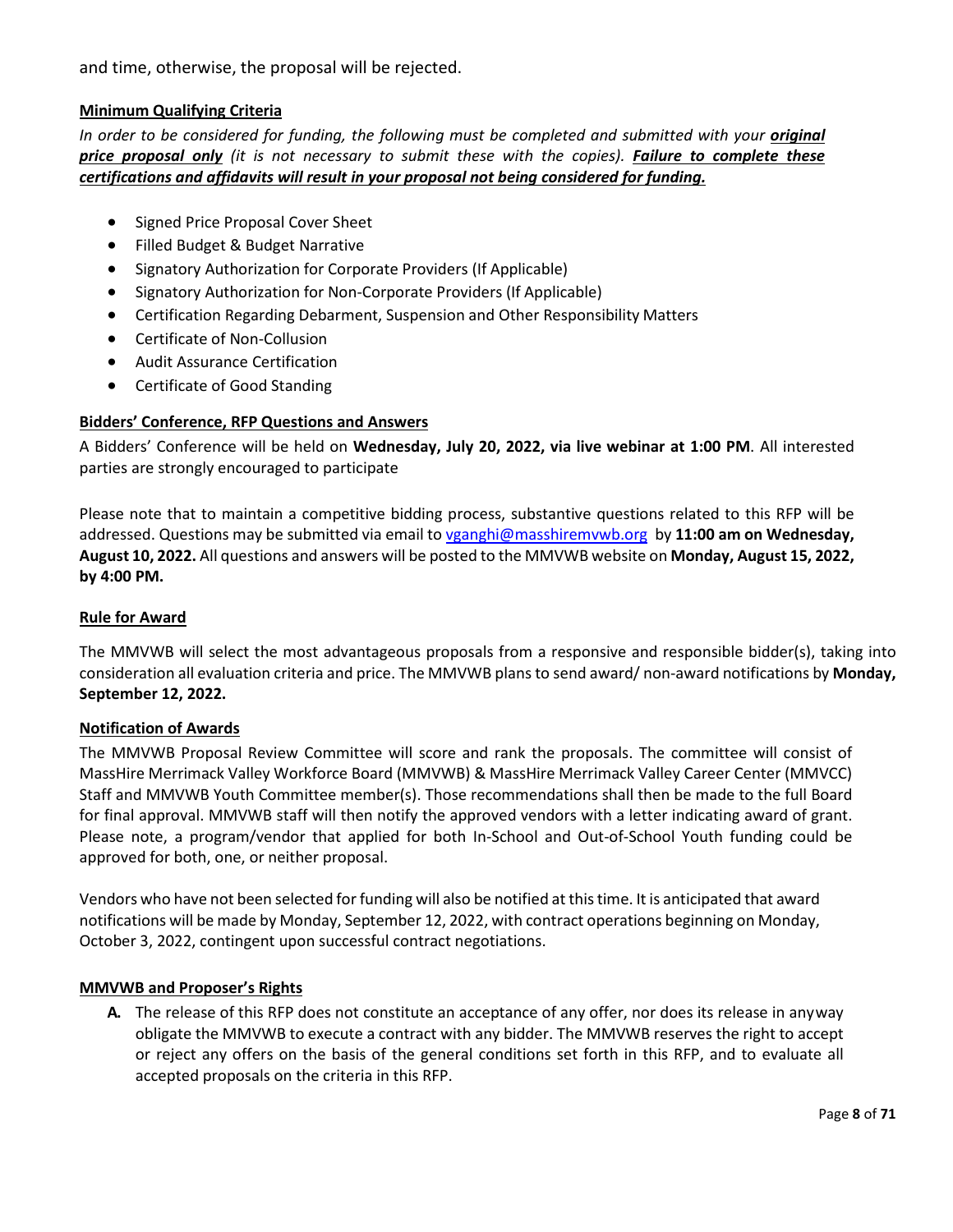and time, otherwise, the proposal will be rejected.

**Minimum Qualifying Criteria**

*In order to be considered for funding, the following must be completed and submitted with your* ***original price proposal only*** *(it is not necessary to submit these with the copies).* ***Failure to complete these certifications and affidavits will result in your proposal not being considered for funding.***

- Signed Price Proposal Cover Sheet
- Filled Budget & Budget Narrative
- Signatory Authorization for Corporate Providers (If Applicable)
- Signatory Authorization for Non-Corporate Providers (If Applicable)
- Certification Regarding Debarment, Suspension and Other Responsibility Matters
- Certificate of Non-Collusion
- Audit Assurance Certification
- Certificate of Good Standing

**Bidders' Conference, RFP Questions and Answers**

A Bidders' Conference will be held on **Wednesday, July 20, 2022, via live webinar at 1:00 PM**. All interested parties are strongly encouraged to participate

Please note that to maintain a competitive bidding process, substantive questions related to this RFP will be addressed. Questions may be submitted via email to vganghi@masshiremvwb.org by **11:00 am on Wednesday, August 10, 2022.** All questions and answers will be posted to the MMVWB website on **Monday, August 15, 2022, by 4:00 PM.**

**Rule for Award**

The MMVWB will select the most advantageous proposals from a responsive and responsible bidder(s), taking into consideration all evaluation criteria and price. The MMVWB plans to send award/ non-award notifications by **Monday, September 12, 2022.**

**Notification of Awards**

The MMVWB Proposal Review Committee will score and rank the proposals. The committee will consist of MassHire Merrimack Valley Workforce Board (MMVWB) & MassHire Merrimack Valley Career Center (MMVCC) Staff and MMVWB Youth Committee member(s). Those recommendations shall then be made to the full Board for final approval. MMVWB staff will then notify the approved vendors with a letter indicating award of grant. Please note, a program/vendor that applied for both In-School and Out-of-School Youth funding could be approved for both, one, or neither proposal.

Vendors who have not been selected for funding will also be notified at this time. It is anticipated that award notifications will be made by Monday, September 12, 2022, with contract operations beginning on Monday, October 3, 2022, contingent upon successful contract negotiations.

**MMVWB and Proposer's Rights**

**A.** The release of this RFP does not constitute an acceptance of any offer, nor does its release in anyway obligate the MMVWB to execute a contract with any bidder. The MMVWB reserves the right to accept or reject any offers on the basis of the general conditions set forth in this RFP, and to evaluate all accepted proposals on the criteria in this RFP.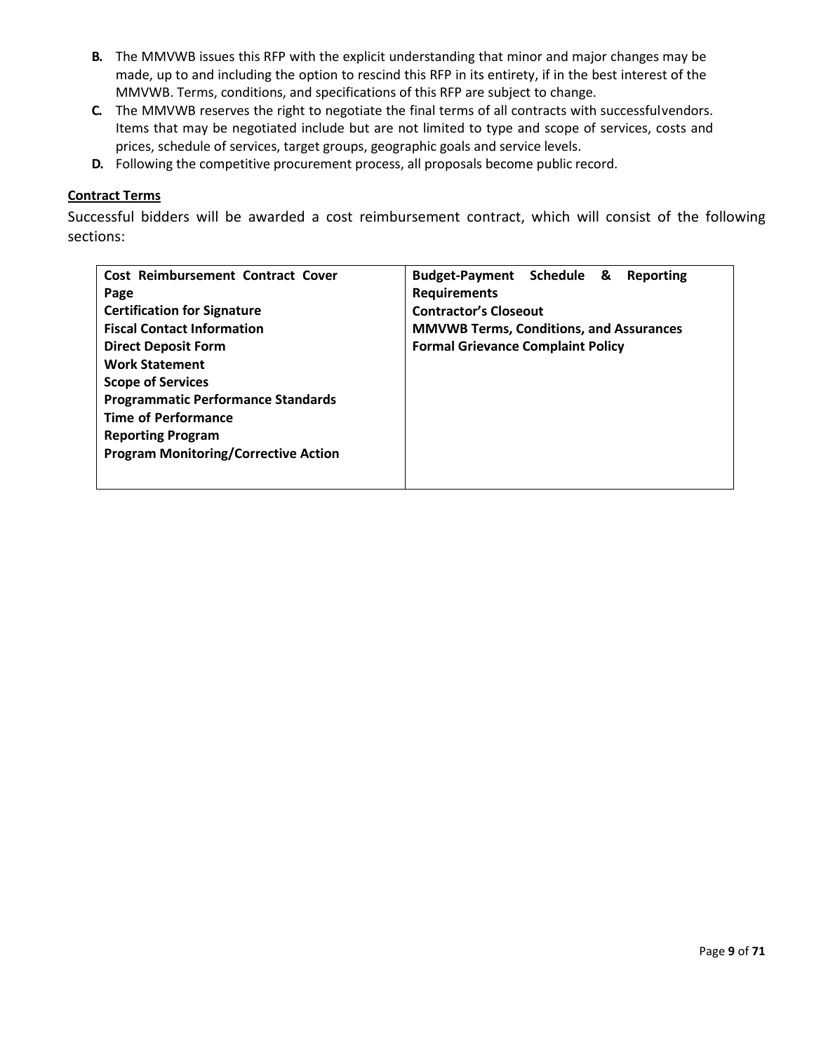**B.** The MMVWB issues this RFP with the explicit understanding that minor and major changes may be made, up to and including the option to rescind this RFP in its entirety, if in the best interest of the MMVWB. Terms, conditions, and specifications of this RFP are subject to change.

**C.** The MMVWB reserves the right to negotiate the final terms of all contracts with successfulvendors. Items that may be negotiated include but are not limited to type and scope of services, costs and prices, schedule of services, target groups, geographic goals and service levels.

**D.** Following the competitive procurement process, all proposals become public record.

**Contract Terms**

Successful bidders will be awarded a cost reimbursement contract, which will consist of the following sections:

| | |
|---|---|
| **Cost Reimbursement Contract Cover Page** | **Budget-Payment Schedule & Reporting Requirements** |
| **Certification for Signature** | **Contractor's Closeout** |
| **Fiscal Contact Information** | **MMVWB Terms, Conditions, and Assurances** |
| **Direct Deposit Form** | **Formal Grievance Complaint Policy** |
| **Work Statement** | |
| **Scope of Services** | |
| **Programmatic Performance Standards** | |
| **Time of Performance** | |
| **Reporting Program** | |
| **Program Monitoring/Corrective Action** | |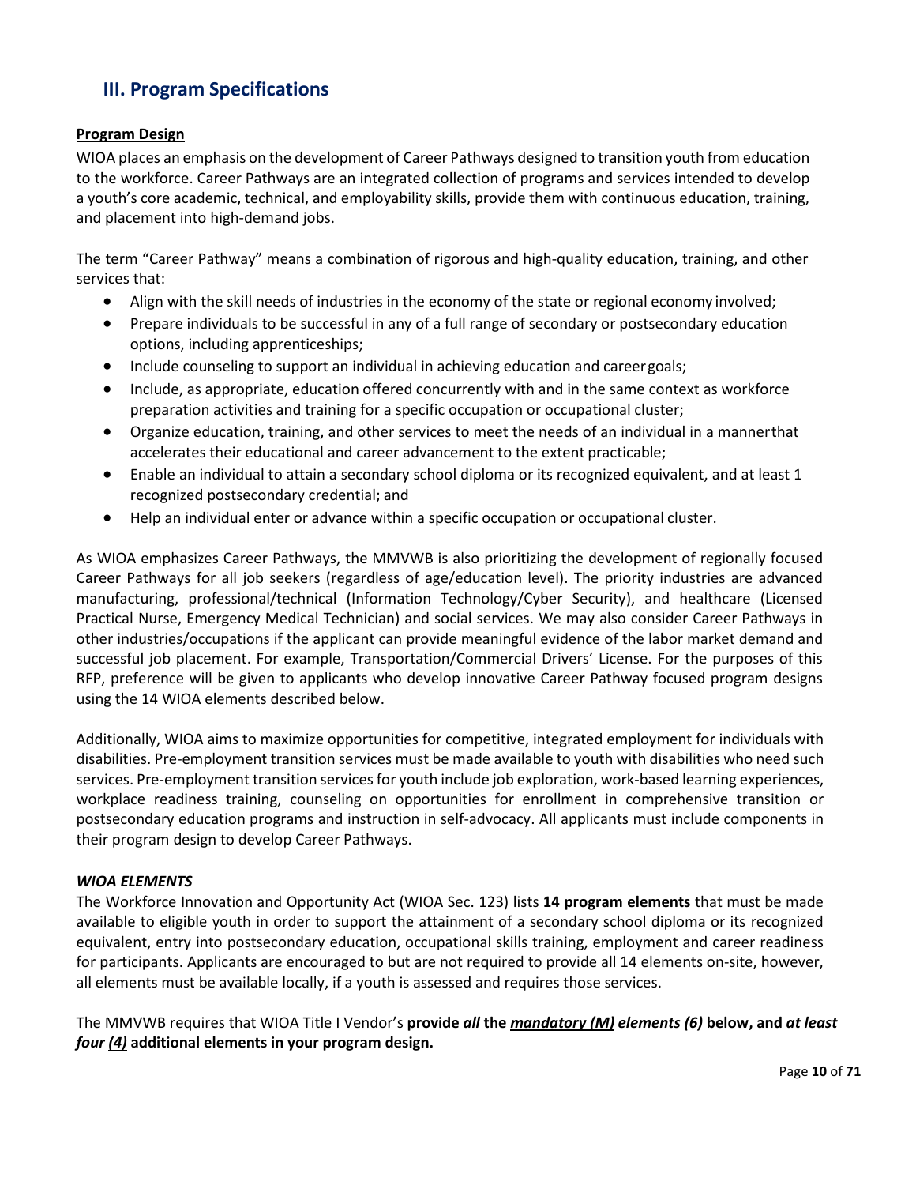## III. Program Specifications

**Program Design**

WIOA places an emphasis on the development of Career Pathways designed to transition youth from education to the workforce. Career Pathways are an integrated collection of programs and services intended to develop a youth's core academic, technical, and employability skills, provide them with continuous education, training, and placement into high-demand jobs.

The term "Career Pathway" means a combination of rigorous and high-quality education, training, and other services that:

- Align with the skill needs of industries in the economy of the state or regional economy involved;
- Prepare individuals to be successful in any of a full range of secondary or postsecondary education options, including apprenticeships;
- Include counseling to support an individual in achieving education and career goals;
- Include, as appropriate, education offered concurrently with and in the same context as workforce preparation activities and training for a specific occupation or occupational cluster;
- Organize education, training, and other services to meet the needs of an individual in a manner that accelerates their educational and career advancement to the extent practicable;
- Enable an individual to attain a secondary school diploma or its recognized equivalent, and at least 1 recognized postsecondary credential; and
- Help an individual enter or advance within a specific occupation or occupational cluster.

As WIOA emphasizes Career Pathways, the MMVWB is also prioritizing the development of regionally focused Career Pathways for all job seekers (regardless of age/education level). The priority industries are advanced manufacturing, professional/technical (Information Technology/Cyber Security), and healthcare (Licensed Practical Nurse, Emergency Medical Technician) and social services. We may also consider Career Pathways in other industries/occupations if the applicant can provide meaningful evidence of the labor market demand and successful job placement. For example, Transportation/Commercial Drivers' License. For the purposes of this RFP, preference will be given to applicants who develop innovative Career Pathway focused program designs using the 14 WIOA elements described below.

Additionally, WIOA aims to maximize opportunities for competitive, integrated employment for individuals with disabilities. Pre-employment transition services must be made available to youth with disabilities who need such services. Pre-employment transition services for youth include job exploration, work-based learning experiences, workplace readiness training, counseling on opportunities for enrollment in comprehensive transition or postsecondary education programs and instruction in self-advocacy. All applicants must include components in their program design to develop Career Pathways.

***WIOA ELEMENTS***

The Workforce Innovation and Opportunity Act (WIOA Sec. 123) lists **14 program elements** that must be made available to eligible youth in order to support the attainment of a secondary school diploma or its recognized equivalent, entry into postsecondary education, occupational skills training, employment and career readiness for participants. Applicants are encouraged to but are not required to provide all 14 elements on-site, however, all elements must be available locally, if a youth is assessed and requires those services.

The MMVWB requires that WIOA Title I Vendor's **provide *all* the *<u>mandatory (M)</u> elements (6)* below, and *at least four <u>(4)</u>* additional elements in your program design.**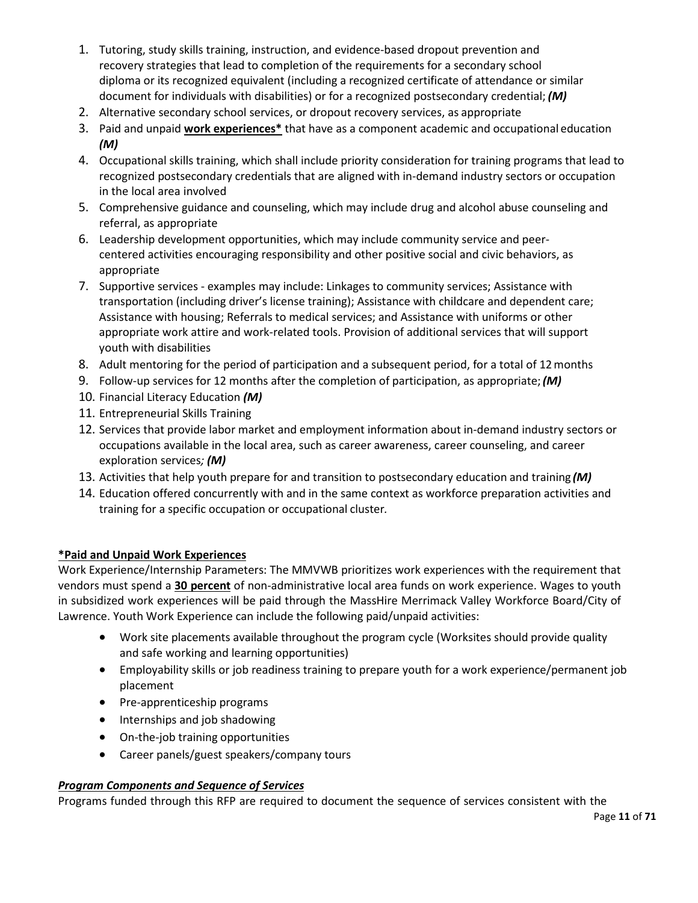1. Tutoring, study skills training, instruction, and evidence-based dropout prevention and recovery strategies that lead to completion of the requirements for a secondary school diploma or its recognized equivalent (including a recognized certificate of attendance or similar document for individuals with disabilities) or for a recognized postsecondary credential; ***(M)***
2. Alternative secondary school services, or dropout recovery services, as appropriate
3. Paid and unpaid **<u>work experiences*</u>** that have as a component academic and occupational education ***(M)***
4. Occupational skills training, which shall include priority consideration for training programs that lead to recognized postsecondary credentials that are aligned with in-demand industry sectors or occupation in the local area involved
5. Comprehensive guidance and counseling, which may include drug and alcohol abuse counseling and referral, as appropriate
6. Leadership development opportunities, which may include community service and peer-centered activities encouraging responsibility and other positive social and civic behaviors, as appropriate
7. Supportive services - examples may include: Linkages to community services; Assistance with transportation (including driver's license training); Assistance with childcare and dependent care; Assistance with housing; Referrals to medical services; and Assistance with uniforms or other appropriate work attire and work-related tools. Provision of additional services that will support youth with disabilities
8. Adult mentoring for the period of participation and a subsequent period, for a total of 12 months
9. Follow-up services for 12 months after the completion of participation, as appropriate; ***(M)***
10. Financial Literacy Education ***(M)***
11. Entrepreneurial Skills Training
12. Services that provide labor market and employment information about in-demand industry sectors or occupations available in the local area, such as career awareness, career counseling, and career exploration services***; (M)***
13. Activities that help youth prepare for and transition to postsecondary education and training ***(M)***
14. Education offered concurrently with and in the same context as workforce preparation activities and training for a specific occupation or occupational cluster.

**<u>*Paid and Unpaid Work Experiences</u>**

Work Experience/Internship Parameters: The MMVWB prioritizes work experiences with the requirement that vendors must spend a **<u>30 percent</u>** of non-administrative local area funds on work experience. Wages to youth in subsidized work experiences will be paid through the MassHire Merrimack Valley Workforce Board/City of Lawrence. Youth Work Experience can include the following paid/unpaid activities:

- Work site placements available throughout the program cycle (Worksites should provide quality and safe working and learning opportunities)
- Employability skills or job readiness training to prepare youth for a work experience/permanent job placement
- Pre-apprenticeship programs
- Internships and job shadowing
- On-the-job training opportunities
- Career panels/guest speakers/company tours

***<u>Program Components and Sequence of Services</u>***

Programs funded through this RFP are required to document the sequence of services consistent with the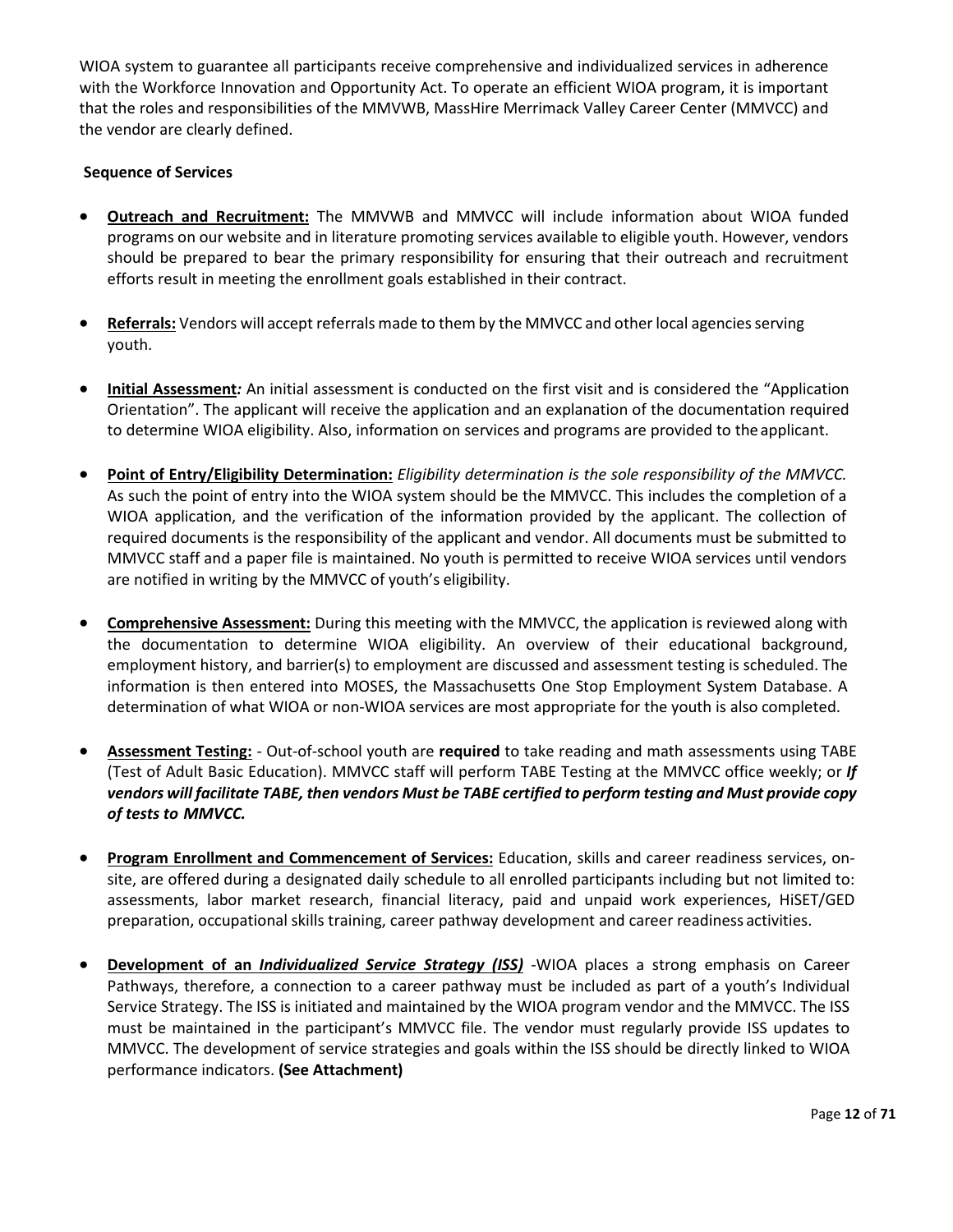WIOA system to guarantee all participants receive comprehensive and individualized services in adherence with the Workforce Innovation and Opportunity Act. To operate an efficient WIOA program, it is important that the roles and responsibilities of the MMVWB, MassHire Merrimack Valley Career Center (MMVCC) and the vendor are clearly defined.

**Sequence of Services**

- **Outreach and Recruitment:** The MMVWB and MMVCC will include information about WIOA funded programs on our website and in literature promoting services available to eligible youth. However, vendors should be prepared to bear the primary responsibility for ensuring that their outreach and recruitment efforts result in meeting the enrollment goals established in their contract.

- **Referrals:** Vendors will accept referrals made to them by the MMVCC and other local agencies serving youth.

- **Initial Assessment*:*** An initial assessment is conducted on the first visit and is considered the "Application Orientation". The applicant will receive the application and an explanation of the documentation required to determine WIOA eligibility. Also, information on services and programs are provided to the applicant.

- **Point of Entry/Eligibility Determination:** *Eligibility determination is the sole responsibility of the MMVCC.* As such the point of entry into the WIOA system should be the MMVCC. This includes the completion of a WIOA application, and the verification of the information provided by the applicant. The collection of required documents is the responsibility of the applicant and vendor. All documents must be submitted to MMVCC staff and a paper file is maintained. No youth is permitted to receive WIOA services until vendors are notified in writing by the MMVCC of youth's eligibility.

- **Comprehensive Assessment:** During this meeting with the MMVCC, the application is reviewed along with the documentation to determine WIOA eligibility. An overview of their educational background, employment history, and barrier(s) to employment are discussed and assessment testing is scheduled. The information is then entered into MOSES, the Massachusetts One Stop Employment System Database. A determination of what WIOA or non-WIOA services are most appropriate for the youth is also completed.

- **Assessment Testing:** - Out-of-school youth are **required** to take reading and math assessments using TABE (Test of Adult Basic Education). MMVCC staff will perform TABE Testing at the MMVCC office weekly; or ***If vendors will facilitate TABE, then vendors Must be TABE certified to perform testing and Must provide copy of tests to MMVCC.***

- **Program Enrollment and Commencement of Services:** Education, skills and career readiness services, on-site, are offered during a designated daily schedule to all enrolled participants including but not limited to: assessments, labor market research, financial literacy, paid and unpaid work experiences, HiSET/GED preparation, occupational skills training, career pathway development and career readiness activities.

- **Development of an *Individualized Service Strategy (ISS)*** -WIOA places a strong emphasis on Career Pathways, therefore, a connection to a career pathway must be included as part of a youth's Individual Service Strategy. The ISS is initiated and maintained by the WIOA program vendor and the MMVCC. The ISS must be maintained in the participant's MMVCC file. The vendor must regularly provide ISS updates to MMVCC. The development of service strategies and goals within the ISS should be directly linked to WIOA performance indicators. **(See Attachment)**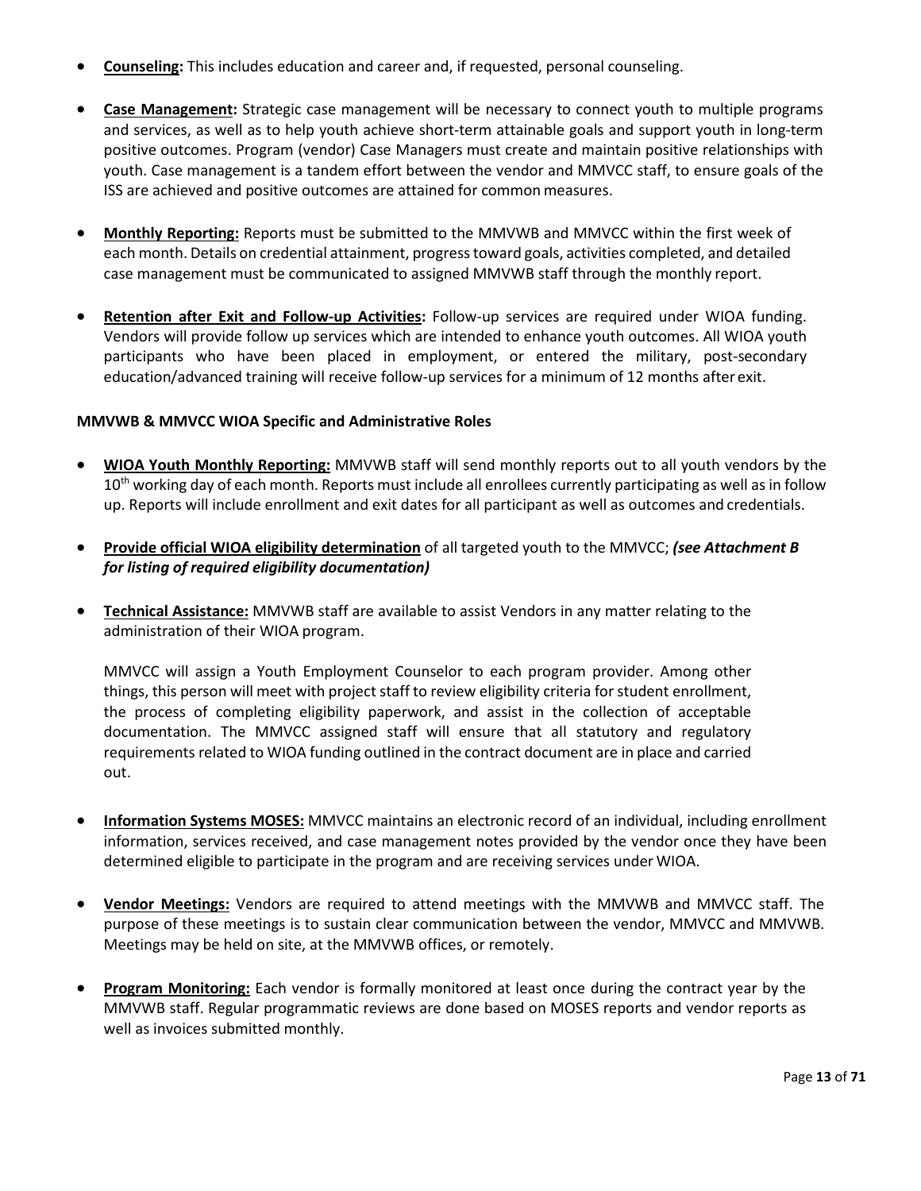- **Counseling:** This includes education and career and, if requested, personal counseling.

- **Case Management:** Strategic case management will be necessary to connect youth to multiple programs and services, as well as to help youth achieve short-term attainable goals and support youth in long-term positive outcomes. Program (vendor) Case Managers must create and maintain positive relationships with youth. Case management is a tandem effort between the vendor and MMVCC staff, to ensure goals of the ISS are achieved and positive outcomes are attained for common measures.

- **Monthly Reporting:** Reports must be submitted to the MMVWB and MMVCC within the first week of each month. Details on credential attainment, progress toward goals, activities completed, and detailed case management must be communicated to assigned MMVWB staff through the monthly report.

- **Retention after Exit and Follow-up Activities:** Follow-up services are required under WIOA funding. Vendors will provide follow up services which are intended to enhance youth outcomes. All WIOA youth participants who have been placed in employment, or entered the military, post-secondary education/advanced training will receive follow-up services for a minimum of 12 months after exit.

**MMVWB & MMVCC WIOA Specific and Administrative Roles**

- **WIOA Youth Monthly Reporting:** MMVWB staff will send monthly reports out to all youth vendors by the 10th working day of each month. Reports must include all enrollees currently participating as well as in follow up. Reports will include enrollment and exit dates for all participant as well as outcomes and credentials.

- **Provide official WIOA eligibility determination** of all targeted youth to the MMVCC; ***(see Attachment B for listing of required eligibility documentation)***

- **Technical Assistance:** MMVWB staff are available to assist Vendors in any matter relating to the administration of their WIOA program.

  MMVCC will assign a Youth Employment Counselor to each program provider. Among other things, this person will meet with project staff to review eligibility criteria for student enrollment, the process of completing eligibility paperwork, and assist in the collection of acceptable documentation. The MMVCC assigned staff will ensure that all statutory and regulatory requirements related to WIOA funding outlined in the contract document are in place and carried out.

- **Information Systems MOSES:** MMVCC maintains an electronic record of an individual, including enrollment information, services received, and case management notes provided by the vendor once they have been determined eligible to participate in the program and are receiving services under WIOA.

- **Vendor Meetings:** Vendors are required to attend meetings with the MMVWB and MMVCC staff. The purpose of these meetings is to sustain clear communication between the vendor, MMVCC and MMVWB. Meetings may be held on site, at the MMVWB offices, or remotely.

- **Program Monitoring:** Each vendor is formally monitored at least once during the contract year by the MMVWB staff. Regular programmatic reviews are done based on MOSES reports and vendor reports as well as invoices submitted monthly.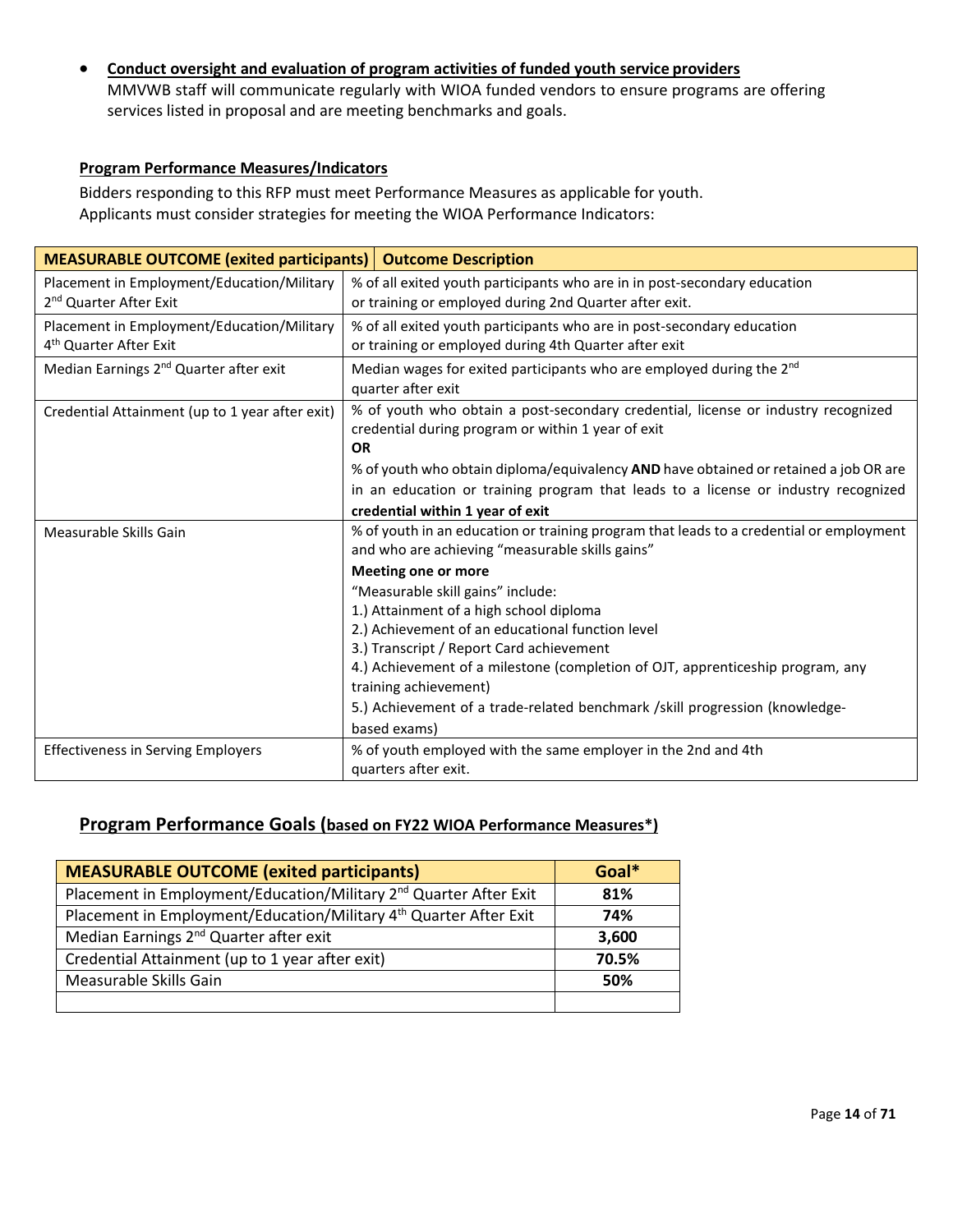- **Conduct oversight and evaluation of program activities of funded youth service providers**
  MMVWB staff will communicate regularly with WIOA funded vendors to ensure programs are offering services listed in proposal and are meeting benchmarks and goals.

**Program Performance Measures/Indicators**

Bidders responding to this RFP must meet Performance Measures as applicable for youth.
Applicants must consider strategies for meeting the WIOA Performance Indicators:

| MEASURABLE OUTCOME (exited participants) | Outcome Description |
|---|---|
| Placement in Employment/Education/Military 2nd Quarter After Exit | % of all exited youth participants who are in in post-secondary education or training or employed during 2nd Quarter after exit. |
| Placement in Employment/Education/Military 4th Quarter After Exit | % of all exited youth participants who are in post-secondary education or training or employed during 4th Quarter after exit |
| Median Earnings 2nd Quarter after exit | Median wages for exited participants who are employed during the 2nd quarter after exit |
| Credential Attainment (up to 1 year after exit) | % of youth who obtain a post-secondary credential, license or industry recognized credential during program or within 1 year of exit<br>**OR**<br>% of youth who obtain diploma/equivalency **AND** have obtained or retained a job OR are in an education or training program that leads to a license or industry recognized **credential within 1 year of exit** |
| Measurable Skills Gain | % of youth in an education or training program that leads to a credential or employment and who are achieving "measurable skills gains"<br>**Meeting one or more**<br>"Measurable skill gains" include:<br>1.) Attainment of a high school diploma<br>2.) Achievement of an educational function level<br>3.) Transcript / Report Card achievement<br>4.) Achievement of a milestone (completion of OJT, apprenticeship program, any training achievement)<br>5.) Achievement of a trade-related benchmark /skill progression (knowledge-based exams) |
| Effectiveness in Serving Employers | % of youth employed with the same employer in the 2nd and 4th quarters after exit. |

## Program Performance Goals (based on FY22 WIOA Performance Measures*)

| MEASURABLE OUTCOME (exited participants) | Goal* |
|---|---|
| Placement in Employment/Education/Military 2nd Quarter After Exit | **81%** |
| Placement in Employment/Education/Military 4th Quarter After Exit | **74%** |
| Median Earnings 2nd Quarter after exit | **3,600** |
| Credential Attainment (up to 1 year after exit) | **70.5%** |
| Measurable Skills Gain | **50%** |
| | |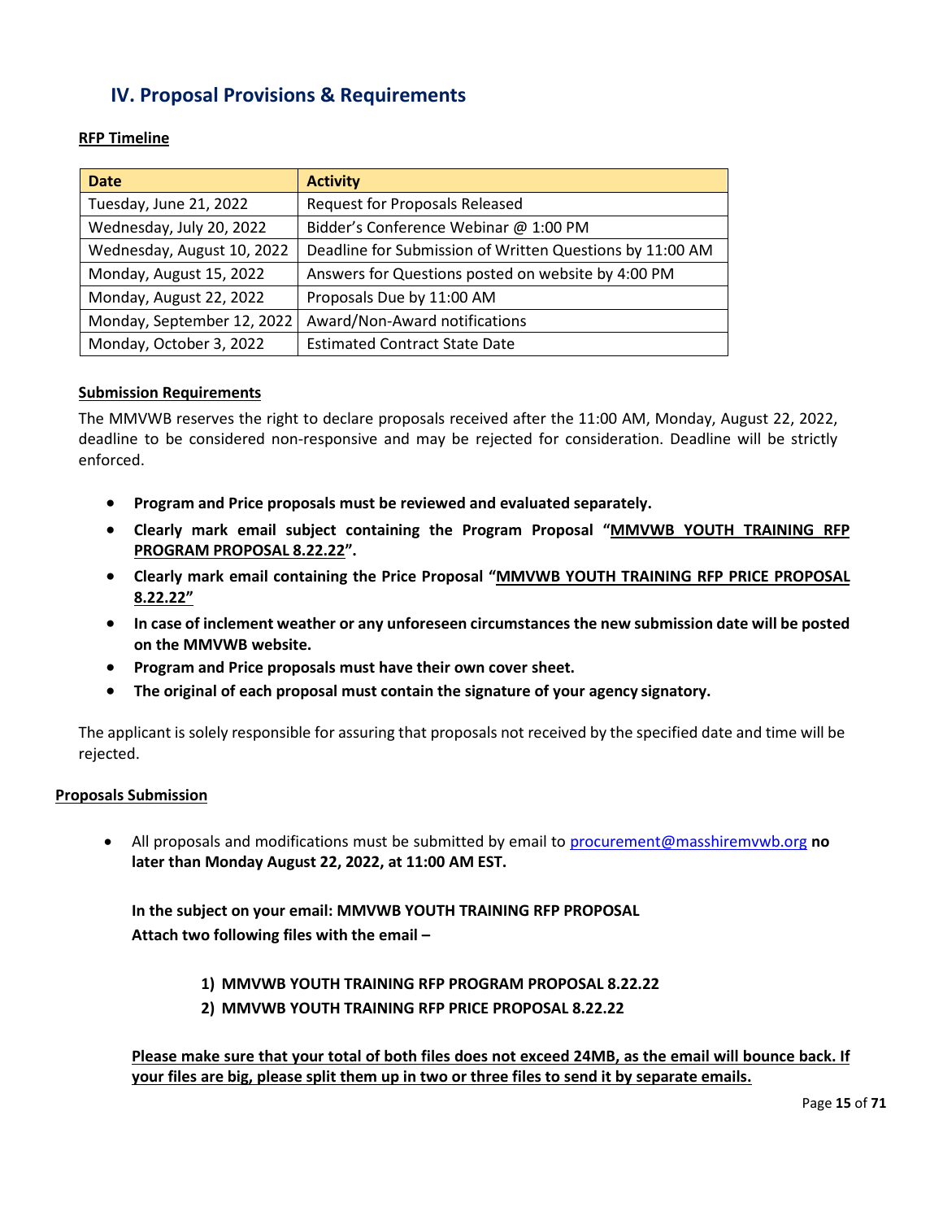## IV. Proposal Provisions & Requirements

**RFP Timeline**

| Date | Activity |
| --- | --- |
| Tuesday, June 21, 2022 | Request for Proposals Released |
| Wednesday, July 20, 2022 | Bidder's Conference Webinar @ 1:00 PM |
| Wednesday, August 10, 2022 | Deadline for Submission of Written Questions by 11:00 AM |
| Monday, August 15, 2022 | Answers for Questions posted on website by 4:00 PM |
| Monday, August 22, 2022 | Proposals Due by 11:00 AM |
| Monday, September 12, 2022 | Award/Non-Award notifications |
| Monday, October 3, 2022 | Estimated Contract State Date |

**Submission Requirements**

The MMVWB reserves the right to declare proposals received after the 11:00 AM, Monday, August 22, 2022, deadline to be considered non-responsive and may be rejected for consideration. Deadline will be strictly enforced.

- **Program and Price proposals must be reviewed and evaluated separately.**
- **Clearly mark email subject containing the Program Proposal "MMVWB YOUTH TRAINING RFP PROGRAM PROPOSAL 8.22.22".**
- **Clearly mark email containing the Price Proposal "MMVWB YOUTH TRAINING RFP PRICE PROPOSAL 8.22.22"**
- **In case of inclement weather or any unforeseen circumstances the new submission date will be posted on the MMVWB website.**
- **Program and Price proposals must have their own cover sheet.**
- **The original of each proposal must contain the signature of your agency signatory.**

The applicant is solely responsible for assuring that proposals not received by the specified date and time will be rejected.

**Proposals Submission**

- All proposals and modifications must be submitted by email to procurement@masshiremvwb.org **no later than Monday August 22, 2022, at 11:00 AM EST.**

  **In the subject on your email: MMVWB YOUTH TRAINING RFP PROPOSAL**
  **Attach two following files with the email –**

  1) **MMVWB YOUTH TRAINING RFP PROGRAM PROPOSAL 8.22.22**
  2) **MMVWB YOUTH TRAINING RFP PRICE PROPOSAL 8.22.22**

  **Please make sure that your total of both files does not exceed 24MB, as the email will bounce back. If your files are big, please split them up in two or three files to send it by separate emails.**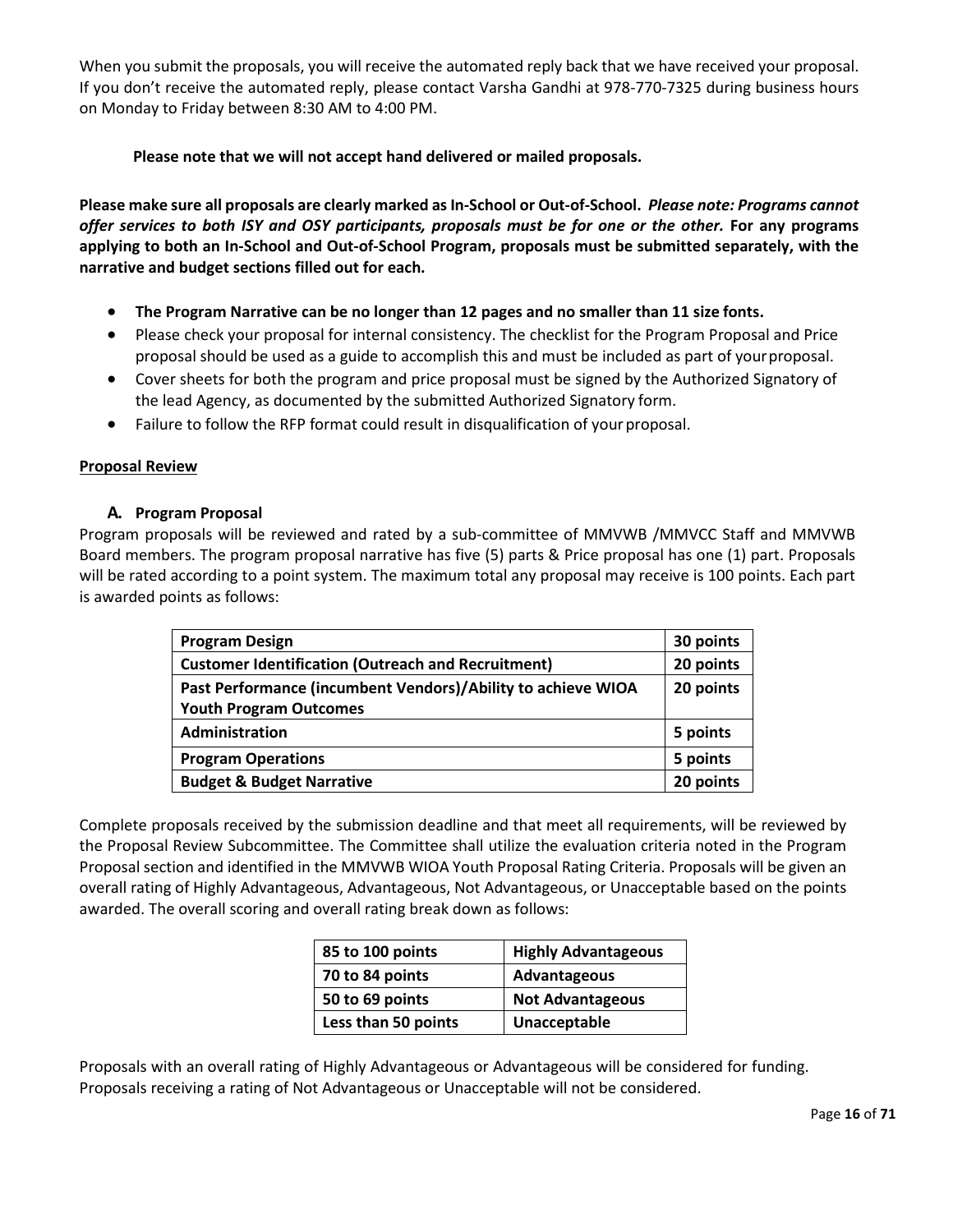When you submit the proposals, you will receive the automated reply back that we have received your proposal. If you don't receive the automated reply, please contact Varsha Gandhi at 978-770-7325 during business hours on Monday to Friday between 8:30 AM to 4:00 PM.

**Please note that we will not accept hand delivered or mailed proposals.**

**Please make sure all proposals are clearly marked as In-School or Out-of-School.** ***Please note: Programs cannot offer services to both ISY and OSY participants, proposals must be for one or the other.*** **For any programs applying to both an In-School and Out-of-School Program, proposals must be submitted separately, with the narrative and budget sections filled out for each.**

- **The Program Narrative can be no longer than 12 pages and no smaller than 11 size fonts.**
- Please check your proposal for internal consistency. The checklist for the Program Proposal and Price proposal should be used as a guide to accomplish this and must be included as part of your proposal.
- Cover sheets for both the program and price proposal must be signed by the Authorized Signatory of the lead Agency, as documented by the submitted Authorized Signatory form.
- Failure to follow the RFP format could result in disqualification of your proposal.

**<u>Proposal Review</u>**

### A. Program Proposal

Program proposals will be reviewed and rated by a sub-committee of MMVWB /MMVCC Staff and MMVWB Board members. The program proposal narrative has five (5) parts & Price proposal has one (1) part. Proposals will be rated according to a point system. The maximum total any proposal may receive is 100 points. Each part is awarded points as follows:

| **Program Design** | **30 points** |
|---|---|
| **Customer Identification (Outreach and Recruitment)** | **20 points** |
| **Past Performance (incumbent Vendors)/Ability to achieve WIOA Youth Program Outcomes** | **20 points** |
| **Administration** | **5 points** |
| **Program Operations** | **5 points** |
| **Budget & Budget Narrative** | **20 points** |

Complete proposals received by the submission deadline and that meet all requirements, will be reviewed by the Proposal Review Subcommittee. The Committee shall utilize the evaluation criteria noted in the Program Proposal section and identified in the MMVWB WIOA Youth Proposal Rating Criteria. Proposals will be given an overall rating of Highly Advantageous, Advantageous, Not Advantageous, or Unacceptable based on the points awarded. The overall scoring and overall rating break down as follows:

| **85 to 100 points** | **Highly Advantageous** |
|---|---|
| **70 to 84 points** | **Advantageous** |
| **50 to 69 points** | **Not Advantageous** |
| **Less than 50 points** | **Unacceptable** |

Proposals with an overall rating of Highly Advantageous or Advantageous will be considered for funding. Proposals receiving a rating of Not Advantageous or Unacceptable will not be considered.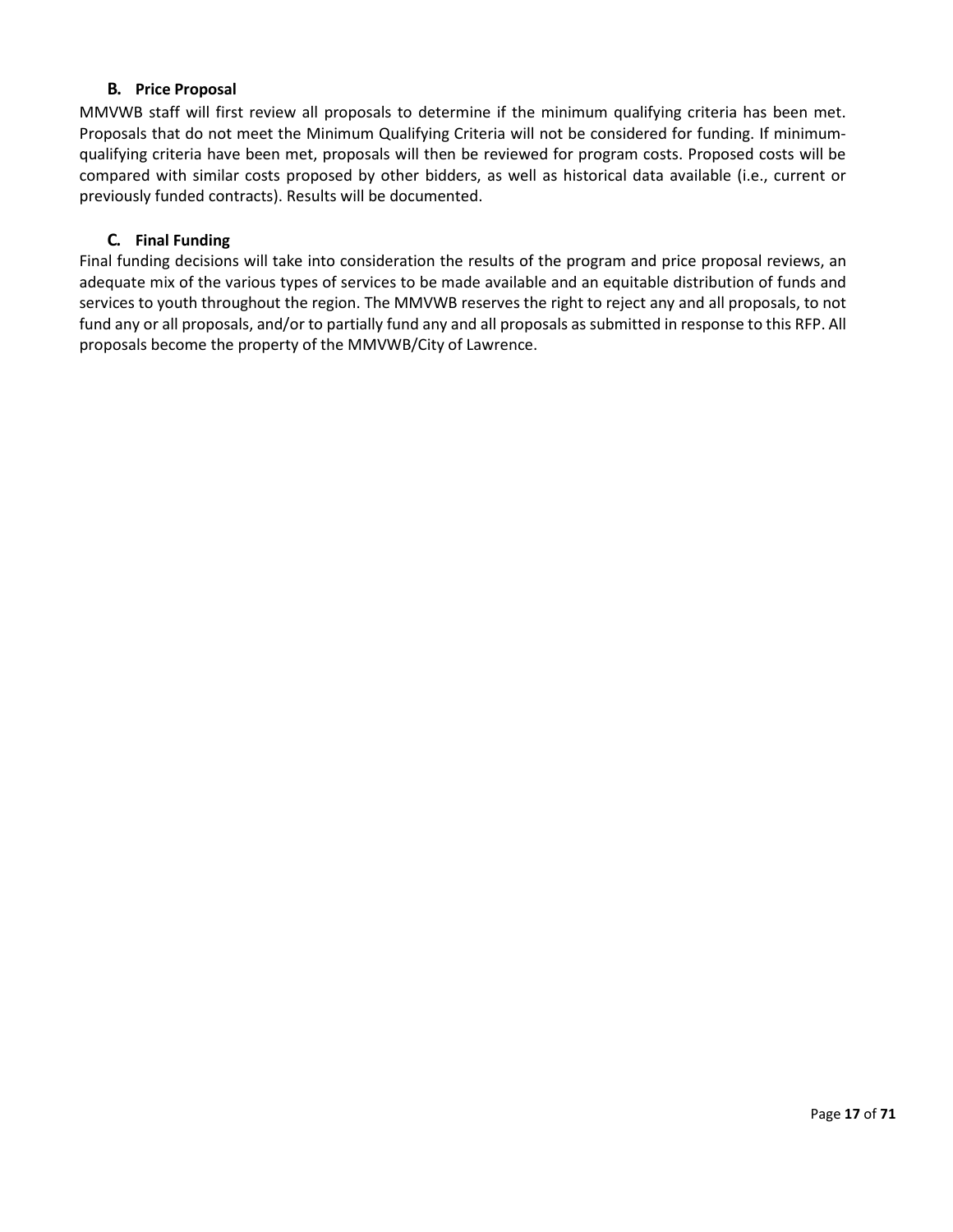### B. Price Proposal

MMVWB staff will first review all proposals to determine if the minimum qualifying criteria has been met. Proposals that do not meet the Minimum Qualifying Criteria will not be considered for funding. If minimum-qualifying criteria have been met, proposals will then be reviewed for program costs. Proposed costs will be compared with similar costs proposed by other bidders, as well as historical data available (i.e., current or previously funded contracts). Results will be documented.

### C. Final Funding

Final funding decisions will take into consideration the results of the program and price proposal reviews, an adequate mix of the various types of services to be made available and an equitable distribution of funds and services to youth throughout the region. The MMVWB reserves the right to reject any and all proposals, to not fund any or all proposals, and/or to partially fund any and all proposals as submitted in response to this RFP. All proposals become the property of the MMVWB/City of Lawrence.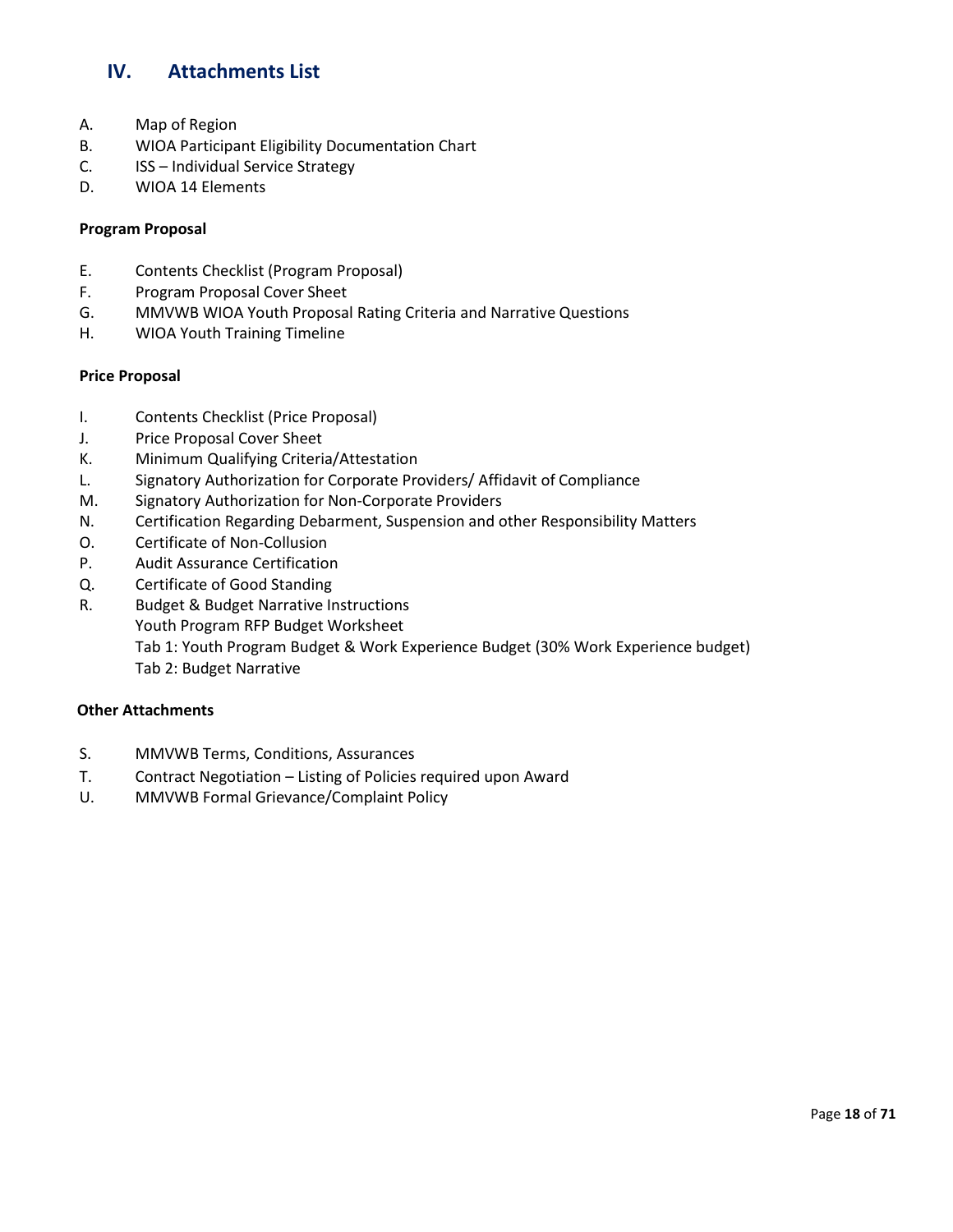## IV. Attachments List

A. Map of Region
B. WIOA Participant Eligibility Documentation Chart
C. ISS – Individual Service Strategy
D. WIOA 14 Elements

**Program Proposal**

E. Contents Checklist (Program Proposal)
F. Program Proposal Cover Sheet
G. MMVWB WIOA Youth Proposal Rating Criteria and Narrative Questions
H. WIOA Youth Training Timeline

**Price Proposal**

I. Contents Checklist (Price Proposal)
J. Price Proposal Cover Sheet
K. Minimum Qualifying Criteria/Attestation
L. Signatory Authorization for Corporate Providers/ Affidavit of Compliance
M. Signatory Authorization for Non-Corporate Providers
N. Certification Regarding Debarment, Suspension and other Responsibility Matters
O. Certificate of Non-Collusion
P. Audit Assurance Certification
Q. Certificate of Good Standing
R. Budget & Budget Narrative Instructions
   Youth Program RFP Budget Worksheet
   Tab 1: Youth Program Budget & Work Experience Budget (30% Work Experience budget)
   Tab 2: Budget Narrative

**Other Attachments**

S. MMVWB Terms, Conditions, Assurances
T. Contract Negotiation – Listing of Policies required upon Award
U. MMVWB Formal Grievance/Complaint Policy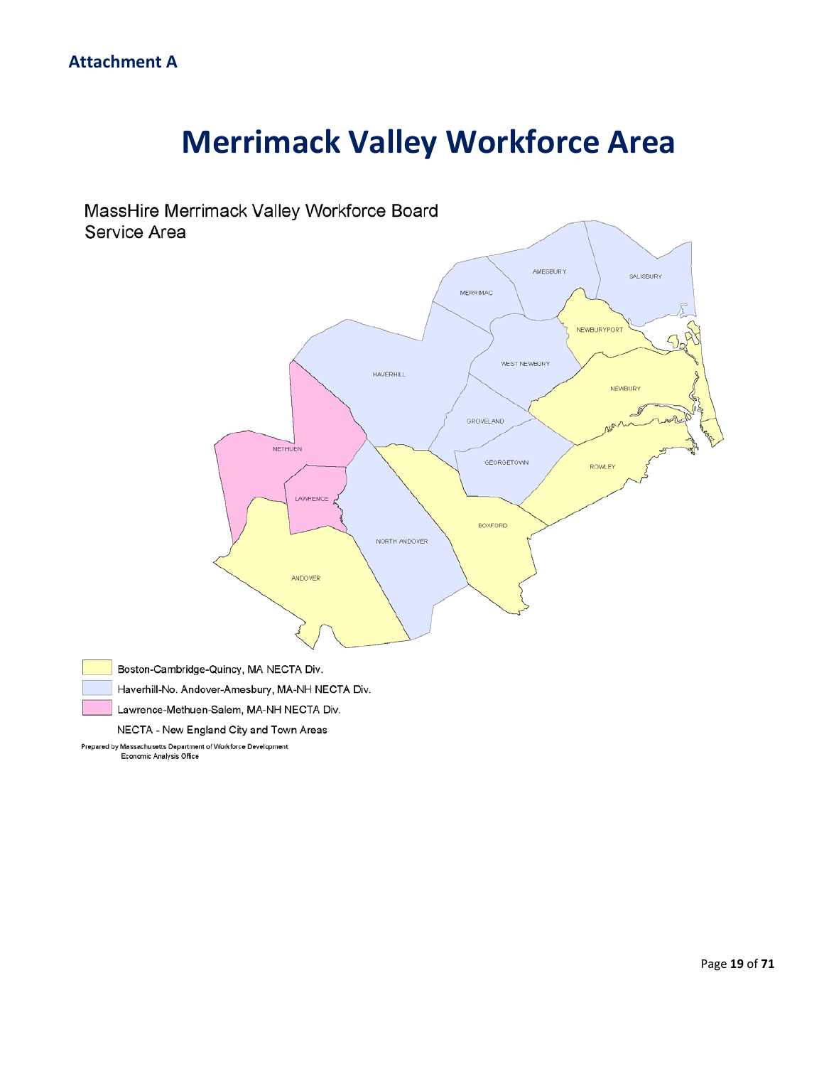**Attachment A**

# Merrimack Valley Workforce Area

MassHire Merrimack Valley Workforce Board
Service Area

AMESBURY
SALISBURY
MERRIMAC
NEWBURYPORT
WEST NEWBURY
HAVERHILL
NEWBURY
GROVELAND
METHUEN
GEORGETOWN
ROWLEY
LAWRENCE
BOXFORD
NORTH ANDOVER
ANDOVER

Boston-Cambridge-Quincy, MA NECTA Div.

Haverhill-No. Andover-Amesbury, MA-NH NECTA Div.

Lawrence-Methuen-Salem, MA-NH NECTA Div.

NECTA - New England City and Town Areas

Prepared by Massachusetts Department of Workforce Development
Economic Analysis Office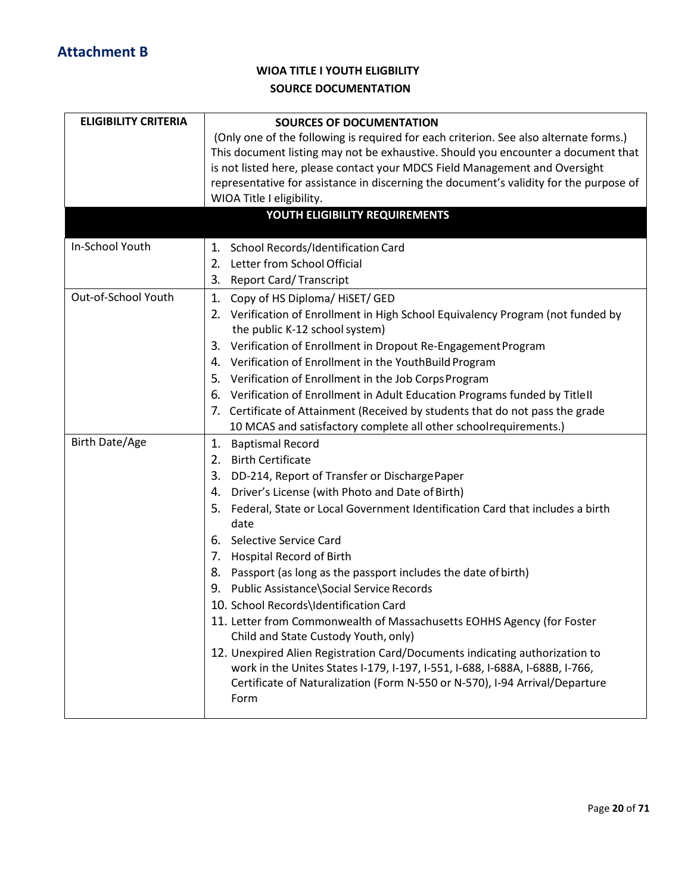## Attachment B

**WIOA TITLE I YOUTH ELIGBILITY**

**SOURCE DOCUMENTATION**

| ELIGIBILITY CRITERIA | SOURCES OF DOCUMENTATION (Only one of the following is required for each criterion. See also alternate forms.) This document listing may not be exhaustive. Should you encounter a document that is not listed here, please contact your MDCS Field Management and Oversight representative for assistance in discerning the document's validity for the purpose of WIOA Title I eligibility. |
|---|---|
| | **YOUTH ELIGIBILITY REQUIREMENTS** |
| In-School Youth | 1. School Records/Identification Card<br>2. Letter from School Official<br>3. Report Card/ Transcript |
| Out-of-School Youth | 1. Copy of HS Diploma/ HiSET/ GED<br>2. Verification of Enrollment in High School Equivalency Program (not funded by the public K-12 school system)<br>3. Verification of Enrollment in Dropout Re-Engagement Program<br>4. Verification of Enrollment in the YouthBuild Program<br>5. Verification of Enrollment in the Job Corps Program<br>6. Verification of Enrollment in Adult Education Programs funded by Title II<br>7. Certificate of Attainment (Received by students that do not pass the grade 10 MCAS and satisfactory complete all other school requirements.) |
| Birth Date/Age | 1. Baptismal Record<br>2. Birth Certificate<br>3. DD-214, Report of Transfer or Discharge Paper<br>4. Driver's License (with Photo and Date of Birth)<br>5. Federal, State or Local Government Identification Card that includes a birth date<br>6. Selective Service Card<br>7. Hospital Record of Birth<br>8. Passport (as long as the passport includes the date of birth)<br>9. Public Assistance\Social Service Records<br>10. School Records\Identification Card<br>11. Letter from Commonwealth of Massachusetts EOHHS Agency (for Foster Child and State Custody Youth, only)<br>12. Unexpired Alien Registration Card/Documents indicating authorization to work in the Unites States I-179, I-197, I-551, I-688, I-688A, I-688B, I-766, Certificate of Naturalization (Form N-550 or N-570), I-94 Arrival/Departure Form |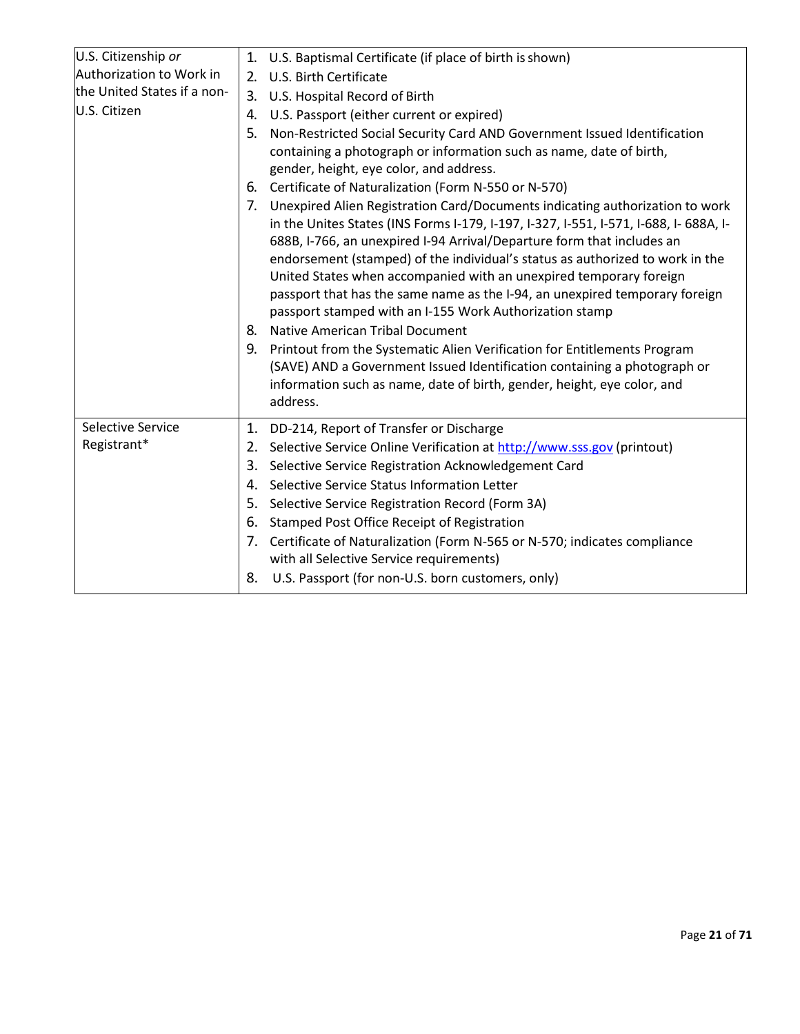| | |
|---|---|
| U.S. Citizenship *or* Authorization to Work in the United States if a non-U.S. Citizen | 1. U.S. Baptismal Certificate (if place of birth is shown)<br>2. U.S. Birth Certificate<br>3. U.S. Hospital Record of Birth<br>4. U.S. Passport (either current or expired)<br>5. Non-Restricted Social Security Card AND Government Issued Identification containing a photograph or information such as name, date of birth, gender, height, eye color, and address.<br>6. Certificate of Naturalization (Form N-550 or N-570)<br>7. Unexpired Alien Registration Card/Documents indicating authorization to work in the Unites States (INS Forms I-179, I-197, I-327, I-551, I-571, I-688, I- 688A, I-688B, I-766, an unexpired I-94 Arrival/Departure form that includes an endorsement (stamped) of the individual's status as authorized to work in the United States when accompanied with an unexpired temporary foreign passport that has the same name as the I-94, an unexpired temporary foreign passport stamped with an I-155 Work Authorization stamp<br>8. Native American Tribal Document<br>9. Printout from the Systematic Alien Verification for Entitlements Program (SAVE) AND a Government Issued Identification containing a photograph or information such as name, date of birth, gender, height, eye color, and address. |
| Selective Service Registrant* | 1. DD-214, Report of Transfer or Discharge<br>2. Selective Service Online Verification at http://www.sss.gov (printout)<br>3. Selective Service Registration Acknowledgement Card<br>4. Selective Service Status Information Letter<br>5. Selective Service Registration Record (Form 3A)<br>6. Stamped Post Office Receipt of Registration<br>7. Certificate of Naturalization (Form N-565 or N-570; indicates compliance with all Selective Service requirements)<br>8. U.S. Passport (for non-U.S. born customers, only) |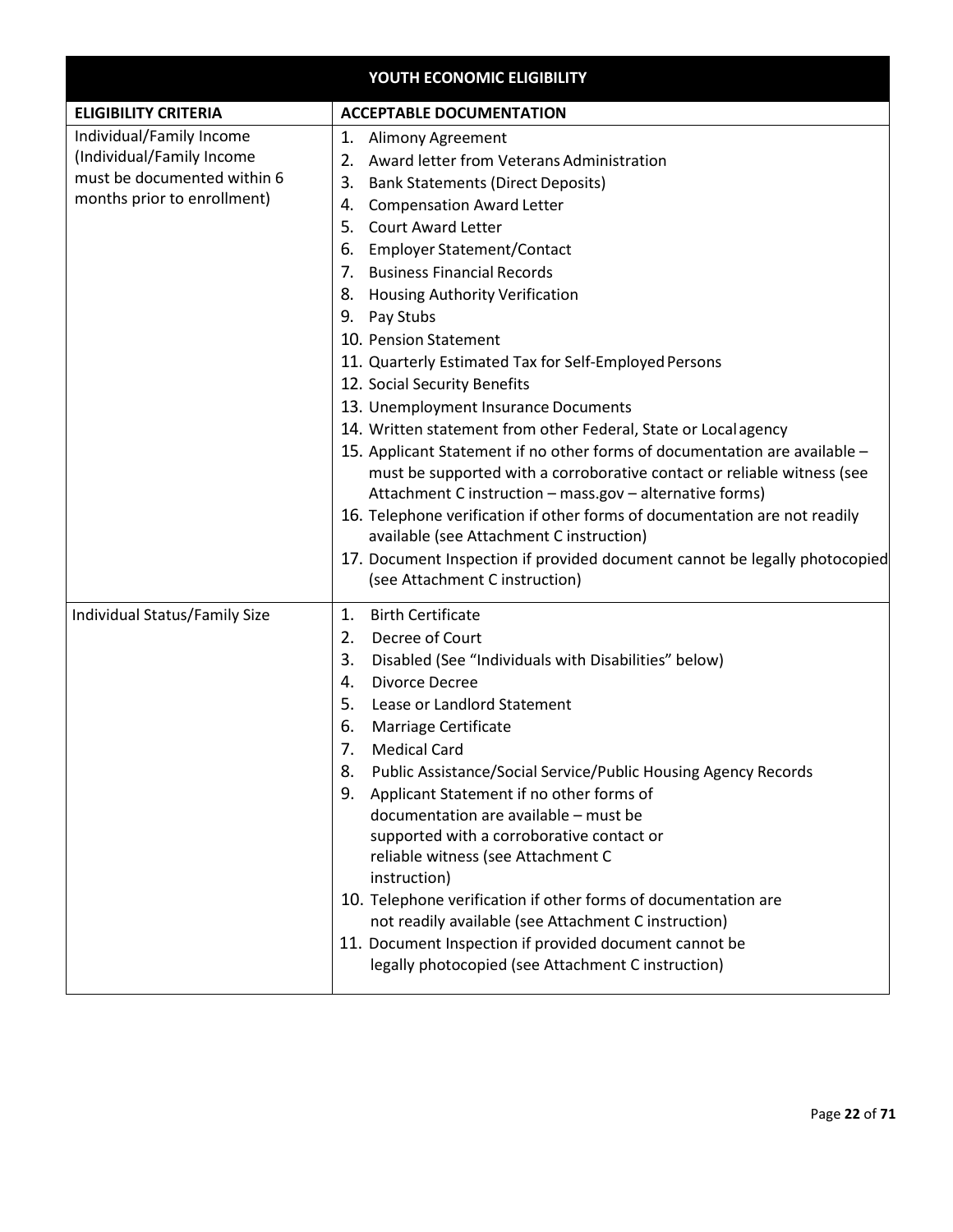| YOUTH ECONOMIC ELIGIBILITY | |
|---|---|
| **ELIGIBILITY CRITERIA** | **ACCEPTABLE DOCUMENTATION** |
| Individual/Family Income (Individual/Family Income must be documented within 6 months prior to enrollment) | 1. Alimony Agreement<br>2. Award letter from Veterans Administration<br>3. Bank Statements (Direct Deposits)<br>4. Compensation Award Letter<br>5. Court Award Letter<br>6. Employer Statement/Contact<br>7. Business Financial Records<br>8. Housing Authority Verification<br>9. Pay Stubs<br>10. Pension Statement<br>11. Quarterly Estimated Tax for Self-Employed Persons<br>12. Social Security Benefits<br>13. Unemployment Insurance Documents<br>14. Written statement from other Federal, State or Local agency<br>15. Applicant Statement if no other forms of documentation are available – must be supported with a corroborative contact or reliable witness (see Attachment C instruction – mass.gov – alternative forms)<br>16. Telephone verification if other forms of documentation are not readily available (see Attachment C instruction)<br>17. Document Inspection if provided document cannot be legally photocopied (see Attachment C instruction) |
| Individual Status/Family Size | 1. Birth Certificate<br>2. Decree of Court<br>3. Disabled (See "Individuals with Disabilities" below)<br>4. Divorce Decree<br>5. Lease or Landlord Statement<br>6. Marriage Certificate<br>7. Medical Card<br>8. Public Assistance/Social Service/Public Housing Agency Records<br>9. Applicant Statement if no other forms of documentation are available – must be supported with a corroborative contact or reliable witness (see Attachment C instruction)<br>10. Telephone verification if other forms of documentation are not readily available (see Attachment C instruction)<br>11. Document Inspection if provided document cannot be legally photocopied (see Attachment C instruction) |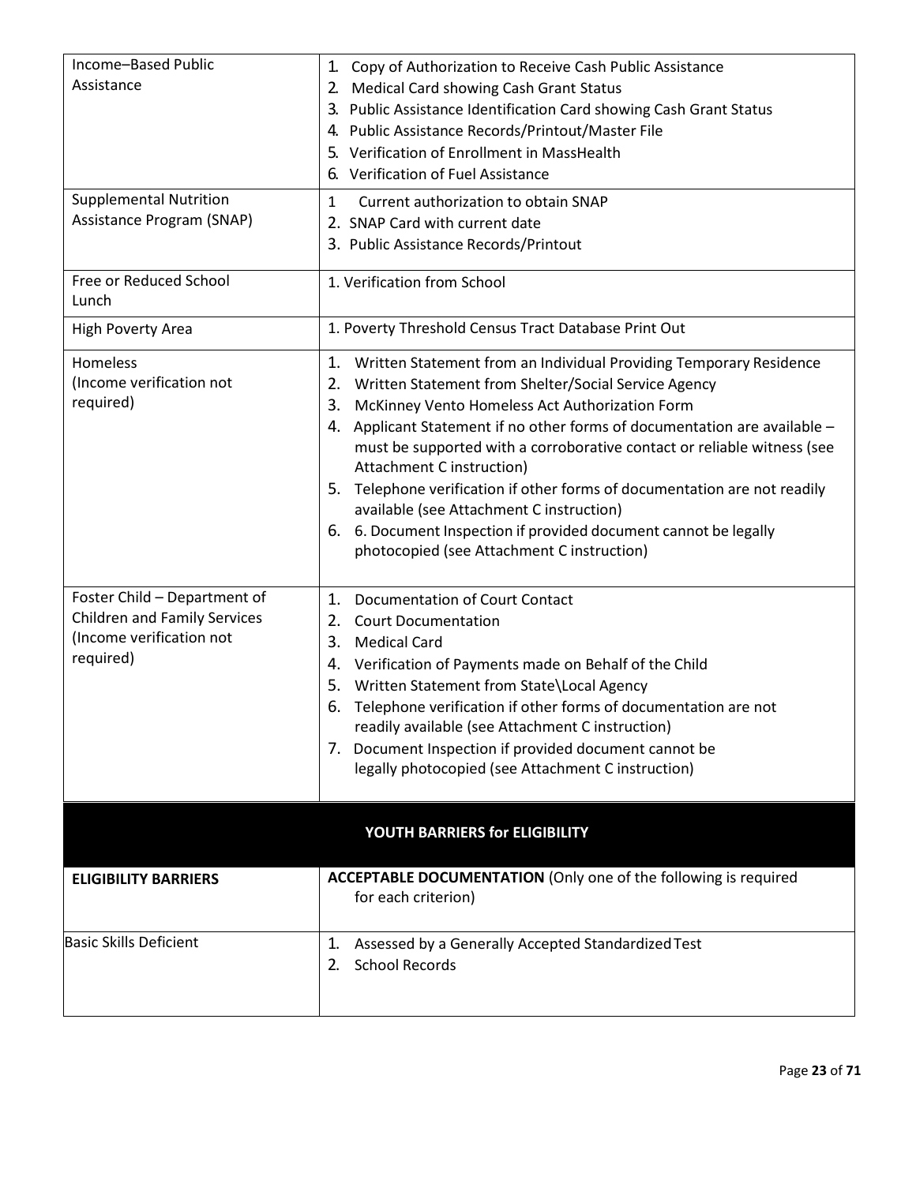| | |
|---|---|
| Income–Based Public Assistance | 1. Copy of Authorization to Receive Cash Public Assistance<br>2. Medical Card showing Cash Grant Status<br>3. Public Assistance Identification Card showing Cash Grant Status<br>4. Public Assistance Records/Printout/Master File<br>5. Verification of Enrollment in MassHealth<br>6. Verification of Fuel Assistance |
| Supplemental Nutrition Assistance Program (SNAP) | 1 Current authorization to obtain SNAP<br>2. SNAP Card with current date<br>3. Public Assistance Records/Printout |
| Free or Reduced School Lunch | 1. Verification from School |
| High Poverty Area | 1. Poverty Threshold Census Tract Database Print Out |
| Homeless (Income verification not required) | 1. Written Statement from an Individual Providing Temporary Residence<br>2. Written Statement from Shelter/Social Service Agency<br>3. McKinney Vento Homeless Act Authorization Form<br>4. Applicant Statement if no other forms of documentation are available – must be supported with a corroborative contact or reliable witness (see Attachment C instruction)<br>5. Telephone verification if other forms of documentation are not readily available (see Attachment C instruction)<br>6. 6. Document Inspection if provided document cannot be legally photocopied (see Attachment C instruction) |
| Foster Child – Department of Children and Family Services (Income verification not required) | 1. Documentation of Court Contact<br>2. Court Documentation<br>3. Medical Card<br>4. Verification of Payments made on Behalf of the Child<br>5. Written Statement from State\Local Agency<br>6. Telephone verification if other forms of documentation are not readily available (see Attachment C instruction)<br>7. Document Inspection if provided document cannot be legally photocopied (see Attachment C instruction) |

**YOUTH BARRIERS for ELIGIBILITY**

| **ELIGIBILITY BARRIERS** | **ACCEPTABLE DOCUMENTATION** (Only one of the following is required for each criterion) |
|---|---|
| Basic Skills Deficient | 1. Assessed by a Generally Accepted Standardized Test<br>2. School Records |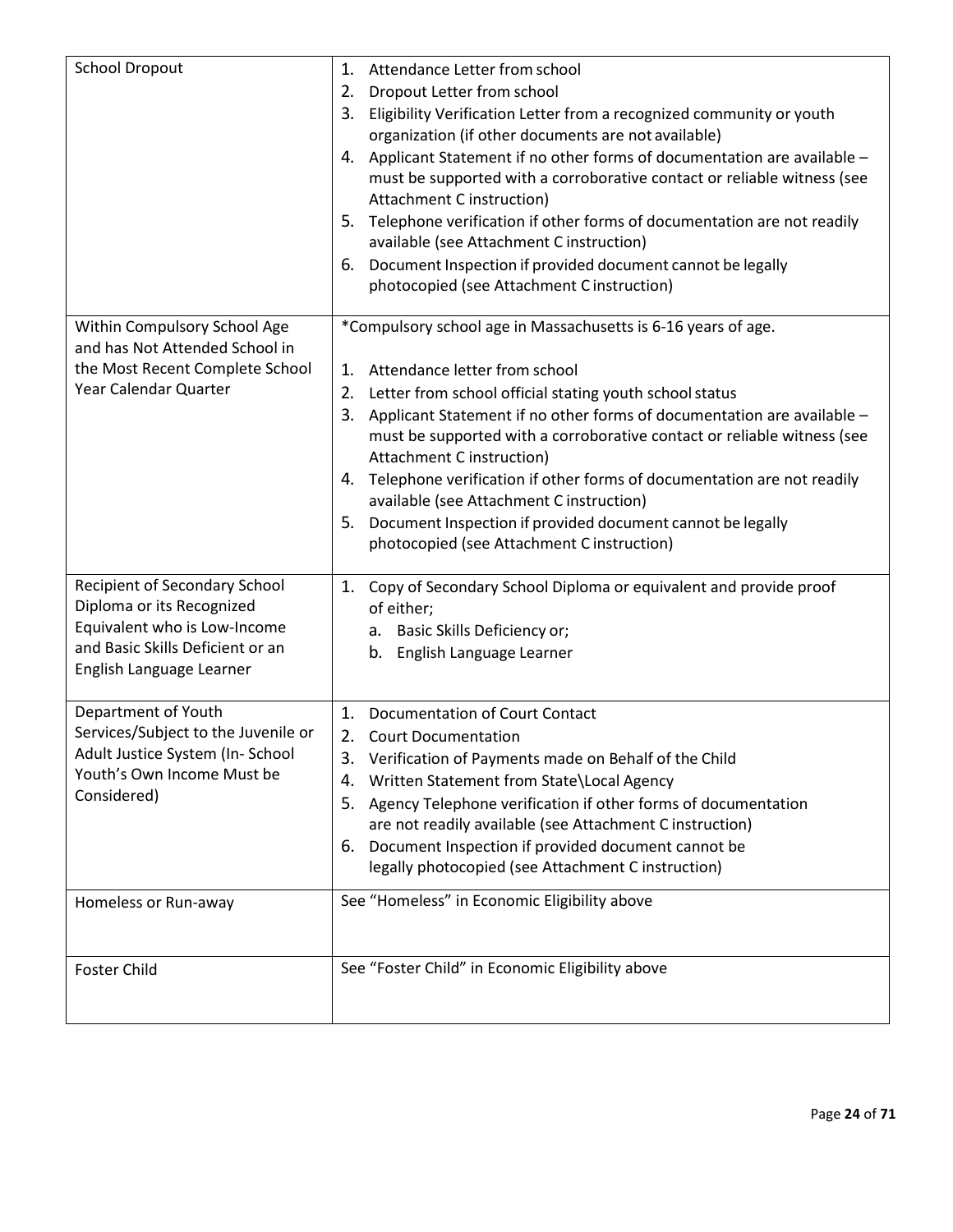| | |
|---|---|
| School Dropout | 1. Attendance Letter from school<br>2. Dropout Letter from school<br>3. Eligibility Verification Letter from a recognized community or youth organization (if other documents are not available)<br>4. Applicant Statement if no other forms of documentation are available – must be supported with a corroborative contact or reliable witness (see Attachment C instruction)<br>5. Telephone verification if other forms of documentation are not readily available (see Attachment C instruction)<br>6. Document Inspection if provided document cannot be legally photocopied (see Attachment C instruction) |
| Within Compulsory School Age and has Not Attended School in the Most Recent Complete School Year Calendar Quarter | *Compulsory school age in Massachusetts is 6-16 years of age.<br><br>1. Attendance letter from school<br>2. Letter from school official stating youth school status<br>3. Applicant Statement if no other forms of documentation are available – must be supported with a corroborative contact or reliable witness (see Attachment C instruction)<br>4. Telephone verification if other forms of documentation are not readily available (see Attachment C instruction)<br>5. Document Inspection if provided document cannot be legally photocopied (see Attachment C instruction) |
| Recipient of Secondary School Diploma or its Recognized Equivalent who is Low-Income and Basic Skills Deficient or an English Language Learner | 1. Copy of Secondary School Diploma or equivalent and provide proof of either;<br>a. Basic Skills Deficiency or;<br>b. English Language Learner |
| Department of Youth Services/Subject to the Juvenile or Adult Justice System (In- School Youth's Own Income Must be Considered) | 1. Documentation of Court Contact<br>2. Court Documentation<br>3. Verification of Payments made on Behalf of the Child<br>4. Written Statement from State\Local Agency<br>5. Agency Telephone verification if other forms of documentation are not readily available (see Attachment C instruction)<br>6. Document Inspection if provided document cannot be legally photocopied (see Attachment C instruction) |
| Homeless or Run-away | See "Homeless" in Economic Eligibility above |
| Foster Child | See "Foster Child" in Economic Eligibility above |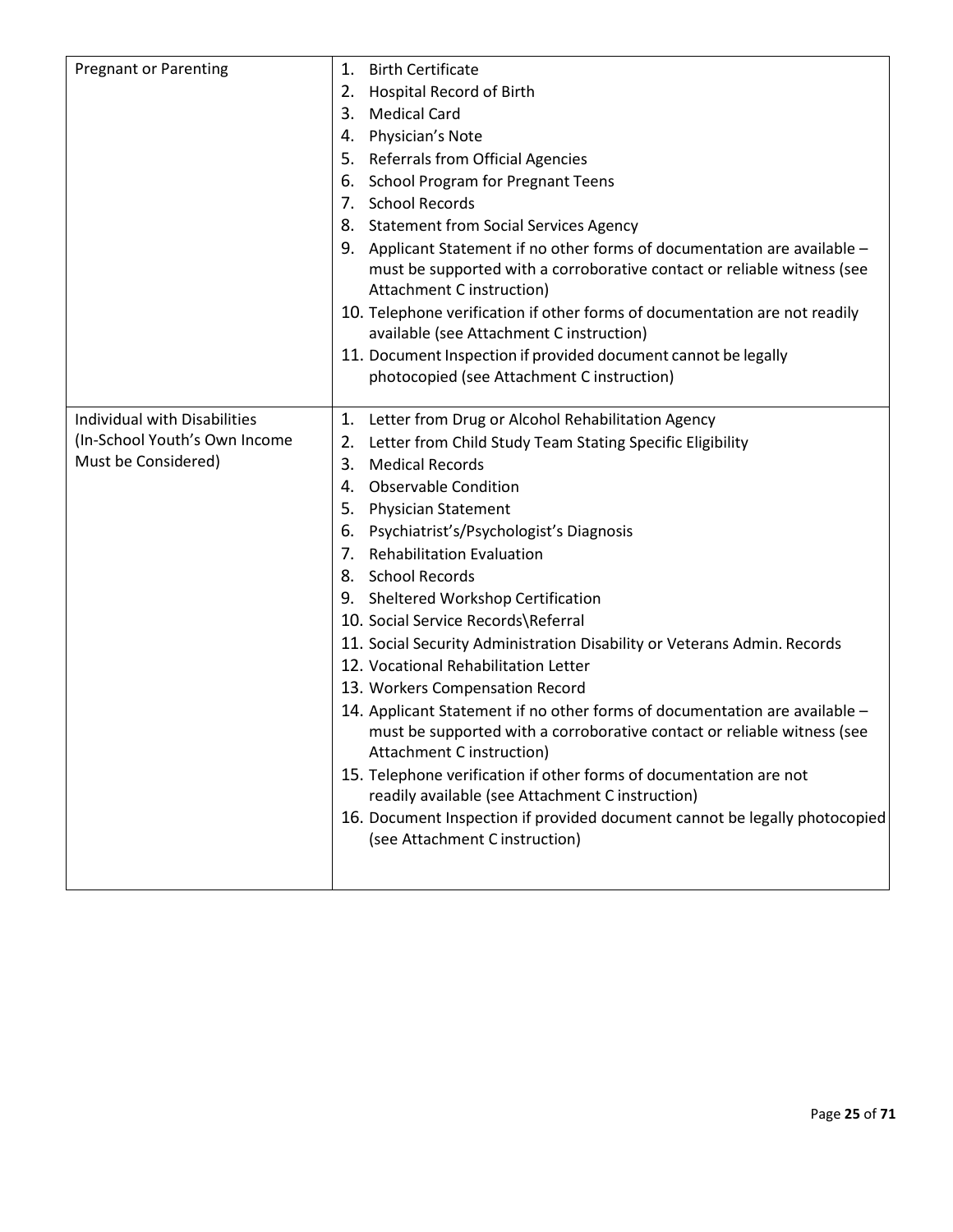| | |
|---|---|
| Pregnant or Parenting | 1. Birth Certificate<br>2. Hospital Record of Birth<br>3. Medical Card<br>4. Physician's Note<br>5. Referrals from Official Agencies<br>6. School Program for Pregnant Teens<br>7. School Records<br>8. Statement from Social Services Agency<br>9. Applicant Statement if no other forms of documentation are available – must be supported with a corroborative contact or reliable witness (see Attachment C instruction)<br>10. Telephone verification if other forms of documentation are not readily available (see Attachment C instruction)<br>11. Document Inspection if provided document cannot be legally photocopied (see Attachment C instruction) |
| Individual with Disabilities (In-School Youth's Own Income Must be Considered) | 1. Letter from Drug or Alcohol Rehabilitation Agency<br>2. Letter from Child Study Team Stating Specific Eligibility<br>3. Medical Records<br>4. Observable Condition<br>5. Physician Statement<br>6. Psychiatrist's/Psychologist's Diagnosis<br>7. Rehabilitation Evaluation<br>8. School Records<br>9. Sheltered Workshop Certification<br>10. Social Service Records\Referral<br>11. Social Security Administration Disability or Veterans Admin. Records<br>12. Vocational Rehabilitation Letter<br>13. Workers Compensation Record<br>14. Applicant Statement if no other forms of documentation are available – must be supported with a corroborative contact or reliable witness (see Attachment C instruction)<br>15. Telephone verification if other forms of documentation are not readily available (see Attachment C instruction)<br>16. Document Inspection if provided document cannot be legally photocopied (see Attachment C instruction) |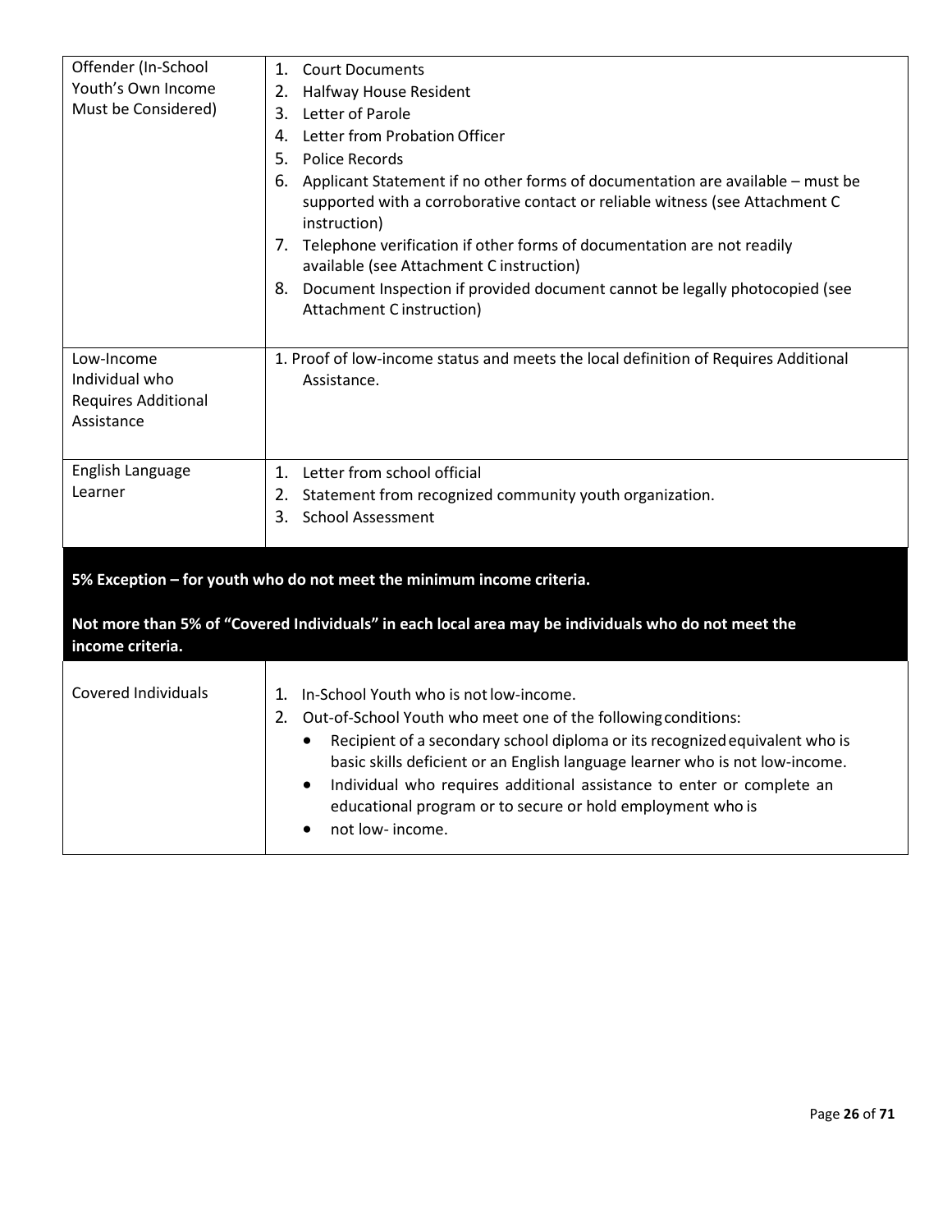| | |
|---|---|
| Offender (In-School Youth's Own Income Must be Considered) | 1. Court Documents<br>2. Halfway House Resident<br>3. Letter of Parole<br>4. Letter from Probation Officer<br>5. Police Records<br>6. Applicant Statement if no other forms of documentation are available – must be supported with a corroborative contact or reliable witness (see Attachment C instruction)<br>7. Telephone verification if other forms of documentation are not readily available (see Attachment C instruction)<br>8. Document Inspection if provided document cannot be legally photocopied (see Attachment C instruction) |
| Low-Income Individual who Requires Additional Assistance | 1. Proof of low-income status and meets the local definition of Requires Additional Assistance. |
| English Language Learner | 1. Letter from school official<br>2. Statement from recognized community youth organization.<br>3. School Assessment |
| **5% Exception – for youth who do not meet the minimum income criteria.**<br><br>**Not more than 5% of "Covered Individuals" in each local area may be individuals who do not meet the income criteria.** | |
| Covered Individuals | 1. In-School Youth who is not low-income.<br>2. Out-of-School Youth who meet one of the following conditions:<br>• Recipient of a secondary school diploma or its recognized equivalent who is basic skills deficient or an English language learner who is not low-income.<br>• Individual who requires additional assistance to enter or complete an educational program or to secure or hold employment who is<br>• not low- income. |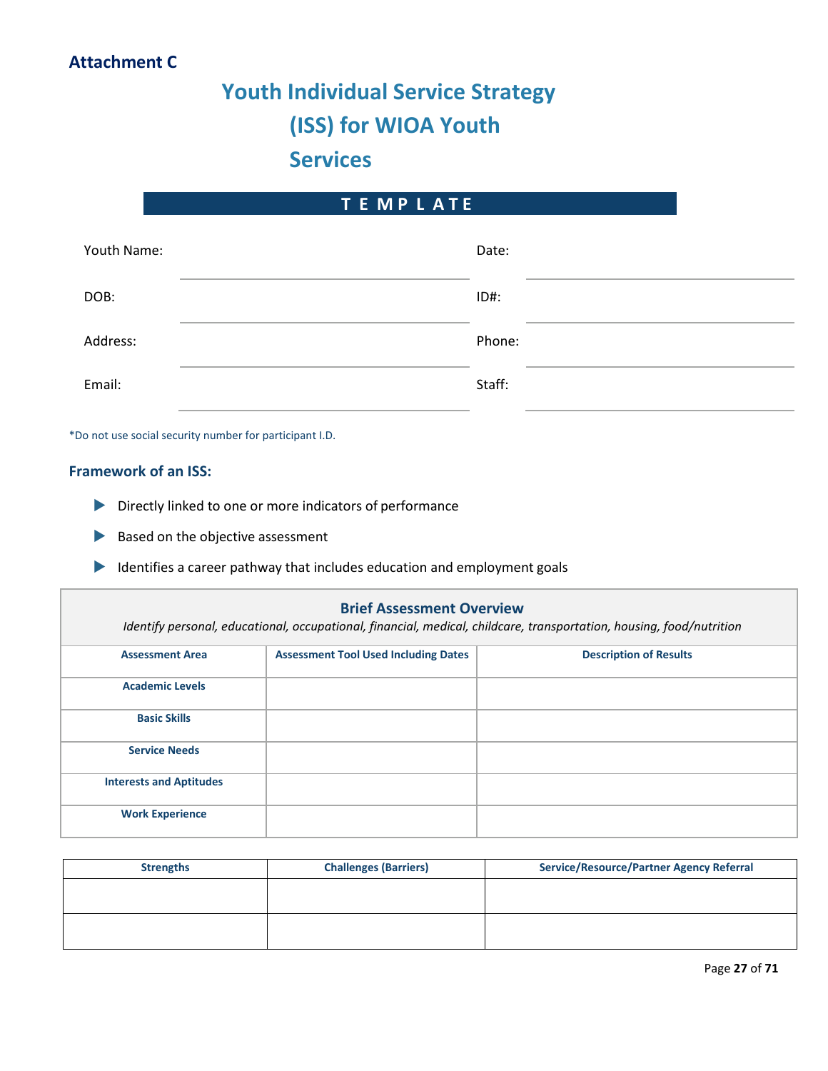**Attachment C**

# Youth Individual Service Strategy (ISS) for WIOA Youth Services

## TEMPLATE

| | | | |
|---|---|---|---|
| Youth Name: | | Date: | |
| DOB: | | ID#: | |
| Address: | | Phone: | |
| Email: | | Staff: | |

*Do not use social security number for participant I.D.

### Framework of an ISS:

- Directly linked to one or more indicators of performance
- Based on the objective assessment
- Identifies a career pathway that includes education and employment goals

| **Brief Assessment Overview**<br>*Identify personal, educational, occupational, financial, medical, childcare, transportation, housing, food/nutrition* | | |
|---|---|---|
| **Assessment Area** | **Assessment Tool Used Including Dates** | **Description of Results** |
| **Academic Levels** | | |
| **Basic Skills** | | |
| **Service Needs** | | |
| **Interests and Aptitudes** | | |
| **Work Experience** | | |

| Strengths | Challenges (Barriers) | Service/Resource/Partner Agency Referral |
|---|---|---|
| | | |
| | | |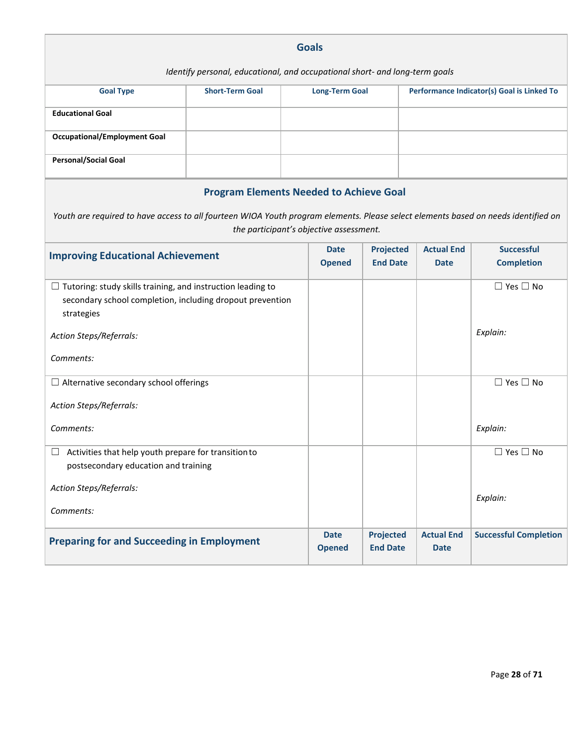## Goals

*Identify personal, educational, and occupational short- and long-term goals*

| Goal Type | Short-Term Goal | Long-Term Goal | Performance Indicator(s) Goal is Linked To |
|---|---|---|---|
| **Educational Goal** | | | |
| **Occupational/Employment Goal** | | | |
| **Personal/Social Goal** | | | |

## Program Elements Needed to Achieve Goal

*Youth are required to have access to all fourteen WIOA Youth program elements. Please select elements based on needs identified on the participant's objective assessment.*

| Improving Educational Achievement | Date Opened | Projected End Date | Actual End Date | Successful Completion |
|---|---|---|---|---|
| ☐ Tutoring: study skills training, and instruction leading to secondary school completion, including dropout prevention strategies<br><br>*Action Steps/Referrals:*<br><br>*Comments:* | | | | ☐ Yes ☐ No<br><br>*Explain:* |
| ☐ Alternative secondary school offerings<br><br>*Action Steps/Referrals:*<br><br>*Comments:* | | | | ☐ Yes ☐ No<br><br>*Explain:* |
| ☐ Activities that help youth prepare for transition to postsecondary education and training<br><br>*Action Steps/Referrals:*<br><br>*Comments:* | | | | ☐ Yes ☐ No<br><br>*Explain:* |
| **Preparing for and Succeeding in Employment** | **Date Opened** | **Projected End Date** | **Actual End Date** | **Successful Completion** |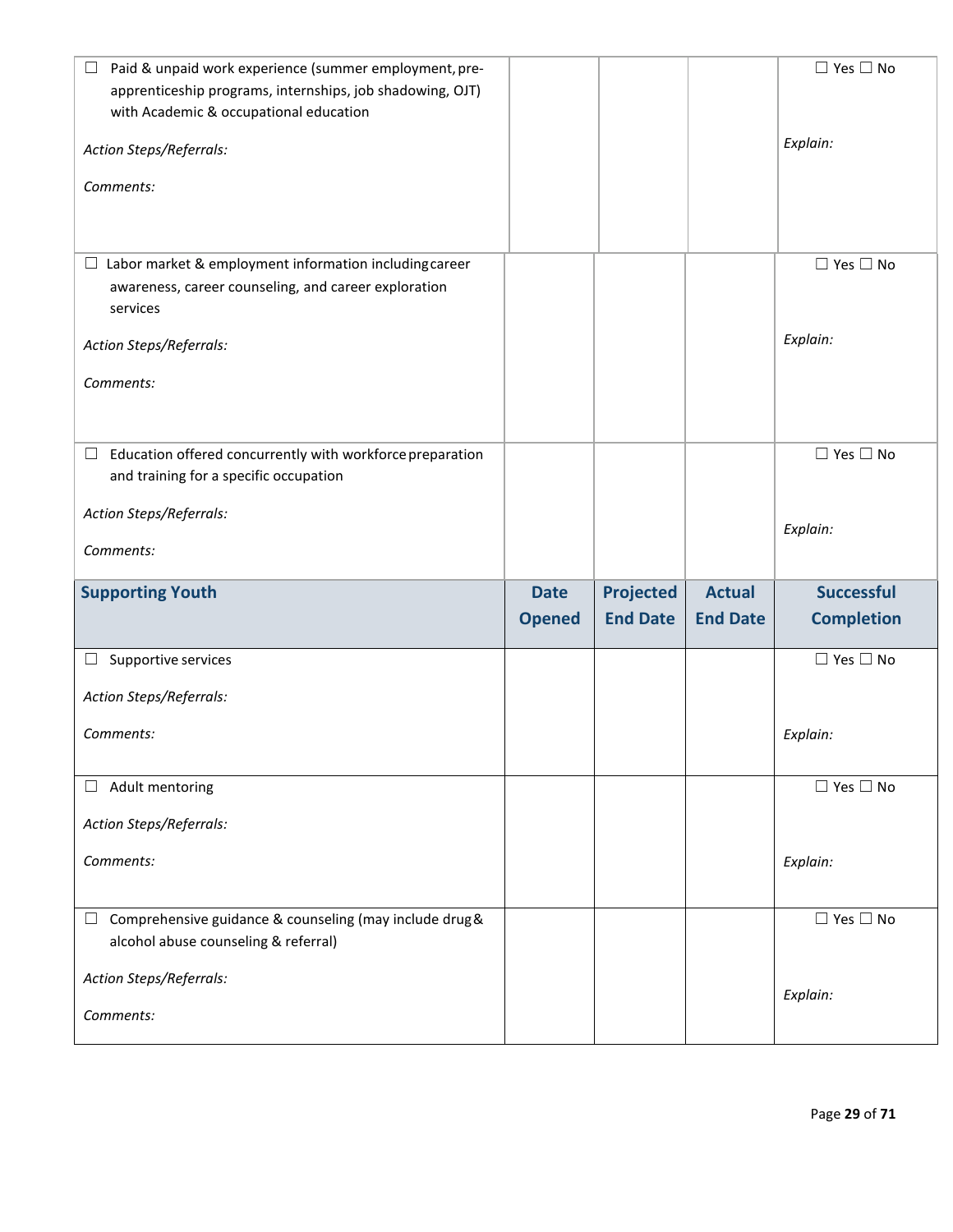| | | | | |
|---|---|---|---|---|
| ☐ Paid & unpaid work experience (summer employment, pre-apprenticeship programs, internships, job shadowing, OJT) with Academic & occupational education<br><br>*Action Steps/Referrals:*<br><br>*Comments:* | | | | ☐ Yes ☐ No<br><br>*Explain:* |
| ☐ Labor market & employment information including career awareness, career counseling, and career exploration services<br><br>*Action Steps/Referrals:*<br><br>*Comments:* | | | | ☐ Yes ☐ No<br><br>*Explain:* |
| ☐ Education offered concurrently with workforce preparation and training for a specific occupation<br><br>*Action Steps/Referrals:*<br><br>*Comments:* | | | | ☐ Yes ☐ No<br><br>*Explain:* |
| **Supporting Youth** | **Date Opened** | **Projected End Date** | **Actual End Date** | **Successful Completion** |
| ☐ Supportive services<br><br>*Action Steps/Referrals:*<br><br>*Comments:* | | | | ☐ Yes ☐ No<br><br>*Explain:* |
| ☐ Adult mentoring<br><br>*Action Steps/Referrals:*<br><br>*Comments:* | | | | ☐ Yes ☐ No<br><br>*Explain:* |
| ☐ Comprehensive guidance & counseling (may include drug & alcohol abuse counseling & referral)<br><br>*Action Steps/Referrals:*<br><br>*Comments:* | | | | ☐ Yes ☐ No<br><br>*Explain:* |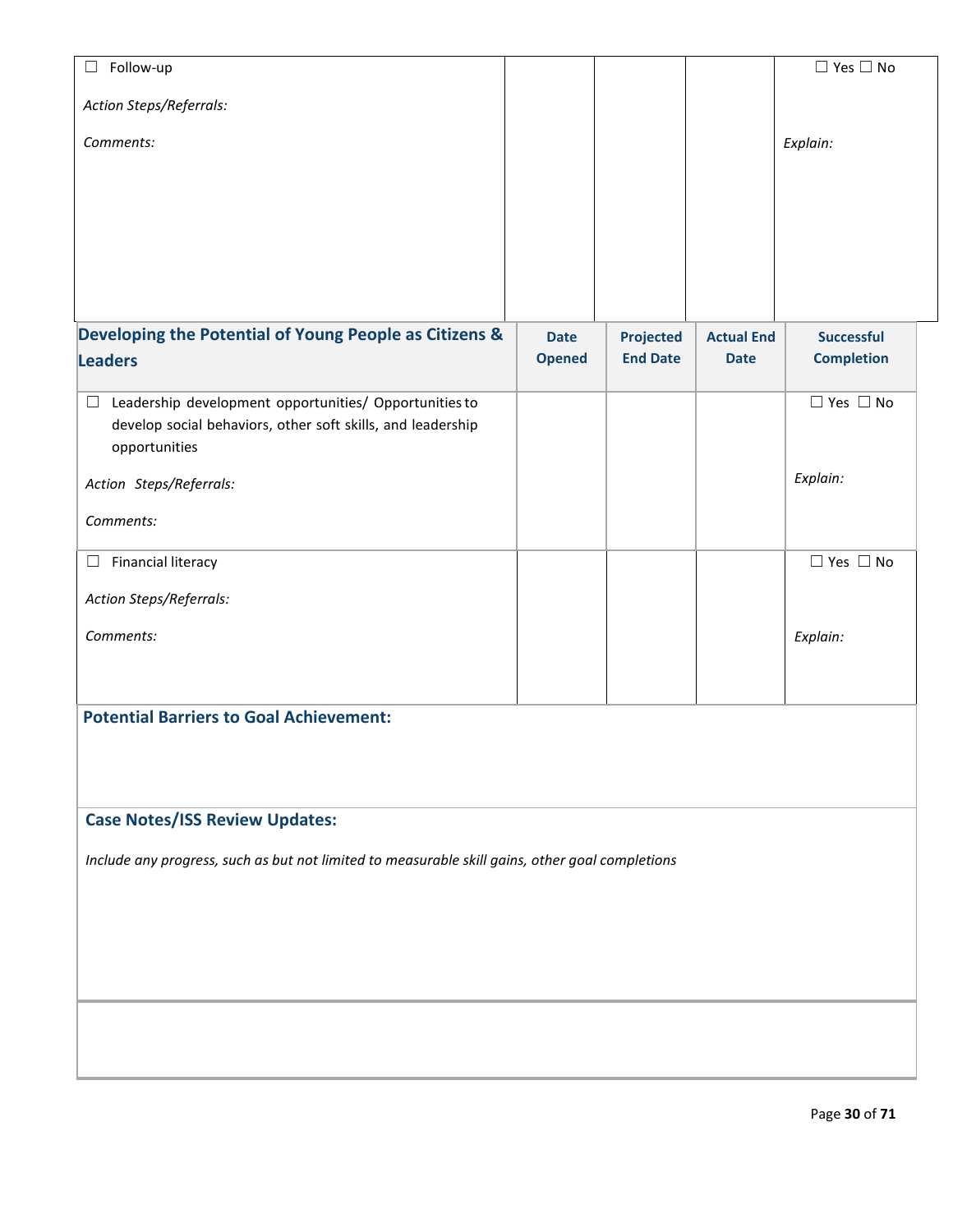| | | | | |
|---|---|---|---|---|
| ☐ Follow-up<br><br>*Action Steps/Referrals:*<br><br>*Comments:* | | | | ☐ Yes ☐ No<br><br>*Explain:* |

| **Developing the Potential of Young People as Citizens & Leaders** | **Date Opened** | **Projected End Date** | **Actual End Date** | **Successful Completion** |
|---|---|---|---|---|
| ☐ Leadership development opportunities/ Opportunities to develop social behaviors, other soft skills, and leadership opportunities<br><br>*Action Steps/Referrals:*<br><br>*Comments:* | | | | ☐ Yes ☐ No<br><br>*Explain:* |
| ☐ Financial literacy<br><br>*Action Steps/Referrals:*<br><br>*Comments:* | | | | ☐ Yes ☐ No<br><br>*Explain:* |

**Potential Barriers to Goal Achievement:**

**Case Notes/ISS Review Updates:**

*Include any progress, such as but not limited to measurable skill gains, other goal completions*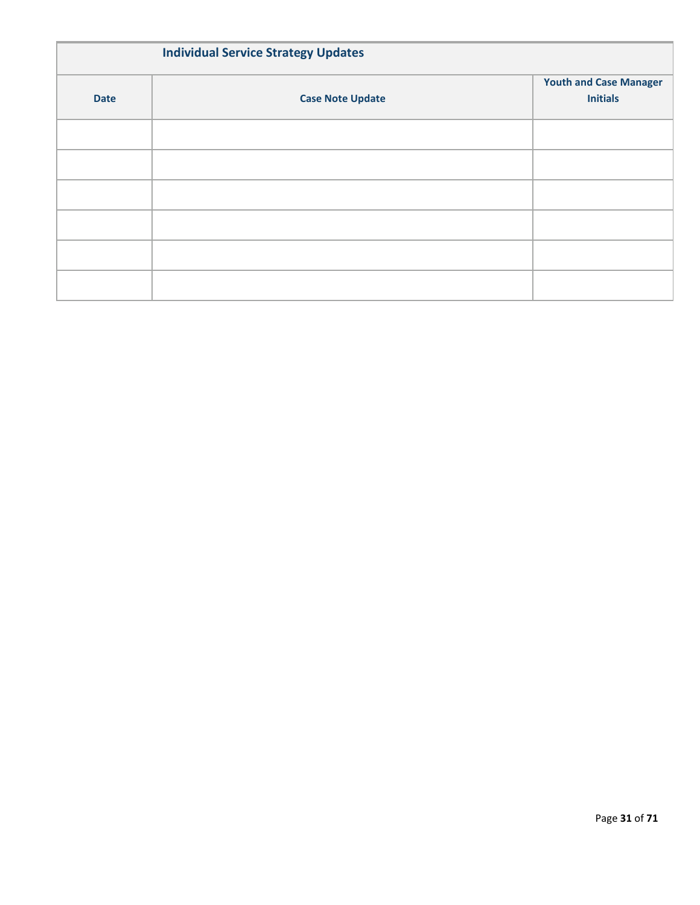| Individual Service Strategy Updates | | |
|---|---|---|
| **Date** | **Case Note Update** | **Youth and Case Manager Initials** |
| | | |
| | | |
| | | |
| | | |
| | | |
| | | |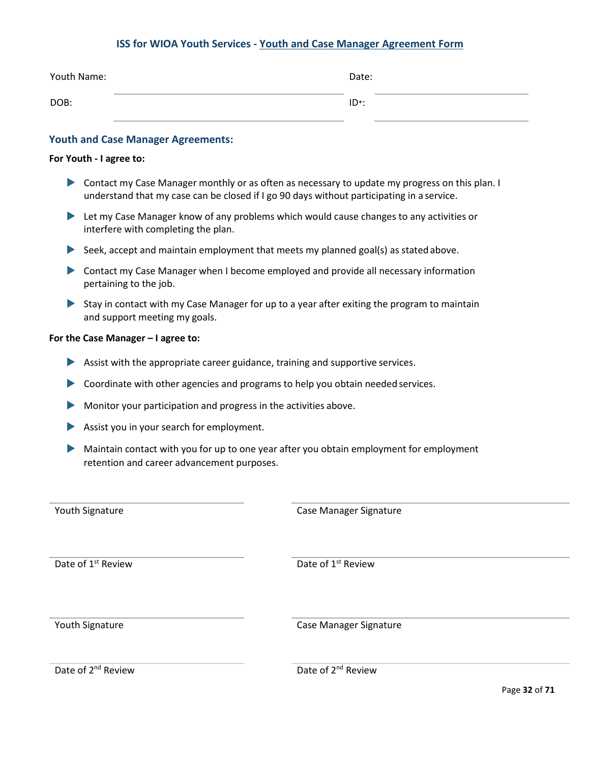## ISS for WIOA Youth Services - Youth and Case Manager Agreement Form

Youth Name: ______________________________ Date: ____________________

DOB: ______________________________ ID*: ____________________

### Youth and Case Manager Agreements:

**For Youth - I agree to:**

- Contact my Case Manager monthly or as often as necessary to update my progress on this plan. I understand that my case can be closed if I go 90 days without participating in a service.
- Let my Case Manager know of any problems which would cause changes to any activities or interfere with completing the plan.
- Seek, accept and maintain employment that meets my planned goal(s) as stated above.
- Contact my Case Manager when I become employed and provide all necessary information pertaining to the job.
- Stay in contact with my Case Manager for up to a year after exiting the program to maintain and support meeting my goals.

**For the Case Manager – I agree to:**

- Assist with the appropriate career guidance, training and supportive services.
- Coordinate with other agencies and programs to help you obtain needed services.
- Monitor your participation and progress in the activities above.
- Assist you in your search for employment.
- Maintain contact with you for up to one year after you obtain employment for employment retention and career advancement purposes.

______________________________ ______________________________
Youth Signature Case Manager Signature

______________________________ ______________________________
Date of 1st Review Date of 1st Review

______________________________ ______________________________
Youth Signature Case Manager Signature

______________________________ ______________________________
Date of 2nd Review Date of 2nd Review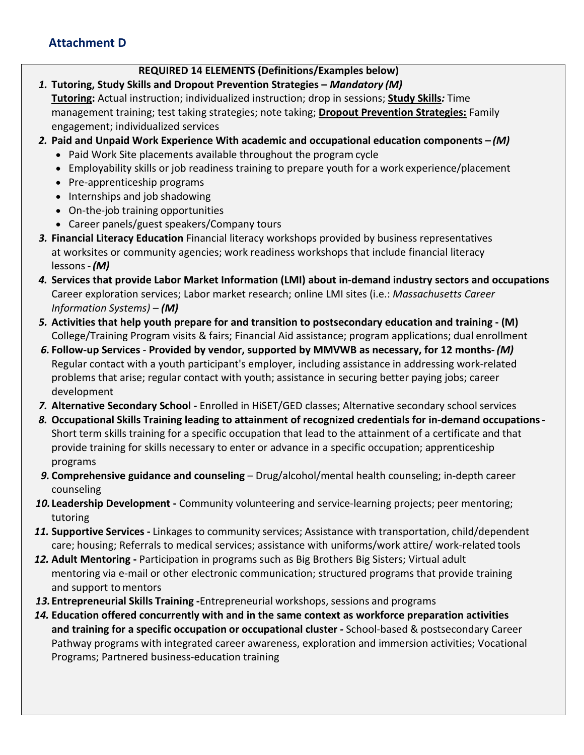## Attachment D

**REQUIRED 14 ELEMENTS (Definitions/Examples below)**

1. **Tutoring, Study Skills and Dropout Prevention Strategies –** ***Mandatory (M)***
   **Tutoring:** Actual instruction; individualized instruction; drop in sessions; **Study Skills*:*** Time management training; test taking strategies; note taking; **Dropout Prevention Strategies:** Family engagement; individualized services
2. **Paid and Unpaid Work Experience With academic and occupational education components –** ***(M)***
   - Paid Work Site placements available throughout the program cycle
   - Employability skills or job readiness training to prepare youth for a work experience/placement
   - Pre-apprenticeship programs
   - Internships and job shadowing
   - On-the-job training opportunities
   - Career panels/guest speakers/Company tours
3. **Financial Literacy Education** Financial literacy workshops provided by business representatives at worksites or community agencies; work readiness workshops that include financial literacy lessons - ***(M)***
4. **Services that provide Labor Market Information (LMI) about in-demand industry sectors and occupations** Career exploration services; Labor market research; online LMI sites (i.e.: *Massachusetts Career Information Systems) –* ***(M)***
5. **Activities that help youth prepare for and transition to postsecondary education and training - (M)** College/Training Program visits & fairs; Financial Aid assistance; program applications; dual enrollment
6. **Follow-up Services** - **Provided by vendor, supported by MMVWB as necessary, for 12 months-** ***(M)*** Regular contact with a youth participant's employer, including assistance in addressing work-related problems that arise; regular contact with youth; assistance in securing better paying jobs; career development
7. **Alternative Secondary School -** Enrolled in HiSET/GED classes; Alternative secondary school services
8. **Occupational Skills Training leading to attainment of recognized credentials for in-demand occupations -** Short term skills training for a specific occupation that lead to the attainment of a certificate and that provide training for skills necessary to enter or advance in a specific occupation; apprenticeship programs
9. **Comprehensive guidance and counseling** – Drug/alcohol/mental health counseling; in-depth career counseling
10. **Leadership Development -** Community volunteering and service-learning projects; peer mentoring; tutoring
11. **Supportive Services -** Linkages to community services; Assistance with transportation, child/dependent care; housing; Referrals to medical services; assistance with uniforms/work attire/ work-related tools
12. **Adult Mentoring -** Participation in programs such as Big Brothers Big Sisters; Virtual adult mentoring via e-mail or other electronic communication; structured programs that provide training and support to mentors
13. **Entrepreneurial Skills Training -**Entrepreneurial workshops, sessions and programs
14. **Education offered concurrently with and in the same context as workforce preparation activities and training for a specific occupation or occupational cluster -** School-based & postsecondary Career Pathway programs with integrated career awareness, exploration and immersion activities; Vocational Programs; Partnered business-education training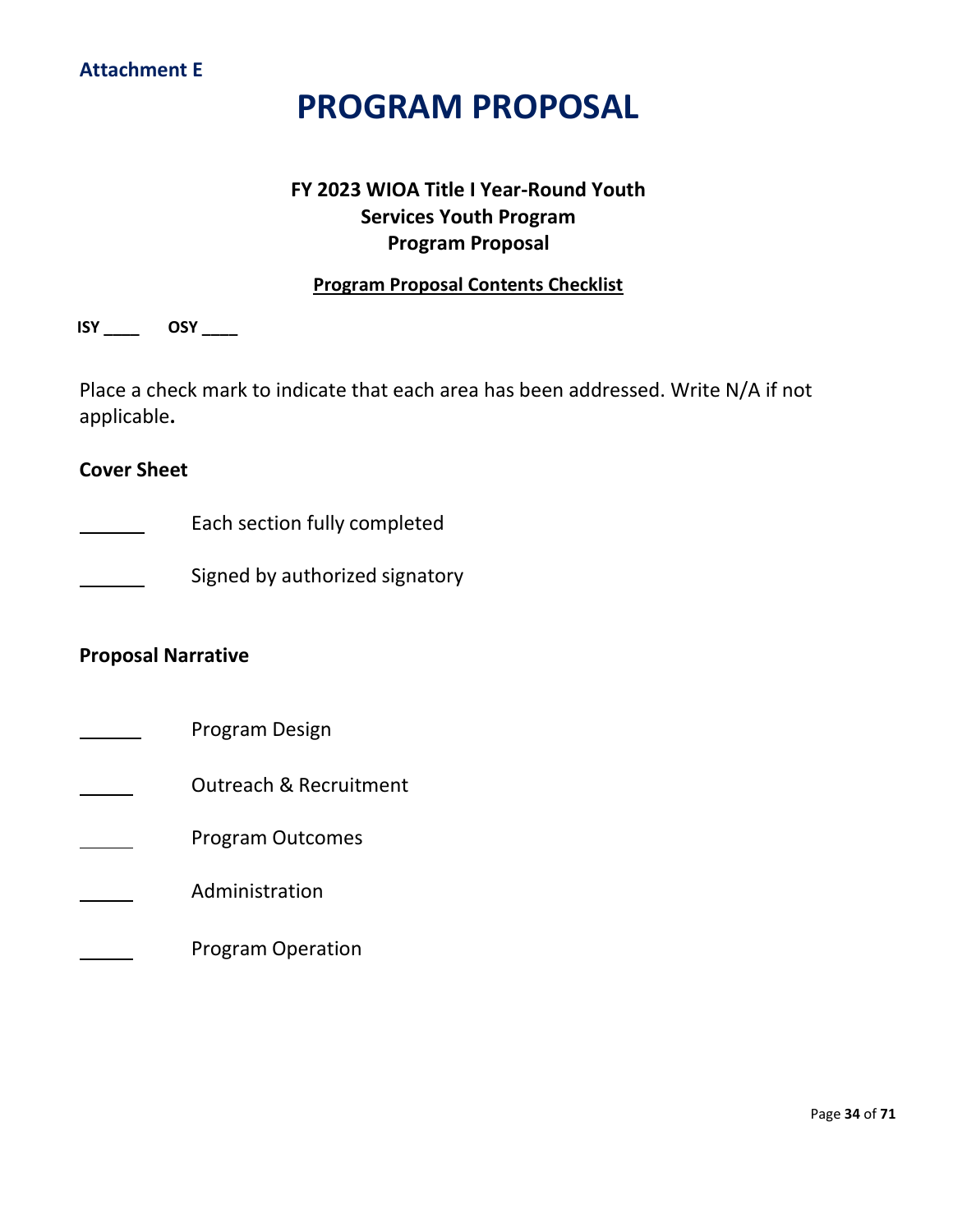**Attachment E**

# PROGRAM PROPOSAL

### FY 2023 WIOA Title I Year-Round Youth Services Youth Program Program Proposal

**Program Proposal Contents Checklist**

**ISY ____ OSY ____**

Place a check mark to indicate that each area has been addressed. Write N/A if not applicable**.**

**Cover Sheet**

______ Each section fully completed

______ Signed by authorized signatory

**Proposal Narrative**

______ Program Design

______ Outreach & Recruitment

______ Program Outcomes

______ Administration

______ Program Operation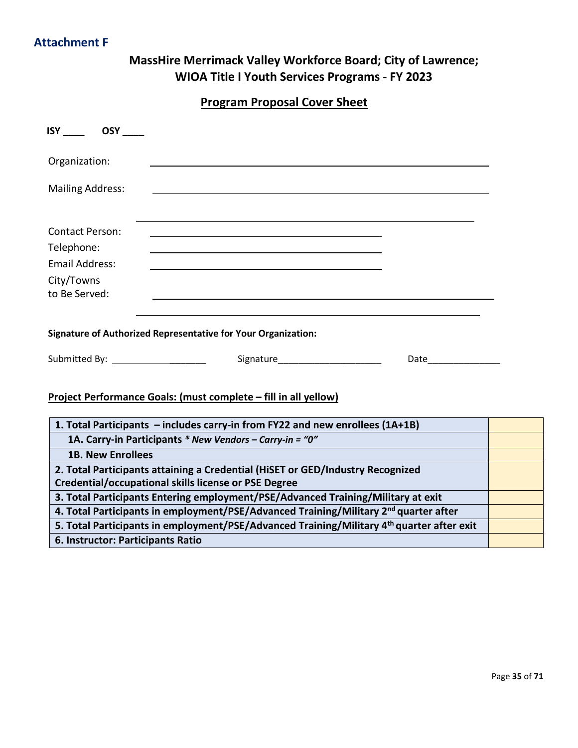**Attachment F**

## MassHire Merrimack Valley Workforce Board; City of Lawrence; WIOA Title I Youth Services Programs - FY 2023

### Program Proposal Cover Sheet

**ISY ____ OSY ____**

Organization: ______________________________________________

Mailing Address: ______________________________________________

______________________________________________

Contact Person: ______________________________

Telephone: ______________________________

Email Address: ______________________________

City/Towns to Be Served: ______________________________________________

______________________________________________

**Signature of Authorized Representative for Your Organization:**

Submitted By: ___________________ Signature____________________ Date______________

**Project Performance Goals: (must complete – fill in all yellow)**

| | |
|---|---|
| **1. Total Participants – includes carry-in from FY22 and new enrollees (1A+1B)** | |
| **1A. Carry-in Participants** ***\* New Vendors – Carry-in = "0"*** | |
| **1B. New Enrollees** | |
| **2. Total Participants attaining a Credential (HiSET or GED/Industry Recognized Credential/occupational skills license or PSE Degree** | |
| **3. Total Participants Entering employment/PSE/Advanced Training/Military at exit** | |
| **4. Total Participants in employment/PSE/Advanced Training/Military 2nd quarter after** | |
| **5. Total Participants in employment/PSE/Advanced Training/Military 4th quarter after exit** | |
| **6. Instructor: Participants Ratio** | |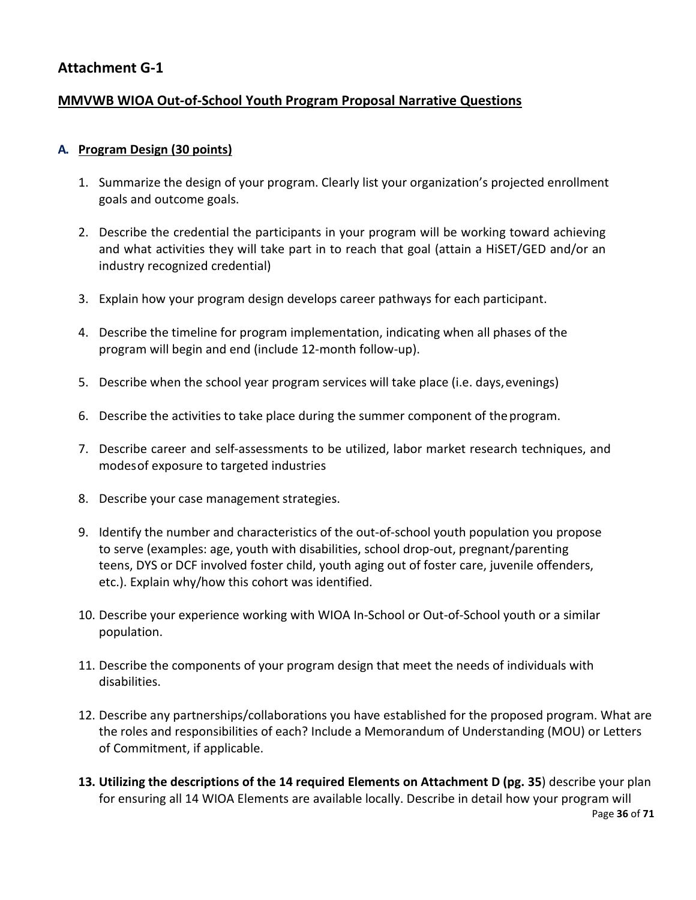## Attachment G-1

### MMVWB WIOA Out-of-School Youth Program Proposal Narrative Questions

#### A. Program Design (30 points)

1. Summarize the design of your program. Clearly list your organization's projected enrollment goals and outcome goals.

2. Describe the credential the participants in your program will be working toward achieving and what activities they will take part in to reach that goal (attain a HiSET/GED and/or an industry recognized credential)

3. Explain how your program design develops career pathways for each participant.

4. Describe the timeline for program implementation, indicating when all phases of the program will begin and end (include 12-month follow-up).

5. Describe when the school year program services will take place (i.e. days, evenings)

6. Describe the activities to take place during the summer component of the program.

7. Describe career and self-assessments to be utilized, labor market research techniques, and modes of exposure to targeted industries

8. Describe your case management strategies.

9. Identify the number and characteristics of the out-of-school youth population you propose to serve (examples: age, youth with disabilities, school drop-out, pregnant/parenting teens, DYS or DCF involved foster child, youth aging out of foster care, juvenile offenders, etc.). Explain why/how this cohort was identified.

10. Describe your experience working with WIOA In-School or Out-of-School youth or a similar population.

11. Describe the components of your program design that meet the needs of individuals with disabilities.

12. Describe any partnerships/collaborations you have established for the proposed program. What are the roles and responsibilities of each? Include a Memorandum of Understanding (MOU) or Letters of Commitment, if applicable.

13. **Utilizing the descriptions of the 14 required Elements on Attachment D (pg. 35**) describe your plan for ensuring all 14 WIOA Elements are available locally. Describe in detail how your program will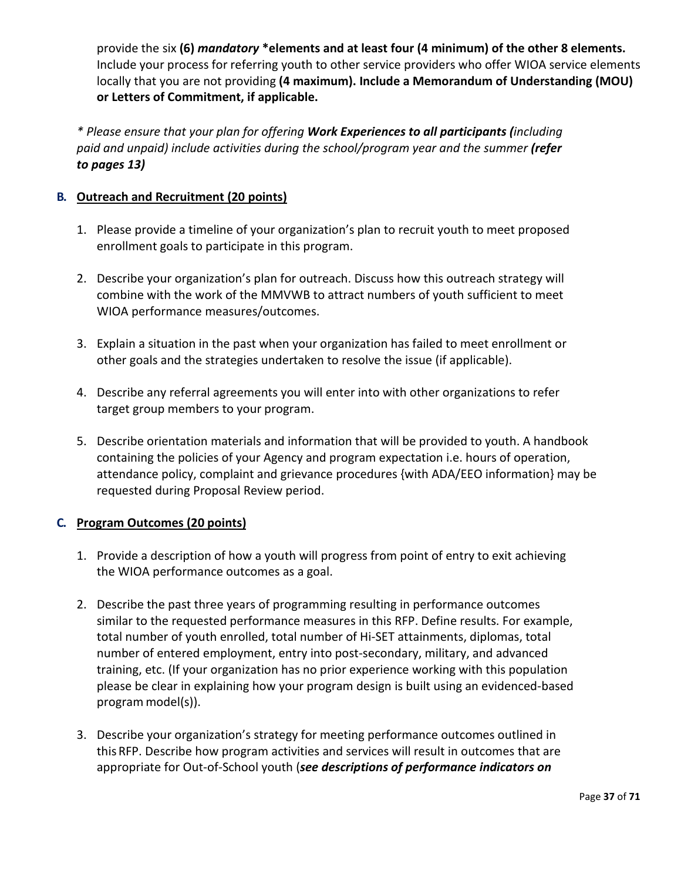provide the six **(6)** ***mandatory*** **\*elements and at least four (4 minimum) of the other 8 elements.** Include your process for referring youth to other service providers who offer WIOA service elements locally that you are not providing **(4 maximum). Include a Memorandum of Understanding (MOU) or Letters of Commitment, if applicable.**

*\* Please ensure that your plan for offering **Work Experiences to all participants (**including paid and unpaid) include activities during the school/program year and the summer **(refer to pages 13)***

## B. Outreach and Recruitment (20 points)

1. Please provide a timeline of your organization's plan to recruit youth to meet proposed enrollment goals to participate in this program.

2. Describe your organization's plan for outreach. Discuss how this outreach strategy will combine with the work of the MMVWB to attract numbers of youth sufficient to meet WIOA performance measures/outcomes.

3. Explain a situation in the past when your organization has failed to meet enrollment or other goals and the strategies undertaken to resolve the issue (if applicable).

4. Describe any referral agreements you will enter into with other organizations to refer target group members to your program.

5. Describe orientation materials and information that will be provided to youth. A handbook containing the policies of your Agency and program expectation i.e. hours of operation, attendance policy, complaint and grievance procedures {with ADA/EEO information} may be requested during Proposal Review period.

## C. Program Outcomes (20 points)

1. Provide a description of how a youth will progress from point of entry to exit achieving the WIOA performance outcomes as a goal.

2. Describe the past three years of programming resulting in performance outcomes similar to the requested performance measures in this RFP. Define results. For example, total number of youth enrolled, total number of Hi-SET attainments, diplomas, total number of entered employment, entry into post-secondary, military, and advanced training, etc. (If your organization has no prior experience working with this population please be clear in explaining how your program design is built using an evidenced-based program model(s)).

3. Describe your organization's strategy for meeting performance outcomes outlined in this RFP. Describe how program activities and services will result in outcomes that are appropriate for Out-of-School youth (***see descriptions of performance indicators on***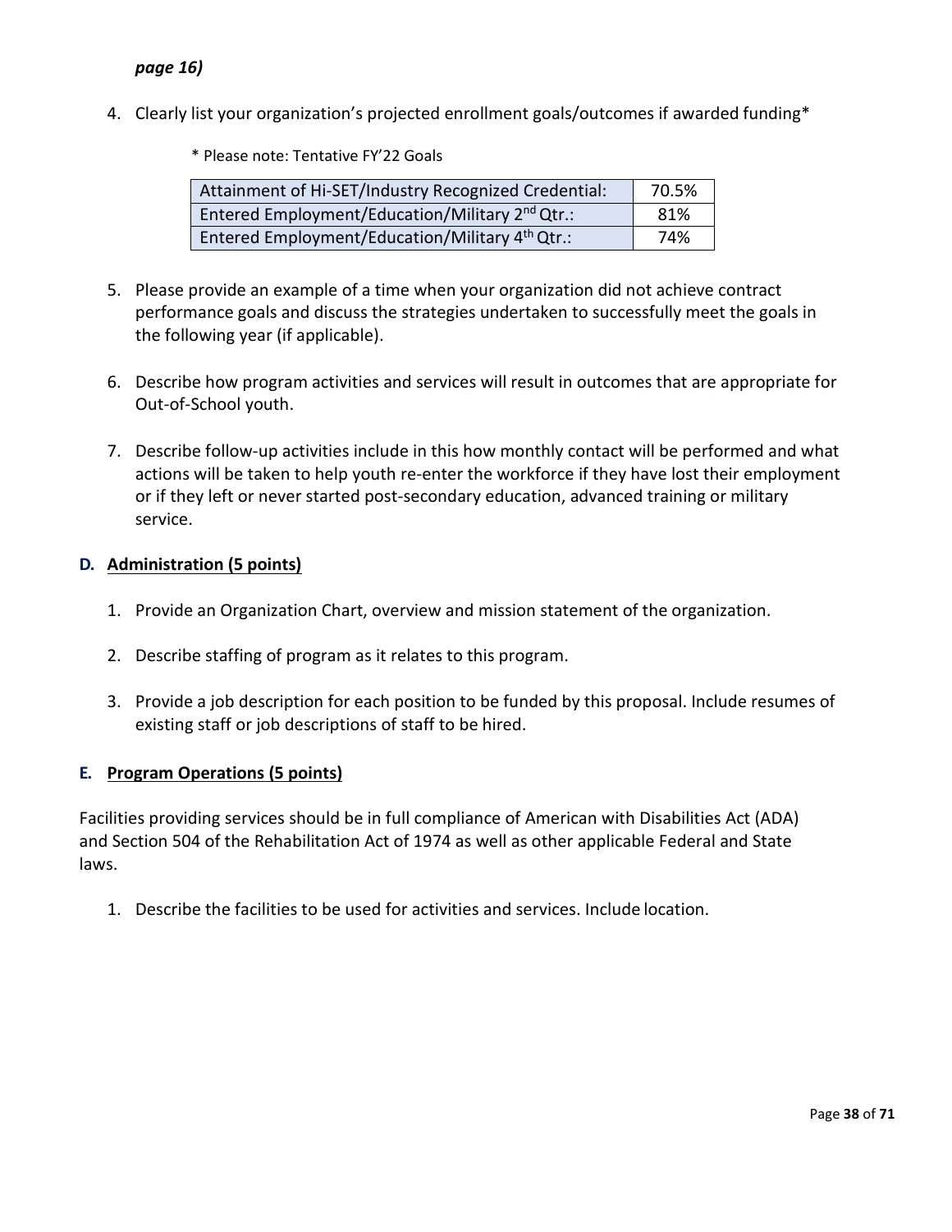*page 16)*

4. Clearly list your organization's projected enrollment goals/outcomes if awarded funding*

   * Please note: Tentative FY'22 Goals

   | | |
   |---|---|
   | Attainment of Hi-SET/Industry Recognized Credential: | 70.5% |
   | Entered Employment/Education/Military 2nd Qtr.: | 81% |
   | Entered Employment/Education/Military 4th Qtr.: | 74% |

5. Please provide an example of a time when your organization did not achieve contract performance goals and discuss the strategies undertaken to successfully meet the goals in the following year (if applicable).

6. Describe how program activities and services will result in outcomes that are appropriate for Out-of-School youth.

7. Describe follow-up activities include in this how monthly contact will be performed and what actions will be taken to help youth re-enter the workforce if they have lost their employment or if they left or never started post-secondary education, advanced training or military service.

### D. Administration (5 points)

1. Provide an Organization Chart, overview and mission statement of the organization.

2. Describe staffing of program as it relates to this program.

3. Provide a job description for each position to be funded by this proposal. Include resumes of existing staff or job descriptions of staff to be hired.

### E. Program Operations (5 points)

Facilities providing services should be in full compliance of American with Disabilities Act (ADA) and Section 504 of the Rehabilitation Act of 1974 as well as other applicable Federal and State laws.

1. Describe the facilities to be used for activities and services. Include location.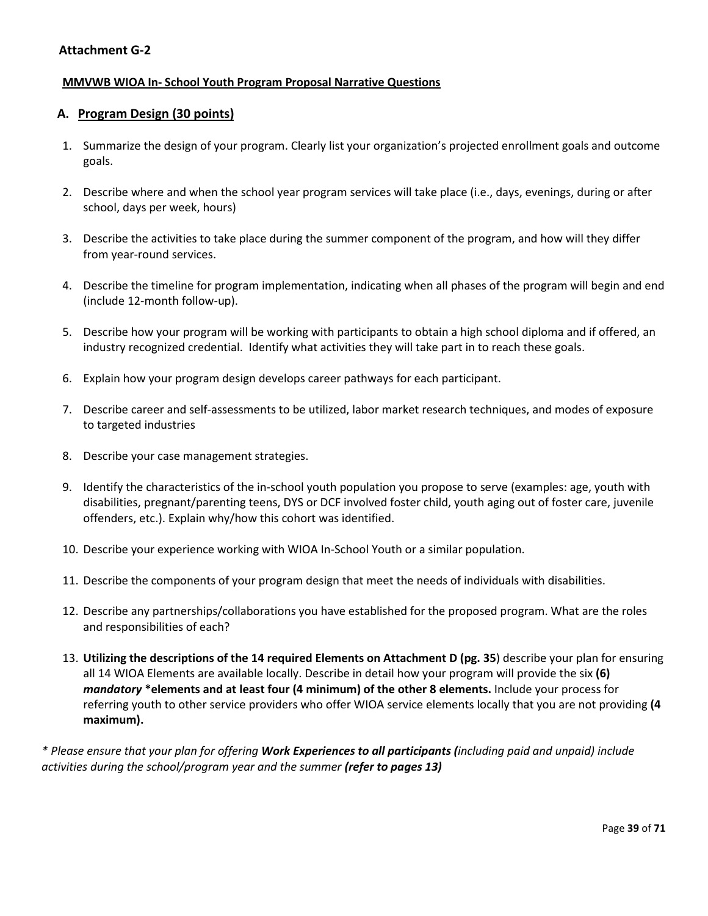## Attachment G-2

**MMVWB WIOA In- School Youth Program Proposal Narrative Questions**

### A. Program Design (30 points)

1. Summarize the design of your program. Clearly list your organization's projected enrollment goals and outcome goals.
2. Describe where and when the school year program services will take place (i.e., days, evenings, during or after school, days per week, hours)
3. Describe the activities to take place during the summer component of the program, and how will they differ from year-round services.
4. Describe the timeline for program implementation, indicating when all phases of the program will begin and end (include 12-month follow-up).
5. Describe how your program will be working with participants to obtain a high school diploma and if offered, an industry recognized credential. Identify what activities they will take part in to reach these goals.
6. Explain how your program design develops career pathways for each participant.
7. Describe career and self-assessments to be utilized, labor market research techniques, and modes of exposure to targeted industries
8. Describe your case management strategies.
9. Identify the characteristics of the in-school youth population you propose to serve (examples: age, youth with disabilities, pregnant/parenting teens, DYS or DCF involved foster child, youth aging out of foster care, juvenile offenders, etc.). Explain why/how this cohort was identified.
10. Describe your experience working with WIOA In-School Youth or a similar population.
11. Describe the components of your program design that meet the needs of individuals with disabilities.
12. Describe any partnerships/collaborations you have established for the proposed program. What are the roles and responsibilities of each?
13. **Utilizing the descriptions of the 14 required Elements on Attachment D (pg. 35**) describe your plan for ensuring all 14 WIOA Elements are available locally. Describe in detail how your program will provide the six **(6)** ***mandatory*** **\*elements and at least four (4 minimum) of the other 8 elements.** Include your process for referring youth to other service providers who offer WIOA service elements locally that you are not providing **(4 maximum).**

*\* Please ensure that your plan for offering **Work Experiences to all participants (**including paid and unpaid) include activities during the school/program year and the summer **(refer to pages 13)***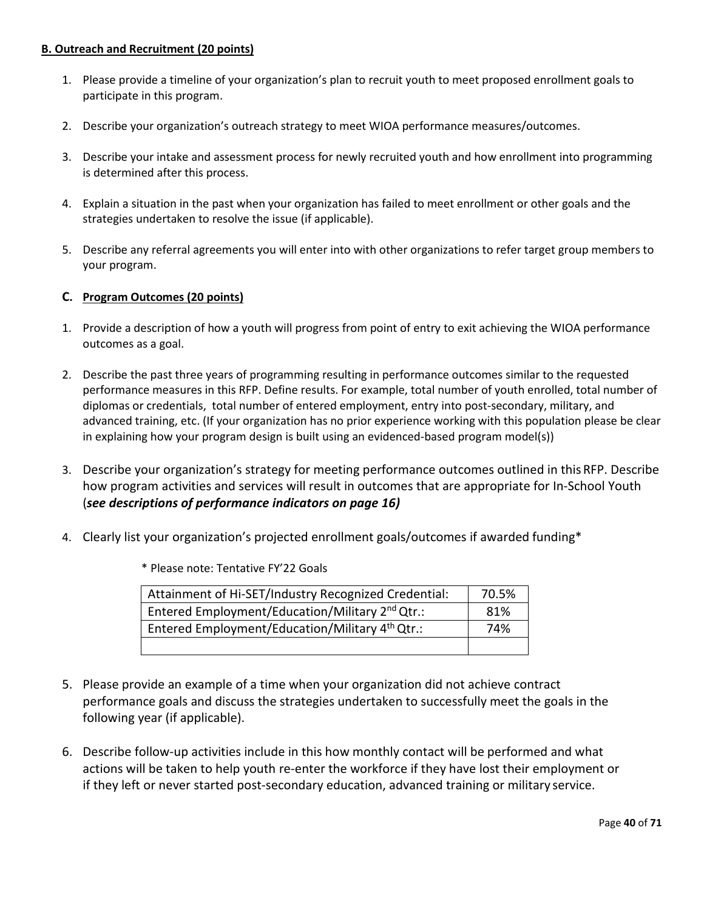**B. Outreach and Recruitment (20 points)**

1. Please provide a timeline of your organization's plan to recruit youth to meet proposed enrollment goals to participate in this program.
2. Describe your organization's outreach strategy to meet WIOA performance measures/outcomes.
3. Describe your intake and assessment process for newly recruited youth and how enrollment into programming is determined after this process.
4. Explain a situation in the past when your organization has failed to meet enrollment or other goals and the strategies undertaken to resolve the issue (if applicable).
5. Describe any referral agreements you will enter into with other organizations to refer target group members to your program.

**C. Program Outcomes (20 points)**

1. Provide a description of how a youth will progress from point of entry to exit achieving the WIOA performance outcomes as a goal.
2. Describe the past three years of programming resulting in performance outcomes similar to the requested performance measures in this RFP. Define results. For example, total number of youth enrolled, total number of diplomas or credentials, total number of entered employment, entry into post-secondary, military, and advanced training, etc. (If your organization has no prior experience working with this population please be clear in explaining how your program design is built using an evidenced-based program model(s))
3. Describe your organization's strategy for meeting performance outcomes outlined in this RFP. Describe how program activities and services will result in outcomes that are appropriate for In-School Youth (***see descriptions of performance indicators on page 16)***
4. Clearly list your organization's projected enrollment goals/outcomes if awarded funding*

   * Please note: Tentative FY'22 Goals

   | Attainment of Hi-SET/Industry Recognized Credential: | 70.5% |
   | --- | --- |
   | Entered Employment/Education/Military 2nd Qtr.: | 81% |
   | Entered Employment/Education/Military 4th Qtr.: | 74% |
   | | |

5. Please provide an example of a time when your organization did not achieve contract performance goals and discuss the strategies undertaken to successfully meet the goals in the following year (if applicable).
6. Describe follow-up activities include in this how monthly contact will be performed and what actions will be taken to help youth re-enter the workforce if they have lost their employment or if they left or never started post-secondary education, advanced training or military service.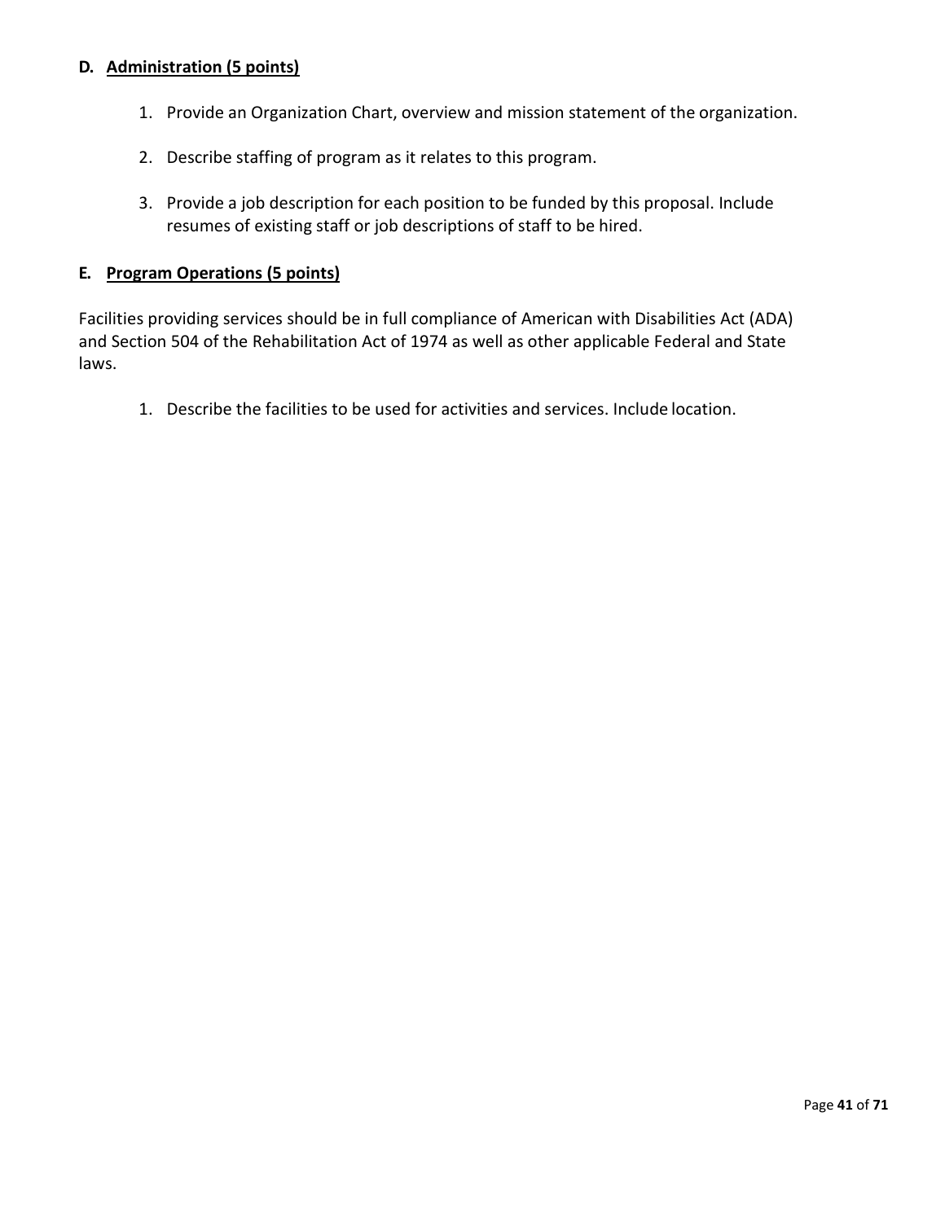### D. <u>Administration (5 points)</u>

1. Provide an Organization Chart, overview and mission statement of the organization.

2. Describe staffing of program as it relates to this program.

3. Provide a job description for each position to be funded by this proposal. Include resumes of existing staff or job descriptions of staff to be hired.

### E. <u>Program Operations (5 points)</u>

Facilities providing services should be in full compliance of American with Disabilities Act (ADA) and Section 504 of the Rehabilitation Act of 1974 as well as other applicable Federal and State laws.

1. Describe the facilities to be used for activities and services. Include location.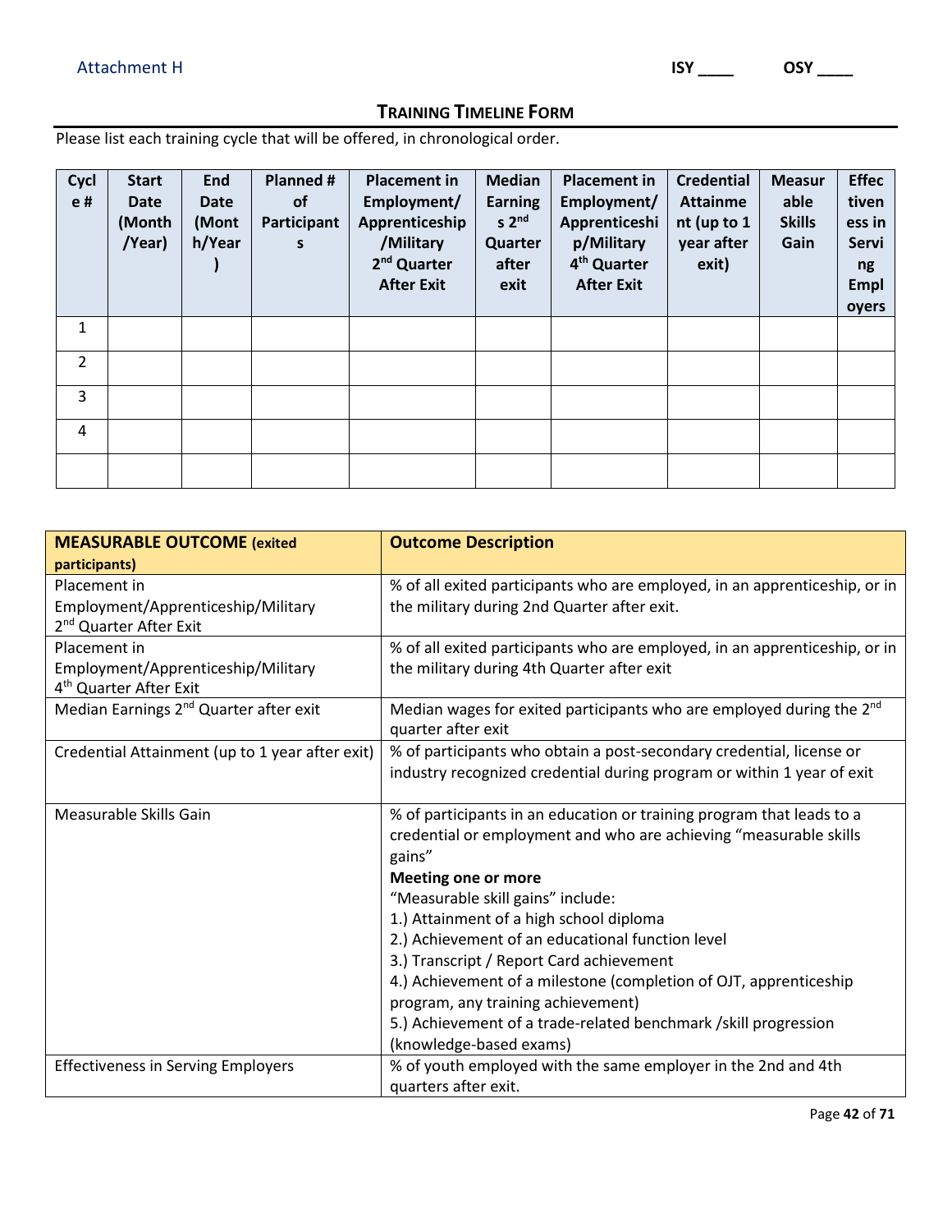Attachment H

ISY ____ OSY ____

## TRAINING TIMELINE FORM

Please list each training cycle that will be offered, in chronological order.

| Cycle # | Start Date (Month/Year) | End Date (Month/Year) | Planned # of Participants | Placement in Employment/ Apprenticeship/Military 2nd Quarter After Exit | Median Earnings 2nd Quarter after exit | Placement in Employment/ Apprenticeship/Military 4th Quarter After Exit | Credential Attainment (up to 1 year after exit) | Measurable Skills Gain | Effectiveness in Serving Employers |
|---|---|---|---|---|---|---|---|---|---|
| 1 | | | | | | | | | |
| 2 | | | | | | | | | |
| 3 | | | | | | | | | |
| 4 | | | | | | | | | |
| | | | | | | | | | |

| **MEASURABLE OUTCOME** (exited participants) | **Outcome Description** |
|---|---|
| Placement in Employment/Apprenticeship/Military 2nd Quarter After Exit | % of all exited participants who are employed, in an apprenticeship, or in the military during 2nd Quarter after exit. |
| Placement in Employment/Apprenticeship/Military 4th Quarter After Exit | % of all exited participants who are employed, in an apprenticeship, or in the military during 4th Quarter after exit |
| Median Earnings 2nd Quarter after exit | Median wages for exited participants who are employed during the 2nd quarter after exit |
| Credential Attainment (up to 1 year after exit) | % of participants who obtain a post-secondary credential, license or industry recognized credential during program or within 1 year of exit |
| Measurable Skills Gain | % of participants in an education or training program that leads to a credential or employment and who are achieving "measurable skills gains"<br>**Meeting one or more**<br>"Measurable skill gains" include:<br>1.) Attainment of a high school diploma<br>2.) Achievement of an educational function level<br>3.) Transcript / Report Card achievement<br>4.) Achievement of a milestone (completion of OJT, apprenticeship program, any training achievement)<br>5.) Achievement of a trade-related benchmark /skill progression (knowledge-based exams) |
| Effectiveness in Serving Employers | % of youth employed with the same employer in the 2nd and 4th quarters after exit. |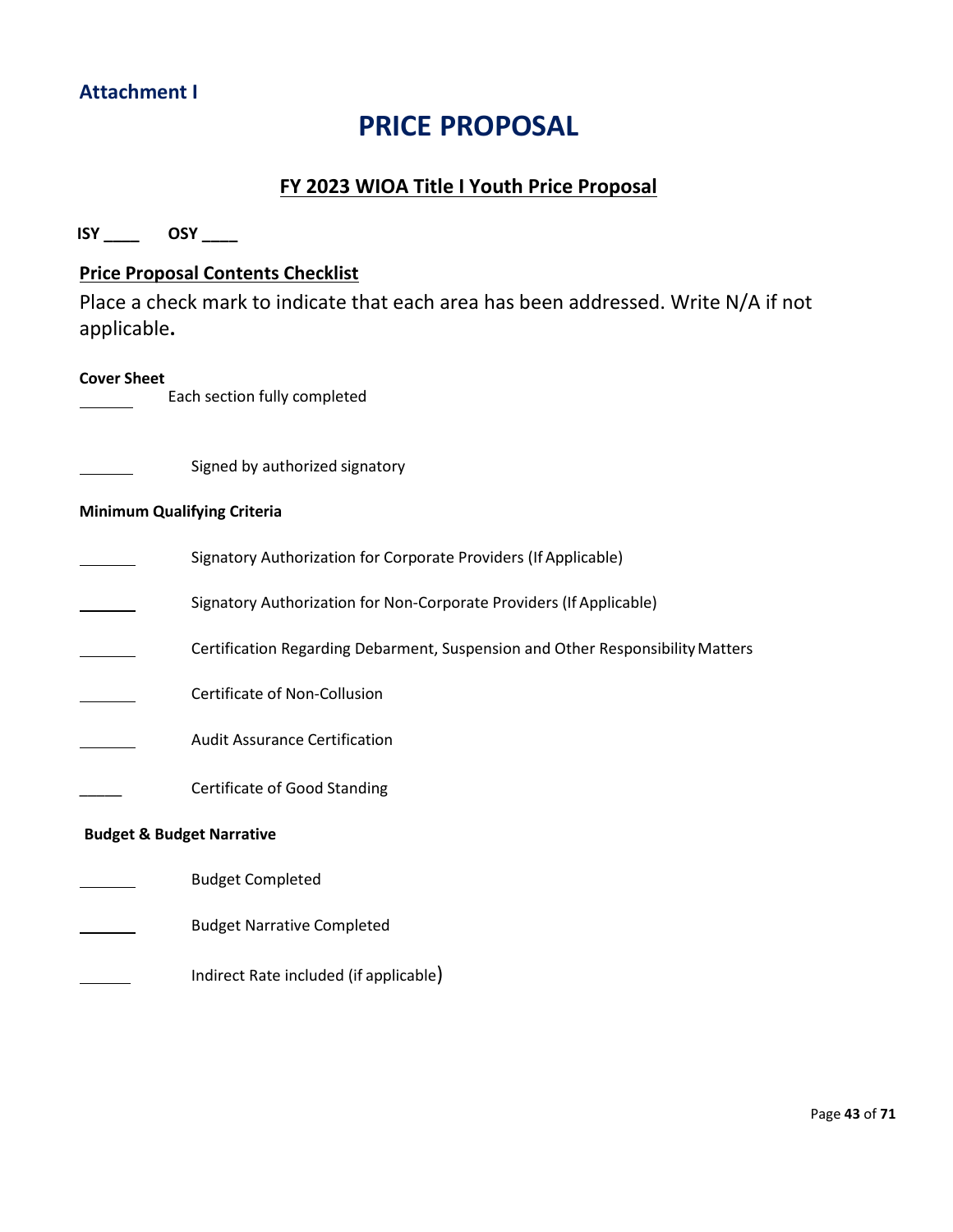**Attachment I**

# PRICE PROPOSAL

## FY 2023 WIOA Title I Youth Price Proposal

**ISY ____ OSY ____**

### Price Proposal Contents Checklist

Place a check mark to indicate that each area has been addressed. Write N/A if not applicable.

**Cover Sheet**

______ Each section fully completed

______ Signed by authorized signatory

**Minimum Qualifying Criteria**

______ Signatory Authorization for Corporate Providers (If Applicable)

______ Signatory Authorization for Non-Corporate Providers (If Applicable)

______ Certification Regarding Debarment, Suspension and Other Responsibility Matters

______ Certificate of Non-Collusion

______ Audit Assurance Certification

______ Certificate of Good Standing

**Budget & Budget Narrative**

______ Budget Completed

______ Budget Narrative Completed

______ Indirect Rate included (if applicable)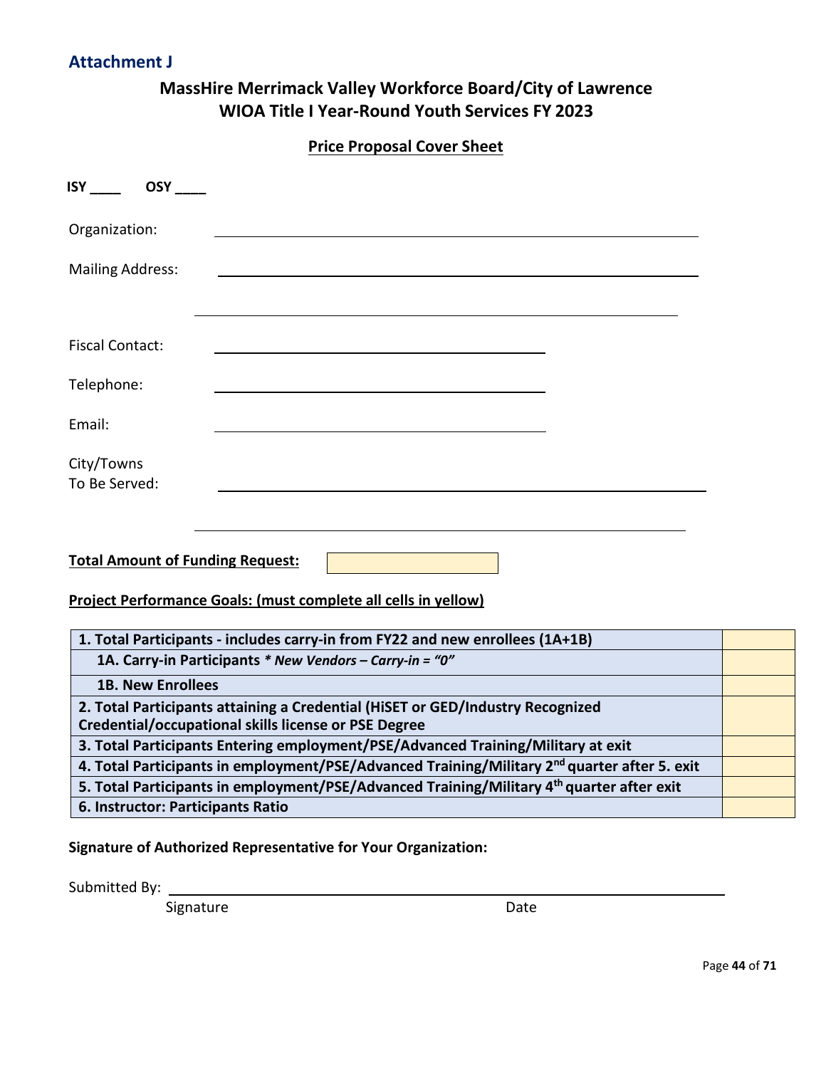## Attachment J

### MassHire Merrimack Valley Workforce Board/City of Lawrence
### WIOA Title I Year-Round Youth Services FY 2023

**Price Proposal Cover Sheet**

**ISY ____ OSY ____**

Organization: ______________________________________________

Mailing Address: ______________________________________________

______________________________________________

Fiscal Contact: ______________________________

Telephone: ______________________________

Email: ______________________________

City/Towns To Be Served: ______________________________________________

______________________________________________

**Total Amount of Funding Request:** ____________

**Project Performance Goals: (must complete all cells in yellow)**

| Goal | |
|---|---|
| **1. Total Participants - includes carry-in from FY22 and new enrollees (1A+1B)** | |
| **1A. Carry-in Participants** ***\* New Vendors – Carry-in = "0"*** | |
| **1B. New Enrollees** | |
| **2. Total Participants attaining a Credential (HiSET or GED/Industry Recognized Credential/occupational skills license or PSE Degree** | |
| **3. Total Participants Entering employment/PSE/Advanced Training/Military at exit** | |
| **4. Total Participants in employment/PSE/Advanced Training/Military 2nd quarter after 5. exit** | |
| **5. Total Participants in employment/PSE/Advanced Training/Military 4th quarter after exit** | |
| **6. Instructor: Participants Ratio** | |

**Signature of Authorized Representative for Your Organization:**

Submitted By: ______________________________________________

Signature                                                  Date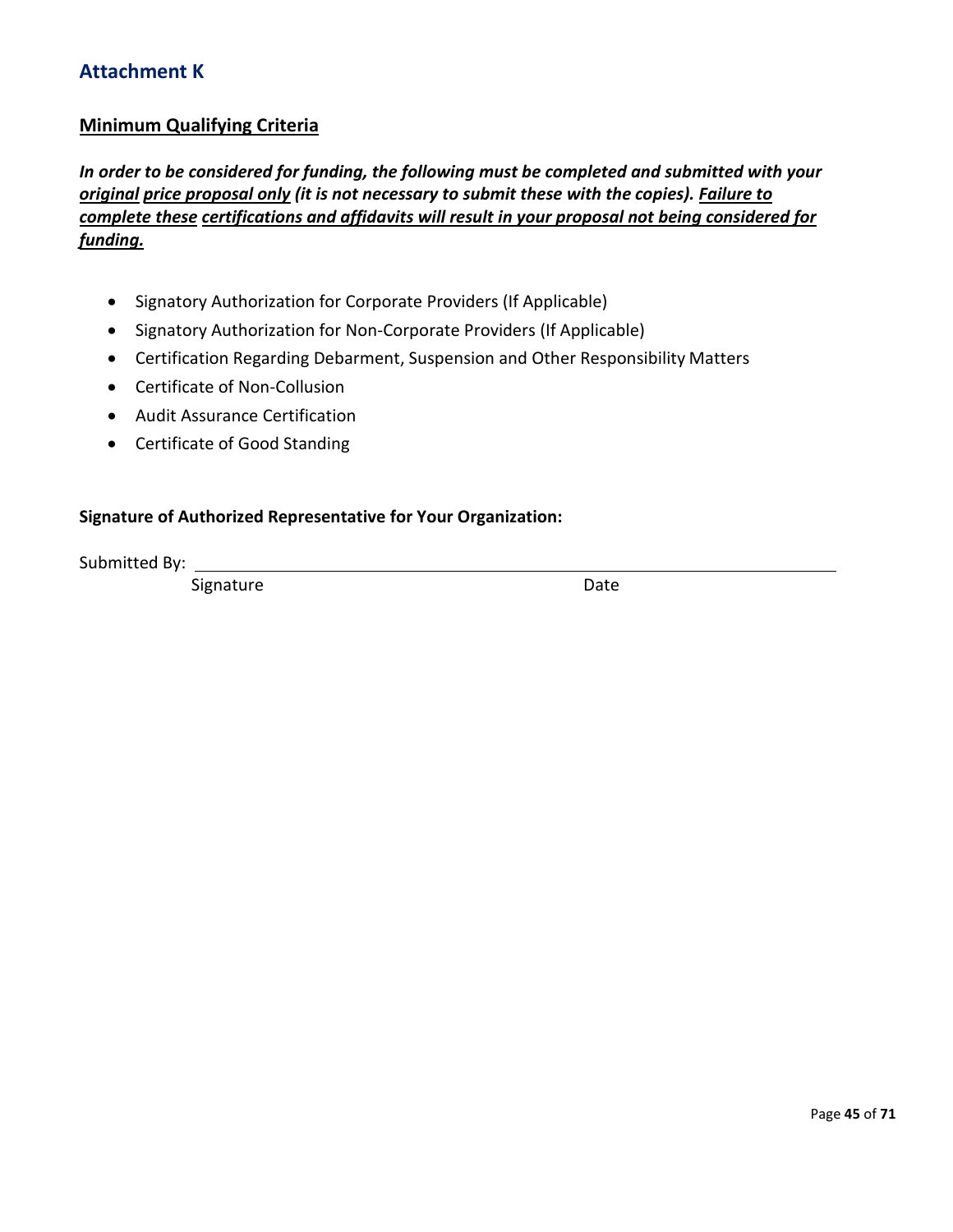## Attachment K

**<u>Minimum Qualifying Criteria</u>**

***In order to be considered for funding, the following must be completed and submitted with your <u>original</u> <u>price proposal only</u> (it is not necessary to submit these with the copies). <u>Failure to complete these</u> <u>certifications and affidavits will result in your proposal not being considered for funding.</u>***

- Signatory Authorization for Corporate Providers (If Applicable)
- Signatory Authorization for Non-Corporate Providers (If Applicable)
- Certification Regarding Debarment, Suspension and Other Responsibility Matters
- Certificate of Non-Collusion
- Audit Assurance Certification
- Certificate of Good Standing

**Signature of Authorized Representative for Your Organization:**

Submitted By: ______________________________________________________________

Signature                                                                                    Date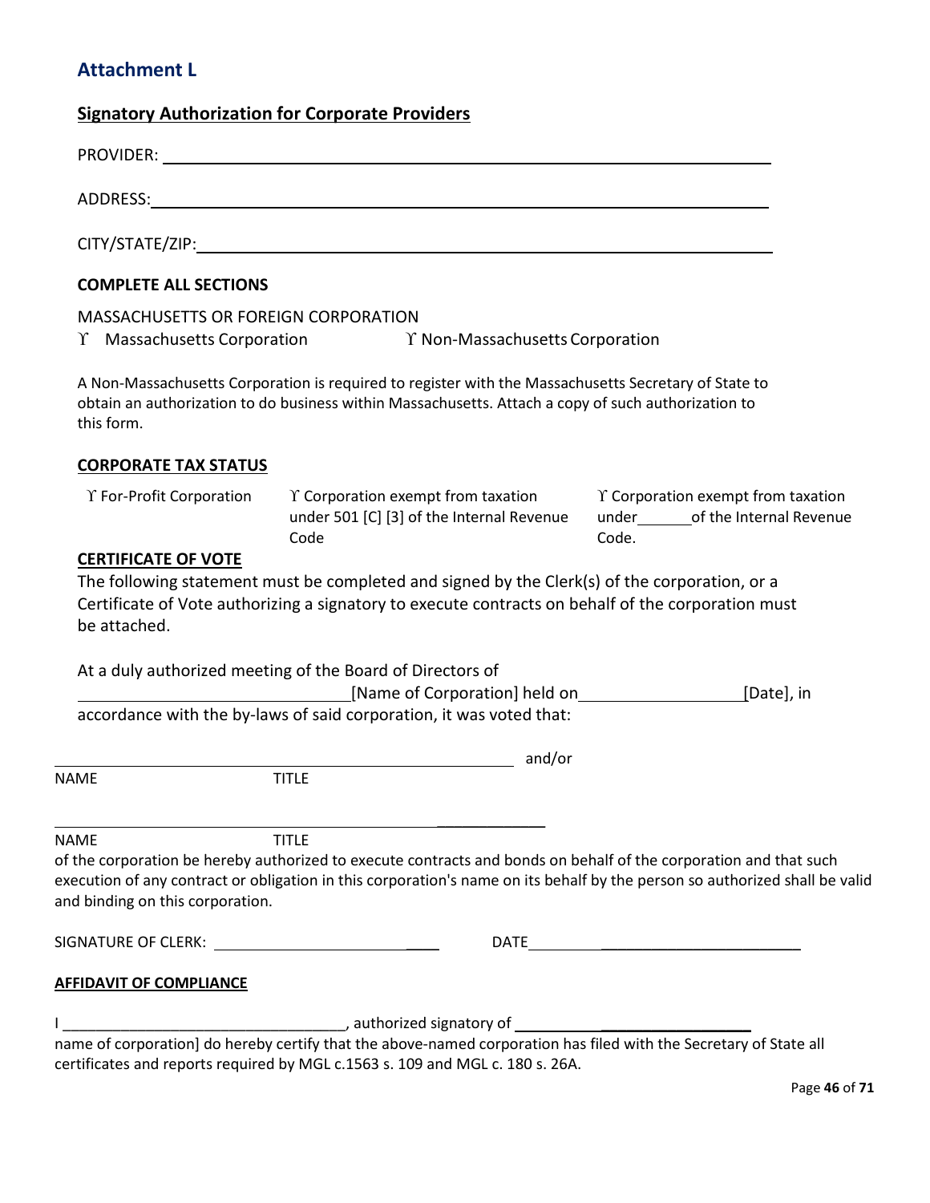## Attachment L

**Signatory Authorization for Corporate Providers**

PROVIDER: ______________________________________________

ADDRESS: ______________________________________________

CITY/STATE/ZIP: ______________________________________________

**COMPLETE ALL SECTIONS**

MASSACHUSETTS OR FOREIGN CORPORATION

ϒ Massachusetts Corporation     ϒ Non-Massachusetts Corporation

A Non-Massachusetts Corporation is required to register with the Massachusetts Secretary of State to obtain an authorization to do business within Massachusetts. Attach a copy of such authorization to this form.

**CORPORATE TAX STATUS**

ϒ For-Profit Corporation     ϒ Corporation exempt from taxation under 501 [C] [3] of the Internal Revenue Code     ϒ Corporation exempt from taxation under ______ of the Internal Revenue Code.

**CERTIFICATE OF VOTE**

The following statement must be completed and signed by the Clerk(s) of the corporation, or a Certificate of Vote authorizing a signatory to execute contracts on behalf of the corporation must be attached.

At a duly authorized meeting of the Board of Directors of ______________________________[Name of Corporation] held on __________________[Date], in accordance with the by-laws of said corporation, it was voted that:

______________________________________________ and/or

NAME TITLE

______________________________________________

NAME TITLE

of the corporation be hereby authorized to execute contracts and bonds on behalf of the corporation and that such execution of any contract or obligation in this corporation's name on its behalf by the person so authorized shall be valid and binding on this corporation.

SIGNATURE OF CLERK: ____________________________ DATE ____________________________

**AFFIDAVIT OF COMPLIANCE**

I _________________________________, authorized signatory of ____________________________ name of corporation] do hereby certify that the above-named corporation has filed with the Secretary of State all certificates and reports required by MGL c.1563 s. 109 and MGL c. 180 s. 26A.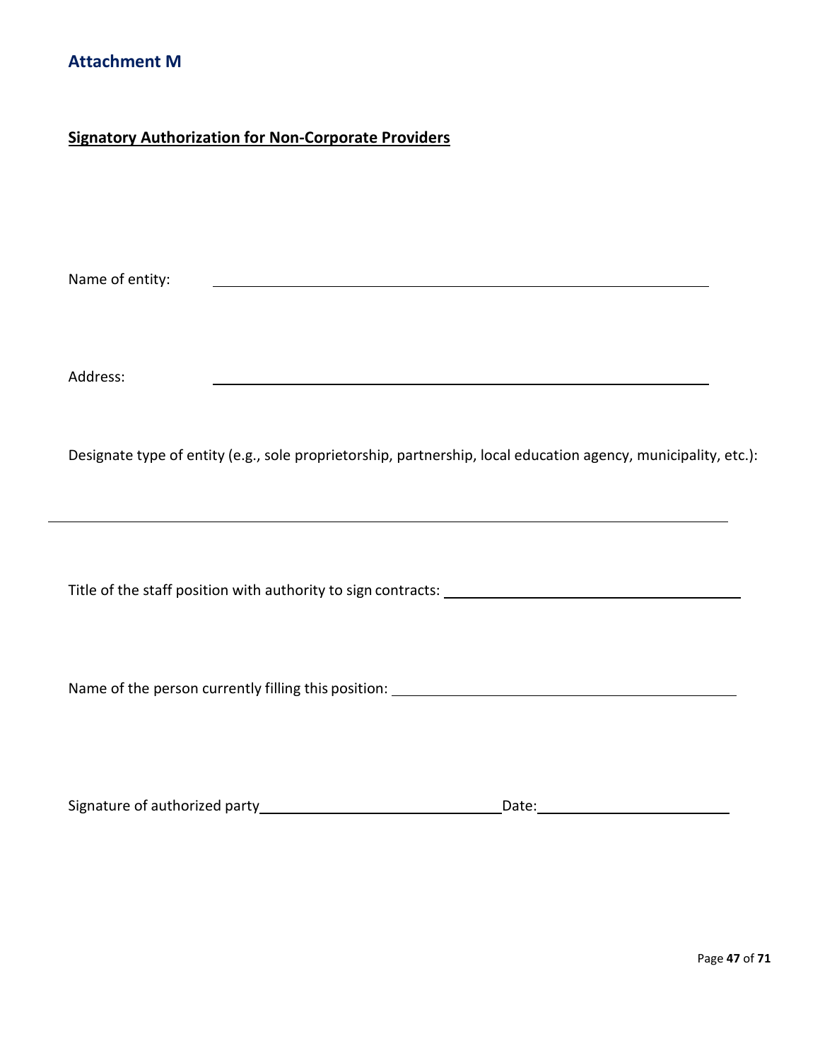## Attachment M

**Signatory Authorization for Non-Corporate Providers**

Name of entity: ______________________________________________

Address: ______________________________________________

Designate type of entity (e.g., sole proprietorship, partnership, local education agency, municipality, etc.):

______________________________________________

Title of the staff position with authority to sign contracts: ______________________________

Name of the person currently filling this position: ______________________________

Signature of authorized party ______________________ Date: __________________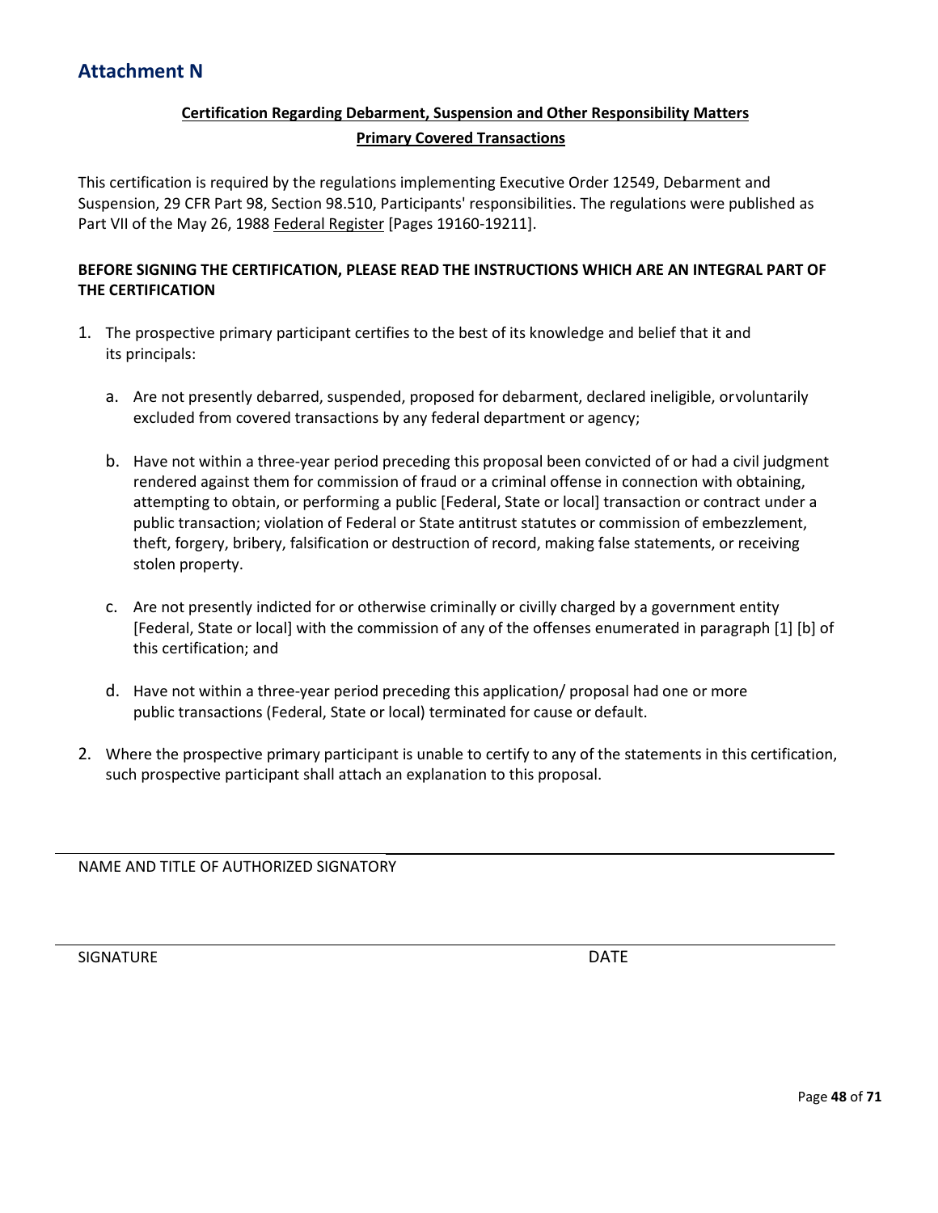## Attachment N

**Certification Regarding Debarment, Suspension and Other Responsibility Matters**

**Primary Covered Transactions**

This certification is required by the regulations implementing Executive Order 12549, Debarment and Suspension, 29 CFR Part 98, Section 98.510, Participants' responsibilities. The regulations were published as Part VII of the May 26, 1988 Federal Register [Pages 19160-19211].

**BEFORE SIGNING THE CERTIFICATION, PLEASE READ THE INSTRUCTIONS WHICH ARE AN INTEGRAL PART OF THE CERTIFICATION**

1. The prospective primary participant certifies to the best of its knowledge and belief that it and its principals:

   a. Are not presently debarred, suspended, proposed for debarment, declared ineligible, orvoluntarily excluded from covered transactions by any federal department or agency;

   b. Have not within a three-year period preceding this proposal been convicted of or had a civil judgment rendered against them for commission of fraud or a criminal offense in connection with obtaining, attempting to obtain, or performing a public [Federal, State or local] transaction or contract under a public transaction; violation of Federal or State antitrust statutes or commission of embezzlement, theft, forgery, bribery, falsification or destruction of record, making false statements, or receiving stolen property.

   c. Are not presently indicted for or otherwise criminally or civilly charged by a government entity [Federal, State or local] with the commission of any of the offenses enumerated in paragraph [1] [b] of this certification; and

   d. Have not within a three-year period preceding this application/ proposal had one or more public transactions (Federal, State or local) terminated for cause or default.

2. Where the prospective primary participant is unable to certify to any of the statements in this certification, such prospective participant shall attach an explanation to this proposal.

NAME AND TITLE OF AUTHORIZED SIGNATORY

SIGNATURE　　　　　　　　　　　　　　　　　　　　DATE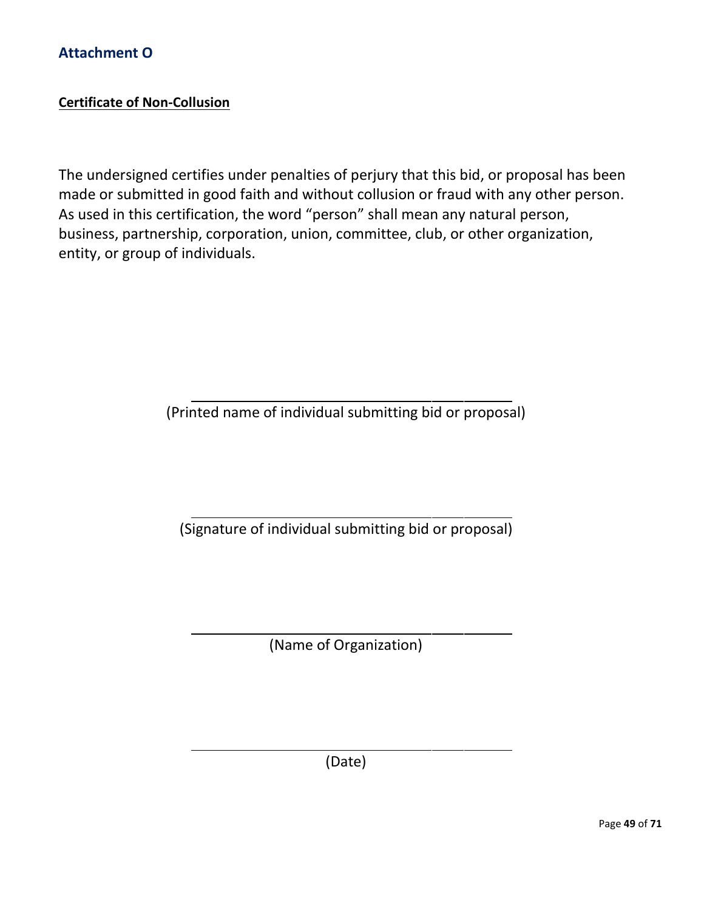## Attachment O

**Certificate of Non-Collusion**

The undersigned certifies under penalties of perjury that this bid, or proposal has been made or submitted in good faith and without collusion or fraud with any other person. As used in this certification, the word "person" shall mean any natural person, business, partnership, corporation, union, committee, club, or other organization, entity, or group of individuals.

\_\_\_\_\_\_\_\_\_\_\_\_\_\_\_\_\_\_\_\_\_\_\_\_\_\_\_\_\_\_\_\_\_\_\_\_\_\_\_\_

(Printed name of individual submitting bid or proposal)

\_\_\_\_\_\_\_\_\_\_\_\_\_\_\_\_\_\_\_\_\_\_\_\_\_\_\_\_\_\_\_\_\_\_\_\_\_\_\_\_

(Signature of individual submitting bid or proposal)

\_\_\_\_\_\_\_\_\_\_\_\_\_\_\_\_\_\_\_\_\_\_\_\_\_\_\_\_\_\_\_\_\_\_\_\_\_\_\_\_

(Name of Organization)

\_\_\_\_\_\_\_\_\_\_\_\_\_\_\_\_\_\_\_\_\_\_\_\_\_\_\_\_\_\_\_\_\_\_\_\_\_\_\_\_

(Date)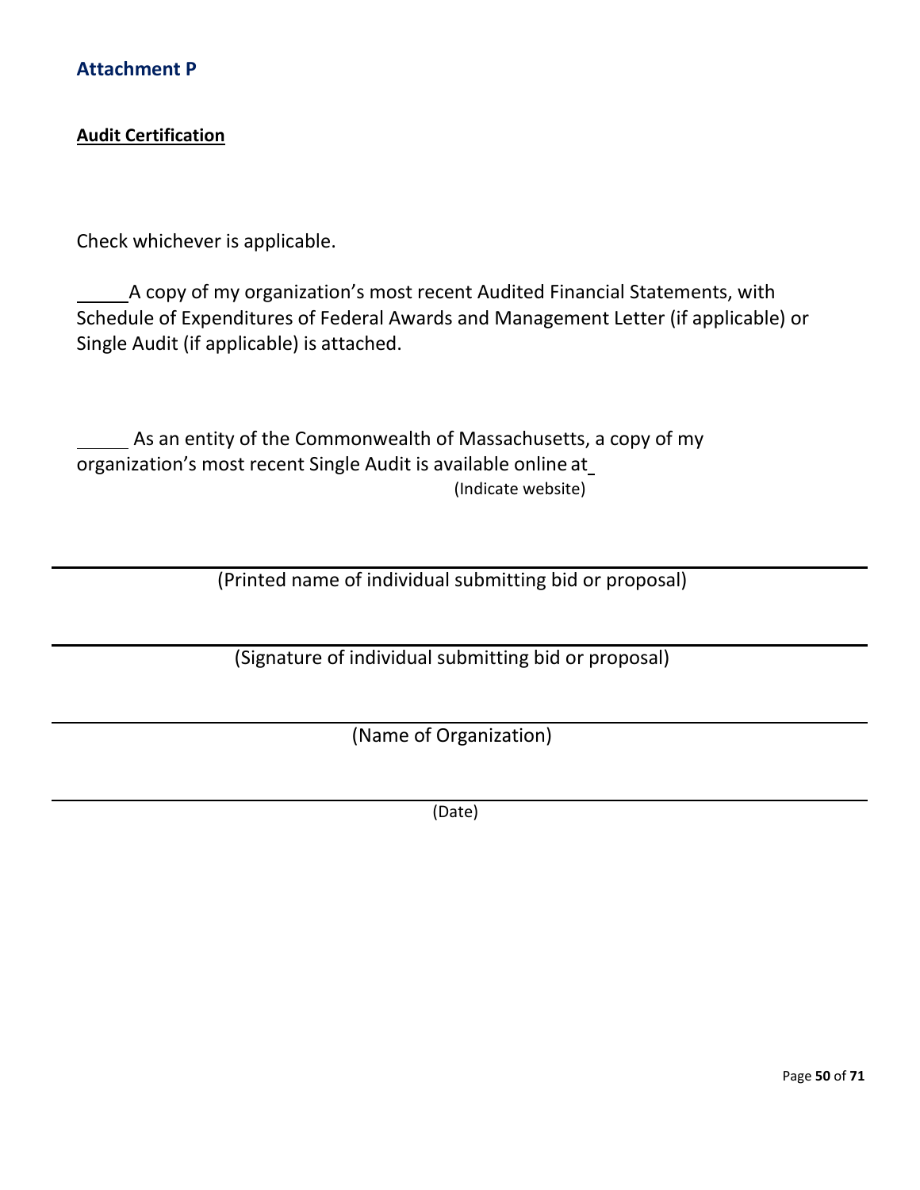## Attachment P

**Audit Certification**

Check whichever is applicable.

_____ A copy of my organization's most recent Audited Financial Statements, with Schedule of Expenditures of Federal Awards and Management Letter (if applicable) or Single Audit (if applicable) is attached.

_____ As an entity of the Commonwealth of Massachusetts, a copy of my organization's most recent Single Audit is available online at ______________________

(Indicate website)

______________________________________________

(Printed name of individual submitting bid or proposal)

______________________________________________

(Signature of individual submitting bid or proposal)

______________________________________________

(Name of Organization)

______________________________________________

(Date)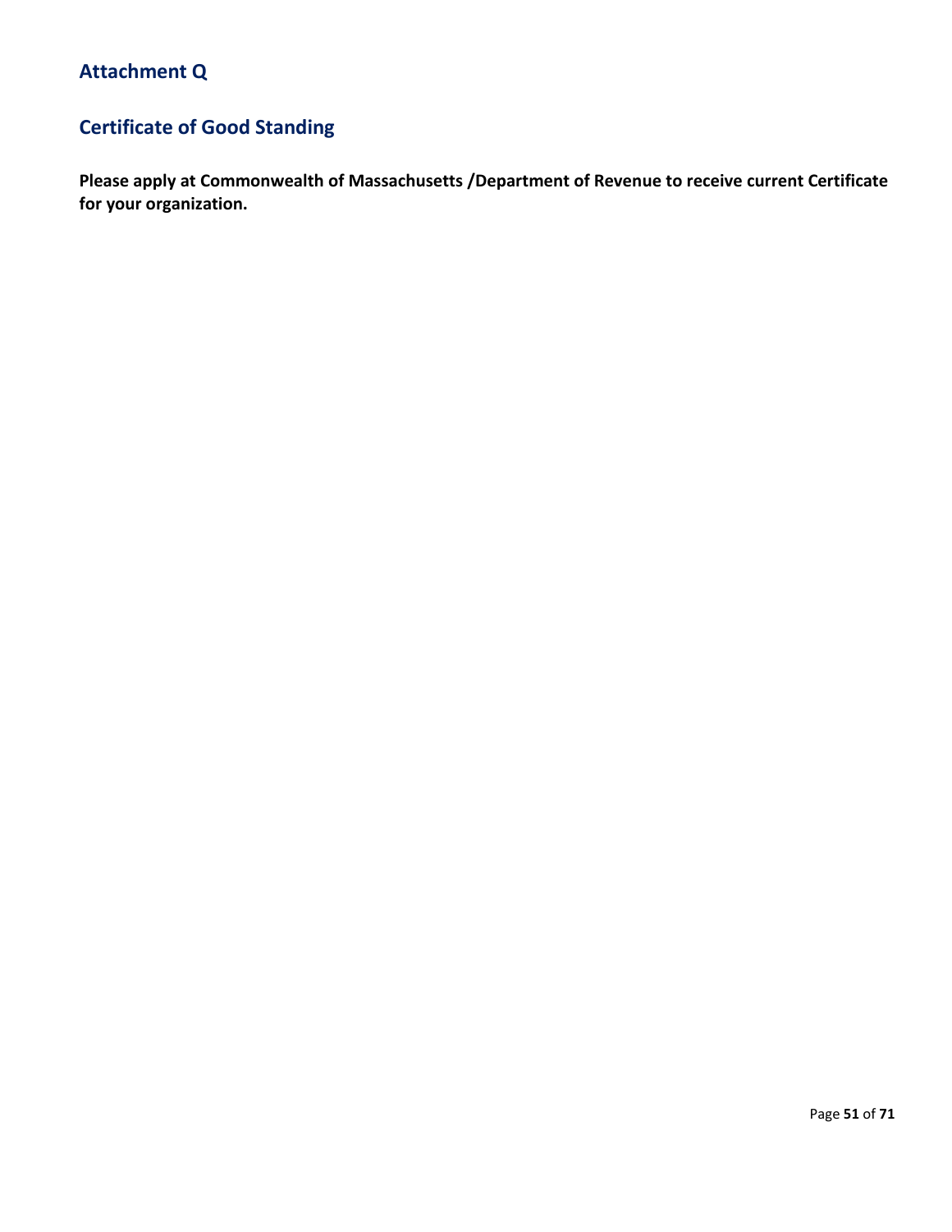## Attachment Q

## Certificate of Good Standing

**Please apply at Commonwealth of Massachusetts /Department of Revenue to receive current Certificate for your organization.**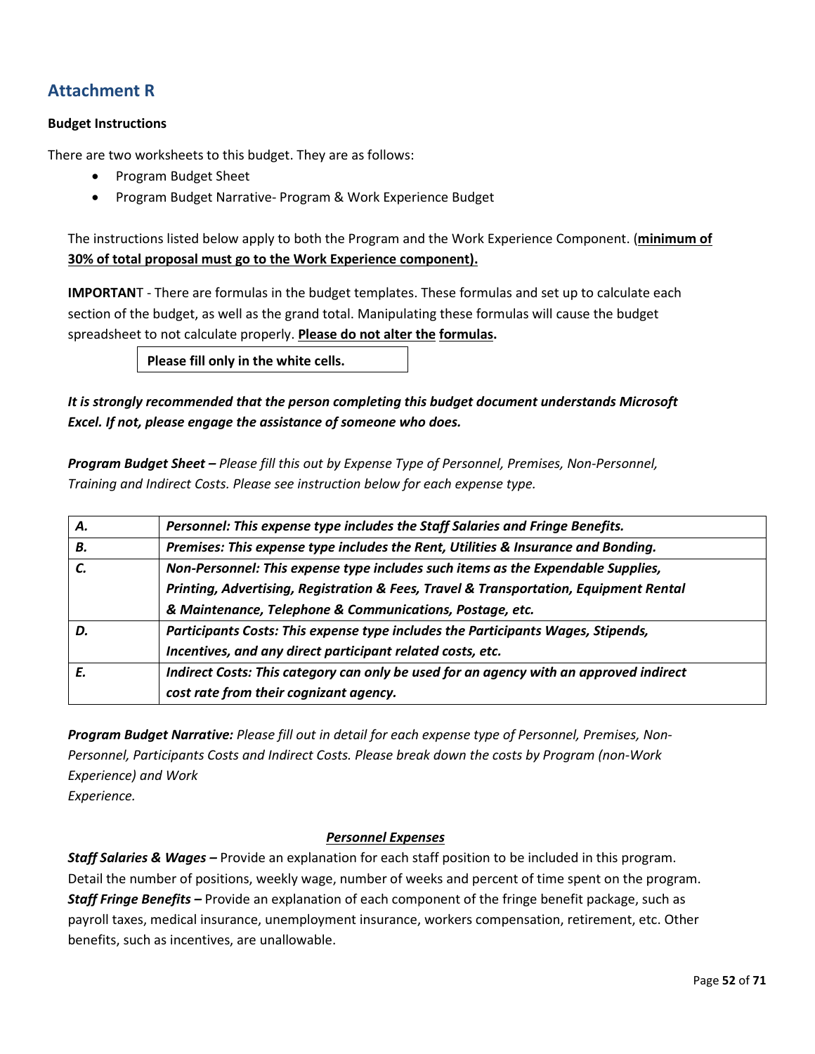## Attachment R

**Budget Instructions**

There are two worksheets to this budget. They are as follows:

- Program Budget Sheet
- Program Budget Narrative- Program & Work Experience Budget

The instructions listed below apply to both the Program and the Work Experience Component. (**minimum of 30% of total proposal must go to the Work Experience component).**

**IMPORTAN**T - There are formulas in the budget templates. These formulas and set up to calculate each section of the budget, as well as the grand total. Manipulating these formulas will cause the budget spreadsheet to not calculate properly. **Please do not alter the formulas.**

**Please fill only in the white cells.**

***It is strongly recommended that the person completing this budget document understands Microsoft Excel. If not, please engage the assistance of someone who does.***

***Program Budget Sheet –*** *Please fill this out by Expense Type of Personnel, Premises, Non-Personnel, Training and Indirect Costs. Please see instruction below for each expense type.*

| ***A.*** | ***Personnel: This expense type includes the Staff Salaries and Fringe Benefits.*** |
|---|---|
| ***B.*** | ***Premises: This expense type includes the Rent, Utilities & Insurance and Bonding.*** |
| ***C.*** | ***Non-Personnel: This expense type includes such items as the Expendable Supplies, Printing, Advertising, Registration & Fees, Travel & Transportation, Equipment Rental & Maintenance, Telephone & Communications, Postage, etc.*** |
| ***D.*** | ***Participants Costs: This expense type includes the Participants Wages, Stipends, Incentives, and any direct participant related costs, etc.*** |
| ***E.*** | ***Indirect Costs: This category can only be used for an agency with an approved indirect cost rate from their cognizant agency.*** |

***Program Budget Narrative:*** *Please fill out in detail for each expense type of Personnel, Premises, Non-Personnel, Participants Costs and Indirect Costs. Please break down the costs by Program (non-Work Experience) and Work Experience.*

***Personnel Expenses***

***Staff Salaries & Wages –*** Provide an explanation for each staff position to be included in this program. Detail the number of positions, weekly wage, number of weeks and percent of time spent on the program.
***Staff Fringe Benefits –*** Provide an explanation of each component of the fringe benefit package, such as payroll taxes, medical insurance, unemployment insurance, workers compensation, retirement, etc. Other benefits, such as incentives, are unallowable.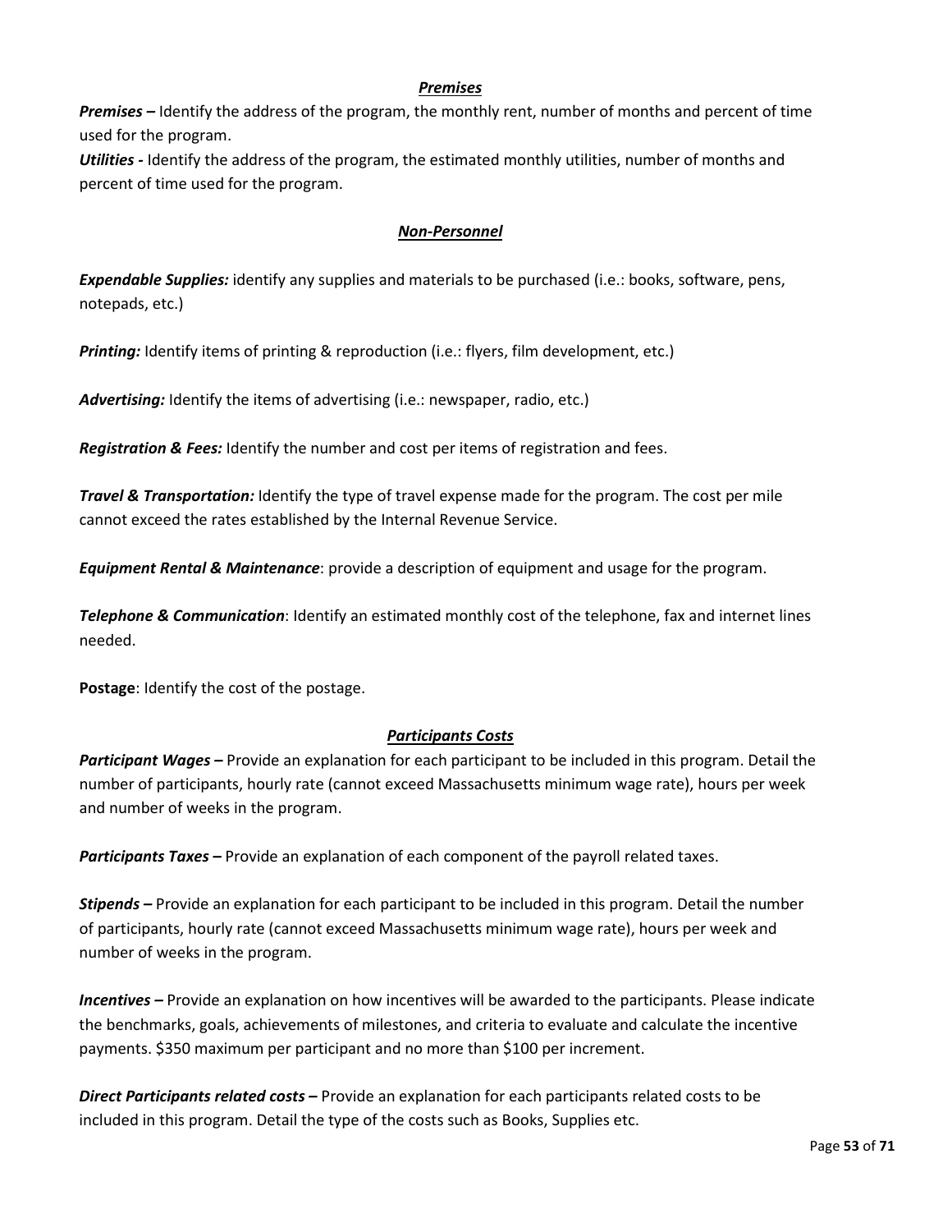### ***Premises***

***Premises –*** Identify the address of the program, the monthly rent, number of months and percent of time used for the program.

***Utilities -*** Identify the address of the program, the estimated monthly utilities, number of months and percent of time used for the program.

### ***Non-Personnel***

***Expendable Supplies:*** identify any supplies and materials to be purchased (i.e.: books, software, pens, notepads, etc.)

***Printing:*** Identify items of printing & reproduction (i.e.: flyers, film development, etc.)

***Advertising:*** Identify the items of advertising (i.e.: newspaper, radio, etc.)

***Registration & Fees:*** Identify the number and cost per items of registration and fees.

***Travel & Transportation:*** Identify the type of travel expense made for the program. The cost per mile cannot exceed the rates established by the Internal Revenue Service.

***Equipment Rental & Maintenance***: provide a description of equipment and usage for the program.

***Telephone & Communication***: Identify an estimated monthly cost of the telephone, fax and internet lines needed.

**Postage**: Identify the cost of the postage.

### ***Participants Costs***

***Participant Wages –*** Provide an explanation for each participant to be included in this program. Detail the number of participants, hourly rate (cannot exceed Massachusetts minimum wage rate), hours per week and number of weeks in the program.

***Participants Taxes –*** Provide an explanation of each component of the payroll related taxes.

***Stipends –*** Provide an explanation for each participant to be included in this program. Detail the number of participants, hourly rate (cannot exceed Massachusetts minimum wage rate), hours per week and number of weeks in the program.

***Incentives –*** Provide an explanation on how incentives will be awarded to the participants. Please indicate the benchmarks, goals, achievements of milestones, and criteria to evaluate and calculate the incentive payments. $350 maximum per participant and no more than $100 per increment.

***Direct Participants related costs –*** Provide an explanation for each participants related costs to be included in this program. Detail the type of the costs such as Books, Supplies etc.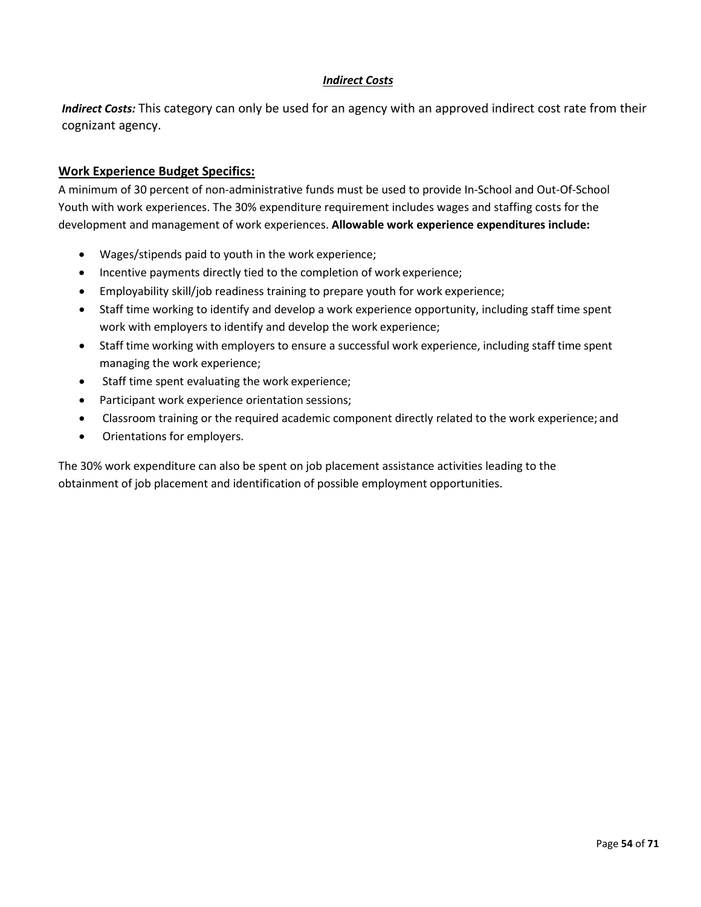### ***Indirect Costs***

***Indirect Costs:*** This category can only be used for an agency with an approved indirect cost rate from their cognizant agency.

## Work Experience Budget Specifics:

A minimum of 30 percent of non-administrative funds must be used to provide In-School and Out-Of-School Youth with work experiences. The 30% expenditure requirement includes wages and staffing costs for the development and management of work experiences. **Allowable work experience expenditures include:**

- Wages/stipends paid to youth in the work experience;
- Incentive payments directly tied to the completion of work experience;
- Employability skill/job readiness training to prepare youth for work experience;
- Staff time working to identify and develop a work experience opportunity, including staff time spent work with employers to identify and develop the work experience;
- Staff time working with employers to ensure a successful work experience, including staff time spent managing the work experience;
- Staff time spent evaluating the work experience;
- Participant work experience orientation sessions;
- Classroom training or the required academic component directly related to the work experience; and
- Orientations for employers.

The 30% work expenditure can also be spent on job placement assistance activities leading to the obtainment of job placement and identification of possible employment opportunities.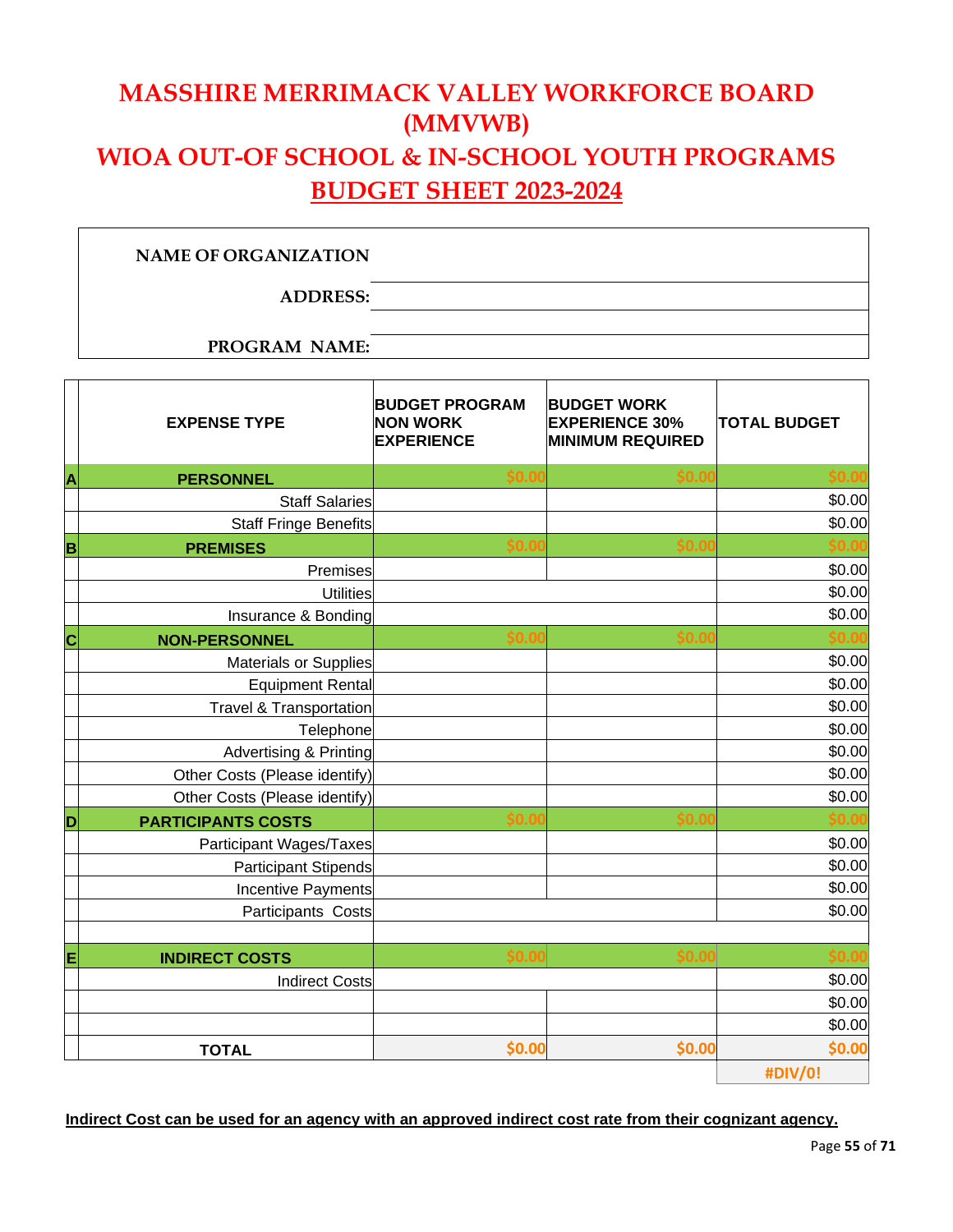# MASSHIRE MERRIMACK VALLEY WORKFORCE BOARD (MMVWB)

# WIOA OUT-OF SCHOOL & IN-SCHOOL YOUTH PROGRAMS

# BUDGET SHEET 2023-2024

| | |
|---|---|
| NAME OF ORGANIZATION | |
| ADDRESS: | |
| | |
| PROGRAM NAME: | |

| | EXPENSE TYPE | BUDGET PROGRAM NON WORK EXPERIENCE | BUDGET WORK EXPERIENCE 30% MINIMUM REQUIRED | TOTAL BUDGET |
|---|---|---|---|---|
| A | **PERSONNEL** | $0.00 | $0.00 | $0.00 |
| | Staff Salaries | | | $0.00 |
| | Staff Fringe Benefits | | | $0.00 |
| B | **PREMISES** | $0.00 | $0.00 | $0.00 |
| | Premises | | | $0.00 |
| | Utilities | | | $0.00 |
| | Insurance & Bonding | | | $0.00 |
| C | **NON-PERSONNEL** | $0.00 | $0.00 | $0.00 |
| | Materials or Supplies | | | $0.00 |
| | Equipment Rental | | | $0.00 |
| | Travel & Transportation | | | $0.00 |
| | Telephone | | | $0.00 |
| | Advertising & Printing | | | $0.00 |
| | Other Costs (Please identify) | | | $0.00 |
| | Other Costs (Please identify) | | | $0.00 |
| D | **PARTICIPANTS COSTS** | $0.00 | $0.00 | $0.00 |
| | Participant Wages/Taxes | | | $0.00 |
| | Participant Stipends | | | $0.00 |
| | Incentive Payments | | | $0.00 |
| | Participants Costs | | | $0.00 |
| | | | | |
| E | **INDIRECT COSTS** | $0.00 | $0.00 | $0.00 |
| | Indirect Costs | | | $0.00 |
| | | | | $0.00 |
| | | | | $0.00 |
| | **TOTAL** | $0.00 | $0.00 | $0.00 |
| | | | | #DIV/0! |

**Indirect Cost can be used for an agency with an approved indirect cost rate from their cognizant agency.**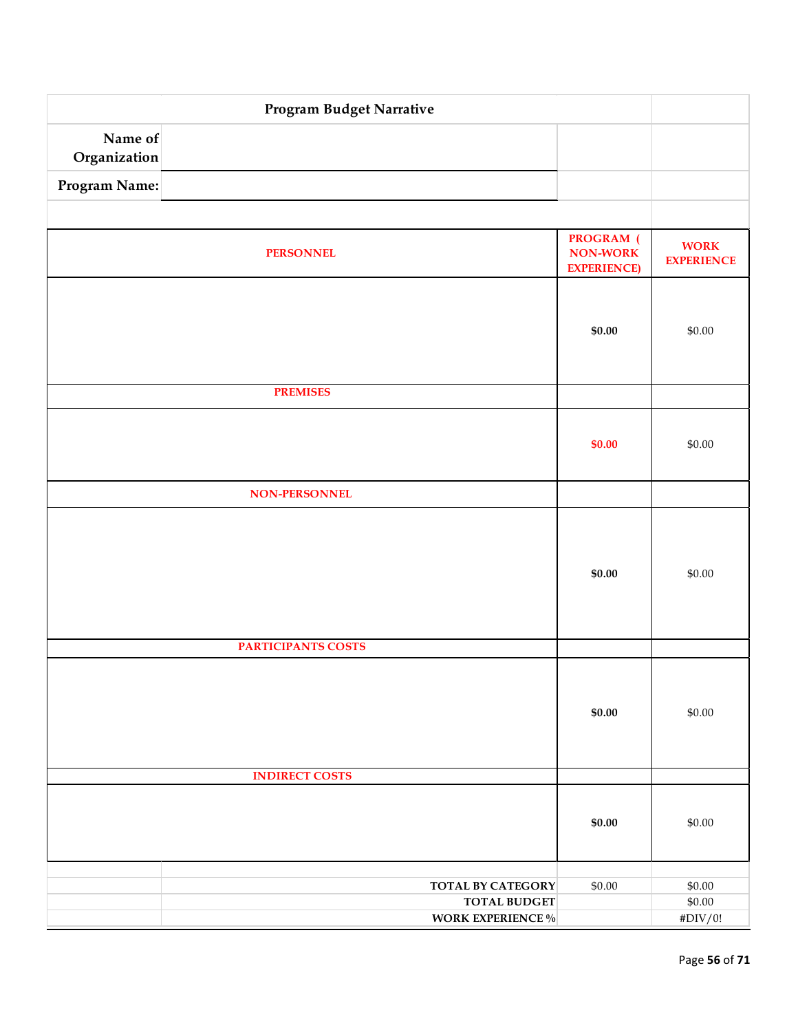## Program Budget Narrative

**Name of Organization**

**Program Name:**

| PERSONNEL | PROGRAM ( NON-WORK EXPERIENCE) | WORK EXPERIENCE |
|---|---|---|
| | **$0.00** | $0.00 |
| **PREMISES** | | |
| | **$0.00** | $0.00 |
| **NON-PERSONNEL** | | |
| | **$0.00** | $0.00 |
| **PARTICIPANTS COSTS** | | |
| | **$0.00** | $0.00 |
| **INDIRECT COSTS** | | |
| | **$0.00** | $0.00 |
| | | |
| **TOTAL BY CATEGORY** | $0.00 | $0.00 |
| **TOTAL BUDGET** | | $0.00 |
| **WORK EXPERIENCE %** | | #DIV/0! |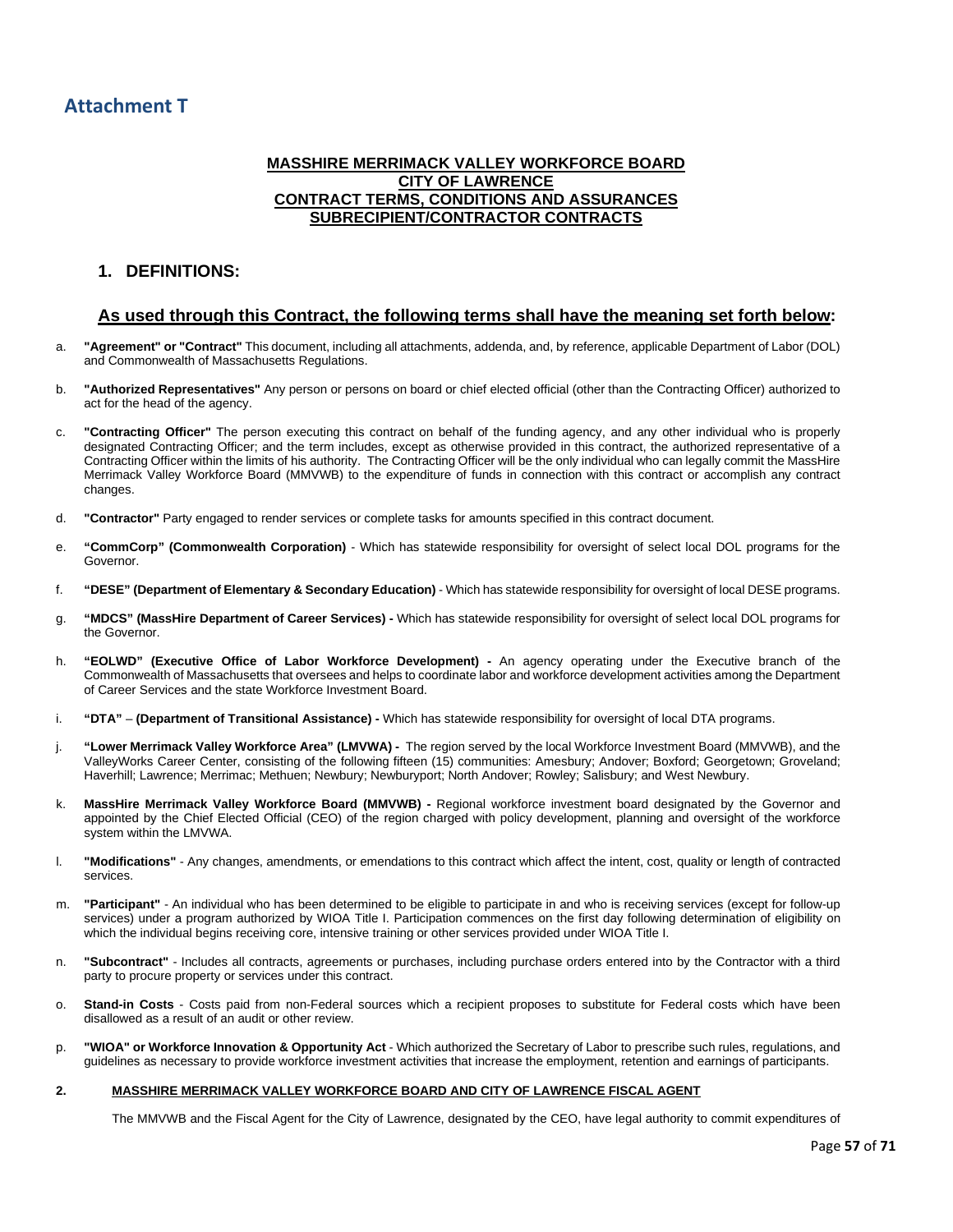# Attachment T

**MASSHIRE MERRIMACK VALLEY WORKFORCE BOARD**
**CITY OF LAWRENCE**
**CONTRACT TERMS, CONDITIONS AND ASSURANCES**
**SUBRECIPIENT/CONTRACTOR CONTRACTS**

## 1. DEFINITIONS:

### As used through this Contract, the following terms shall have the meaning set forth below:

a. **"Agreement" or "Contract"** This document, including all attachments, addenda, and, by reference, applicable Department of Labor (DOL) and Commonwealth of Massachusetts Regulations.

b. **"Authorized Representatives"** Any person or persons on board or chief elected official (other than the Contracting Officer) authorized to act for the head of the agency.

c. **"Contracting Officer"** The person executing this contract on behalf of the funding agency, and any other individual who is properly designated Contracting Officer; and the term includes, except as otherwise provided in this contract, the authorized representative of a Contracting Officer within the limits of his authority. The Contracting Officer will be the only individual who can legally commit the MassHire Merrimack Valley Workforce Board (MMVWB) to the expenditure of funds in connection with this contract or accomplish any contract changes.

d. **"Contractor"** Party engaged to render services or complete tasks for amounts specified in this contract document.

e. **"CommCorp" (Commonwealth Corporation)** - Which has statewide responsibility for oversight of select local DOL programs for the Governor.

f. **"DESE" (Department of Elementary & Secondary Education)** - Which has statewide responsibility for oversight of local DESE programs.

g. **"MDCS" (MassHire Department of Career Services) -** Which has statewide responsibility for oversight of select local DOL programs for the Governor.

h. **"EOLWD" (Executive Office of Labor Workforce Development) -** An agency operating under the Executive branch of the Commonwealth of Massachusetts that oversees and helps to coordinate labor and workforce development activities among the Department of Career Services and the state Workforce Investment Board.

i. **"DTA"** – **(Department of Transitional Assistance) -** Which has statewide responsibility for oversight of local DTA programs.

j. **"Lower Merrimack Valley Workforce Area" (LMVWA) -** The region served by the local Workforce Investment Board (MMVWB), and the ValleyWorks Career Center, consisting of the following fifteen (15) communities: Amesbury; Andover; Boxford; Georgetown; Groveland; Haverhill; Lawrence; Merrimac; Methuen; Newbury; Newburyport; North Andover; Rowley; Salisbury; and West Newbury.

k. **MassHire Merrimack Valley Workforce Board (MMVWB) -** Regional workforce investment board designated by the Governor and appointed by the Chief Elected Official (CEO) of the region charged with policy development, planning and oversight of the workforce system within the LMVWA.

l. **"Modifications"** - Any changes, amendments, or emendations to this contract which affect the intent, cost, quality or length of contracted services.

m. **"Participant"** - An individual who has been determined to be eligible to participate in and who is receiving services (except for follow-up services) under a program authorized by WIOA Title I. Participation commences on the first day following determination of eligibility on which the individual begins receiving core, intensive training or other services provided under WIOA Title I.

n. **"Subcontract"** - Includes all contracts, agreements or purchases, including purchase orders entered into by the Contractor with a third party to procure property or services under this contract.

o. **Stand-in Costs** - Costs paid from non-Federal sources which a recipient proposes to substitute for Federal costs which have been disallowed as a result of an audit or other review.

p. **"WIOA" or Workforce Innovation & Opportunity Act** - Which authorized the Secretary of Labor to prescribe such rules, regulations, and guidelines as necessary to provide workforce investment activities that increase the employment, retention and earnings of participants.

**2. MASSHIRE MERRIMACK VALLEY WORKFORCE BOARD AND CITY OF LAWRENCE FISCAL AGENT**

The MMVWB and the Fiscal Agent for the City of Lawrence, designated by the CEO, have legal authority to commit expenditures of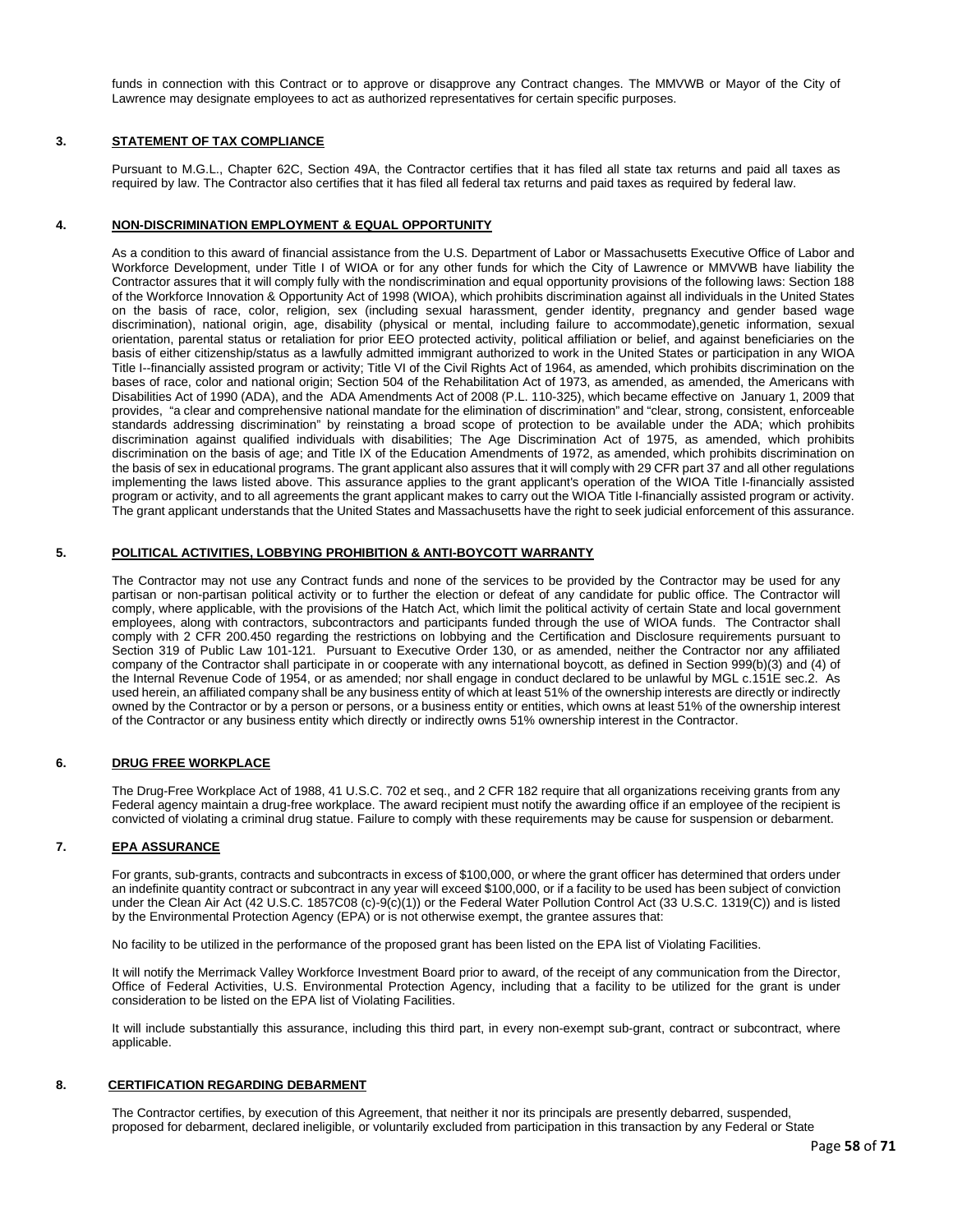funds in connection with this Contract or to approve or disapprove any Contract changes. The MMVWB or Mayor of the City of Lawrence may designate employees to act as authorized representatives for certain specific purposes.

**3. STATEMENT OF TAX COMPLIANCE**

Pursuant to M.G.L., Chapter 62C, Section 49A, the Contractor certifies that it has filed all state tax returns and paid all taxes as required by law. The Contractor also certifies that it has filed all federal tax returns and paid taxes as required by federal law.

**4. NON-DISCRIMINATION EMPLOYMENT & EQUAL OPPORTUNITY**

As a condition to this award of financial assistance from the U.S. Department of Labor or Massachusetts Executive Office of Labor and Workforce Development, under Title I of WIOA or for any other funds for which the City of Lawrence or MMVWB have liability the Contractor assures that it will comply fully with the nondiscrimination and equal opportunity provisions of the following laws: Section 188 of the Workforce Innovation & Opportunity Act of 1998 (WIOA), which prohibits discrimination against all individuals in the United States on the basis of race, color, religion, sex (including sexual harassment, gender identity, pregnancy and gender based wage discrimination), national origin, age, disability (physical or mental, including failure to accommodate),genetic information, sexual orientation, parental status or retaliation for prior EEO protected activity, political affiliation or belief, and against beneficiaries on the basis of either citizenship/status as a lawfully admitted immigrant authorized to work in the United States or participation in any WIOA Title I--financially assisted program or activity; Title VI of the Civil Rights Act of 1964, as amended, which prohibits discrimination on the bases of race, color and national origin; Section 504 of the Rehabilitation Act of 1973, as amended, as amended, the Americans with Disabilities Act of 1990 (ADA), and the ADA Amendments Act of 2008 (P.L. 110-325), which became effective on January 1, 2009 that provides, "a clear and comprehensive national mandate for the elimination of discrimination" and "clear, strong, consistent, enforceable standards addressing discrimination" by reinstating a broad scope of protection to be available under the ADA; which prohibits discrimination against qualified individuals with disabilities; The Age Discrimination Act of 1975, as amended, which prohibits discrimination on the basis of age; and Title IX of the Education Amendments of 1972, as amended, which prohibits discrimination on the basis of sex in educational programs. The grant applicant also assures that it will comply with 29 CFR part 37 and all other regulations implementing the laws listed above. This assurance applies to the grant applicant's operation of the WIOA Title I-financially assisted program or activity, and to all agreements the grant applicant makes to carry out the WIOA Title I-financially assisted program or activity. The grant applicant understands that the United States and Massachusetts have the right to seek judicial enforcement of this assurance.

**5. POLITICAL ACTIVITIES, LOBBYING PROHIBITION & ANTI-BOYCOTT WARRANTY**

The Contractor may not use any Contract funds and none of the services to be provided by the Contractor may be used for any partisan or non-partisan political activity or to further the election or defeat of any candidate for public office. The Contractor will comply, where applicable, with the provisions of the Hatch Act, which limit the political activity of certain State and local government employees, along with contractors, subcontractors and participants funded through the use of WIOA funds. The Contractor shall comply with 2 CFR 200.450 regarding the restrictions on lobbying and the Certification and Disclosure requirements pursuant to Section 319 of Public Law 101-121. Pursuant to Executive Order 130, or as amended, neither the Contractor nor any affiliated company of the Contractor shall participate in or cooperate with any international boycott, as defined in Section 999(b)(3) and (4) of the Internal Revenue Code of 1954, or as amended; nor shall engage in conduct declared to be unlawful by MGL c.151E sec.2. As used herein, an affiliated company shall be any business entity of which at least 51% of the ownership interests are directly or indirectly owned by the Contractor or by a person or persons, or a business entity or entities, which owns at least 51% of the ownership interest of the Contractor or any business entity which directly or indirectly owns 51% ownership interest in the Contractor.

**6. DRUG FREE WORKPLACE**

The Drug-Free Workplace Act of 1988, 41 U.S.C. 702 et seq., and 2 CFR 182 require that all organizations receiving grants from any Federal agency maintain a drug-free workplace. The award recipient must notify the awarding office if an employee of the recipient is convicted of violating a criminal drug statue. Failure to comply with these requirements may be cause for suspension or debarment.

**7. EPA ASSURANCE**

For grants, sub-grants, contracts and subcontracts in excess of $100,000, or where the grant officer has determined that orders under an indefinite quantity contract or subcontract in any year will exceed $100,000, or if a facility to be used has been subject of conviction under the Clean Air Act (42 U.S.C. 1857C08 (c)-9(c)(1)) or the Federal Water Pollution Control Act (33 U.S.C. 1319(C)) and is listed by the Environmental Protection Agency (EPA) or is not otherwise exempt, the grantee assures that:

No facility to be utilized in the performance of the proposed grant has been listed on the EPA list of Violating Facilities.

It will notify the Merrimack Valley Workforce Investment Board prior to award, of the receipt of any communication from the Director, Office of Federal Activities, U.S. Environmental Protection Agency, including that a facility to be utilized for the grant is under consideration to be listed on the EPA list of Violating Facilities.

It will include substantially this assurance, including this third part, in every non-exempt sub-grant, contract or subcontract, where applicable.

**8. CERTIFICATION REGARDING DEBARMENT**

The Contractor certifies, by execution of this Agreement, that neither it nor its principals are presently debarred, suspended, proposed for debarment, declared ineligible, or voluntarily excluded from participation in this transaction by any Federal or State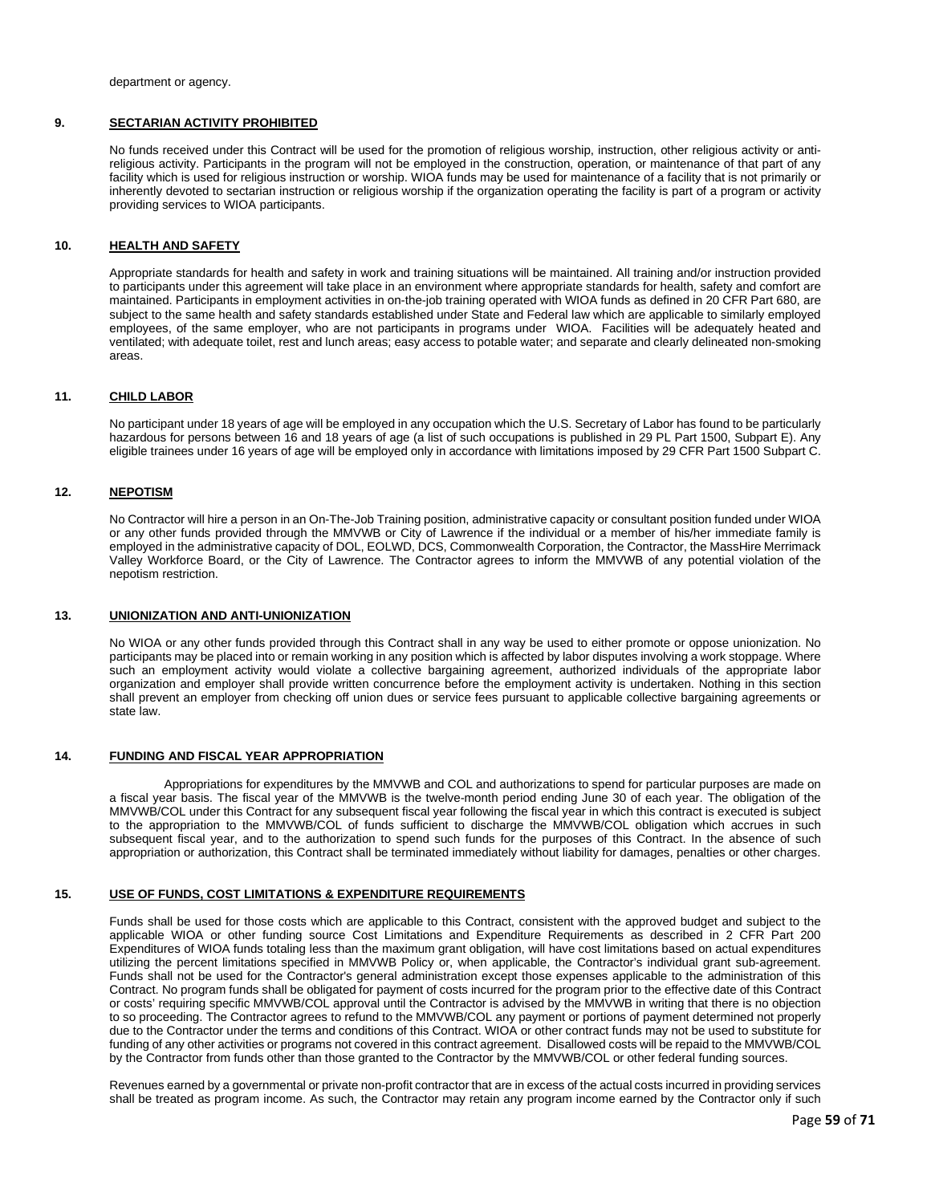department or agency.

## 9. SECTARIAN ACTIVITY PROHIBITED

No funds received under this Contract will be used for the promotion of religious worship, instruction, other religious activity or anti-religious activity. Participants in the program will not be employed in the construction, operation, or maintenance of that part of any facility which is used for religious instruction or worship. WIOA funds may be used for maintenance of a facility that is not primarily or inherently devoted to sectarian instruction or religious worship if the organization operating the facility is part of a program or activity providing services to WIOA participants.

## 10. HEALTH AND SAFETY

Appropriate standards for health and safety in work and training situations will be maintained. All training and/or instruction provided to participants under this agreement will take place in an environment where appropriate standards for health, safety and comfort are maintained. Participants in employment activities in on-the-job training operated with WIOA funds as defined in 20 CFR Part 680, are subject to the same health and safety standards established under State and Federal law which are applicable to similarly employed employees, of the same employer, who are not participants in programs under WIOA. Facilities will be adequately heated and ventilated; with adequate toilet, rest and lunch areas; easy access to potable water; and separate and clearly delineated non-smoking areas.

## 11. CHILD LABOR

No participant under 18 years of age will be employed in any occupation which the U.S. Secretary of Labor has found to be particularly hazardous for persons between 16 and 18 years of age (a list of such occupations is published in 29 PL Part 1500, Subpart E). Any eligible trainees under 16 years of age will be employed only in accordance with limitations imposed by 29 CFR Part 1500 Subpart C.

## 12. NEPOTISM

No Contractor will hire a person in an On-The-Job Training position, administrative capacity or consultant position funded under WIOA or any other funds provided through the MMVWB or City of Lawrence if the individual or a member of his/her immediate family is employed in the administrative capacity of DOL, EOLWD, DCS, Commonwealth Corporation, the Contractor, the MassHire Merrimack Valley Workforce Board, or the City of Lawrence. The Contractor agrees to inform the MMVWB of any potential violation of the nepotism restriction.

## 13. UNIONIZATION AND ANTI-UNIONIZATION

No WIOA or any other funds provided through this Contract shall in any way be used to either promote or oppose unionization. No participants may be placed into or remain working in any position which is affected by labor disputes involving a work stoppage. Where such an employment activity would violate a collective bargaining agreement, authorized individuals of the appropriate labor organization and employer shall provide written concurrence before the employment activity is undertaken. Nothing in this section shall prevent an employer from checking off union dues or service fees pursuant to applicable collective bargaining agreements or state law.

## 14. FUNDING AND FISCAL YEAR APPROPRIATION

Appropriations for expenditures by the MMVWB and COL and authorizations to spend for particular purposes are made on a fiscal year basis. The fiscal year of the MMVWB is the twelve-month period ending June 30 of each year. The obligation of the MMVWB/COL under this Contract for any subsequent fiscal year following the fiscal year in which this contract is executed is subject to the appropriation to the MMVWB/COL of funds sufficient to discharge the MMVWB/COL obligation which accrues in such subsequent fiscal year, and to the authorization to spend such funds for the purposes of this Contract. In the absence of such appropriation or authorization, this Contract shall be terminated immediately without liability for damages, penalties or other charges.

## 15. USE OF FUNDS, COST LIMITATIONS & EXPENDITURE REQUIREMENTS

Funds shall be used for those costs which are applicable to this Contract, consistent with the approved budget and subject to the applicable WIOA or other funding source Cost Limitations and Expenditure Requirements as described in 2 CFR Part 200 Expenditures of WIOA funds totaling less than the maximum grant obligation, will have cost limitations based on actual expenditures utilizing the percent limitations specified in MMVWB Policy or, when applicable, the Contractor's individual grant sub-agreement. Funds shall not be used for the Contractor's general administration except those expenses applicable to the administration of this Contract. No program funds shall be obligated for payment of costs incurred for the program prior to the effective date of this Contract or costs' requiring specific MMVWB/COL approval until the Contractor is advised by the MMVWB in writing that there is no objection to so proceeding. The Contractor agrees to refund to the MMVWB/COL any payment or portions of payment determined not properly due to the Contractor under the terms and conditions of this Contract. WIOA or other contract funds may not be used to substitute for funding of any other activities or programs not covered in this contract agreement. Disallowed costs will be repaid to the MMVWB/COL by the Contractor from funds other than those granted to the Contractor by the MMVWB/COL or other federal funding sources.

Revenues earned by a governmental or private non-profit contractor that are in excess of the actual costs incurred in providing services shall be treated as program income. As such, the Contractor may retain any program income earned by the Contractor only if such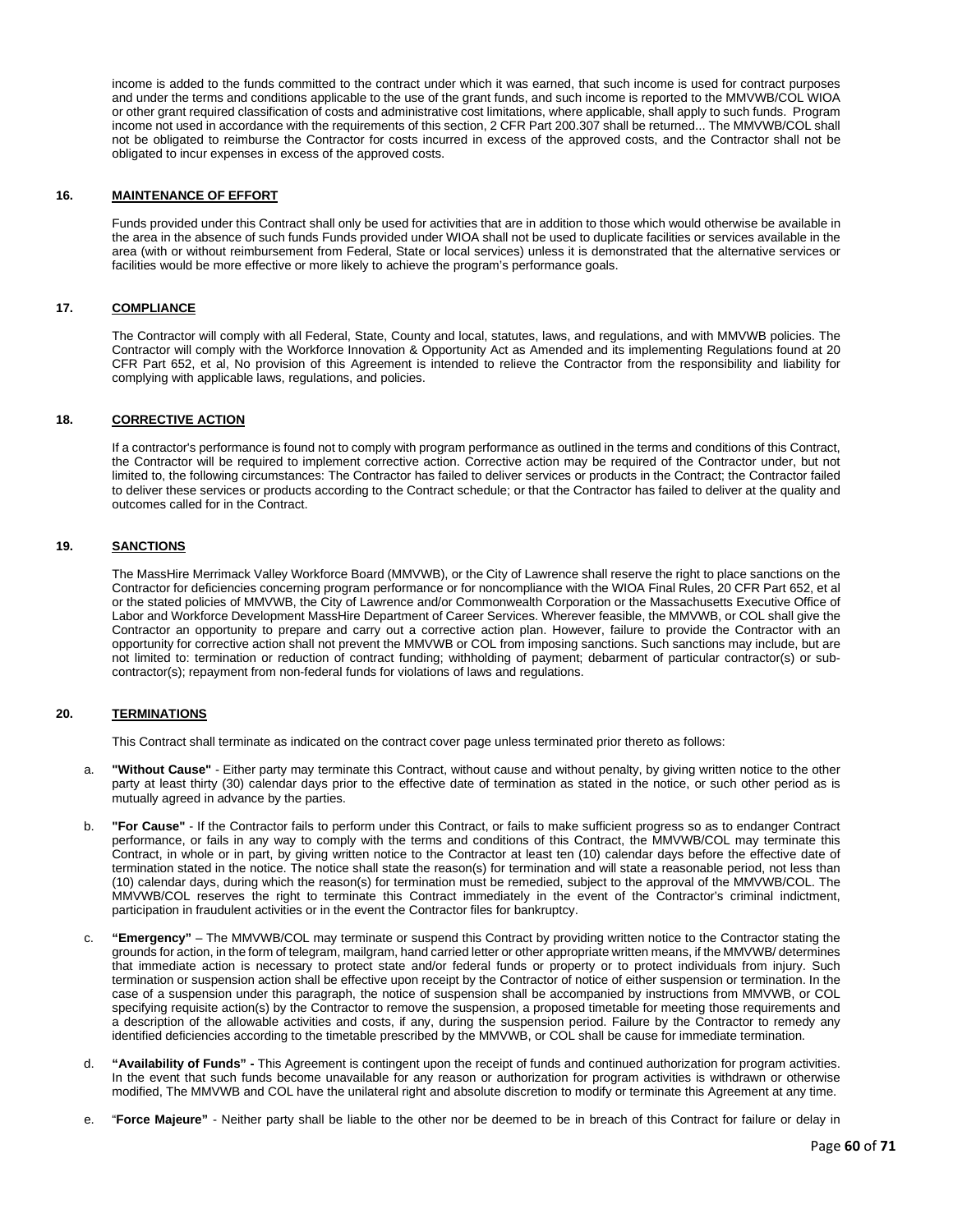income is added to the funds committed to the contract under which it was earned, that such income is used for contract purposes and under the terms and conditions applicable to the use of the grant funds, and such income is reported to the MMVWB/COL WIOA or other grant required classification of costs and administrative cost limitations, where applicable, shall apply to such funds. Program income not used in accordance with the requirements of this section, 2 CFR Part 200.307 shall be returned... The MMVWB/COL shall not be obligated to reimburse the Contractor for costs incurred in excess of the approved costs, and the Contractor shall not be obligated to incur expenses in excess of the approved costs.

## 16. MAINTENANCE OF EFFORT

Funds provided under this Contract shall only be used for activities that are in addition to those which would otherwise be available in the area in the absence of such funds Funds provided under WIOA shall not be used to duplicate facilities or services available in the area (with or without reimbursement from Federal, State or local services) unless it is demonstrated that the alternative services or facilities would be more effective or more likely to achieve the program's performance goals.

## 17. COMPLIANCE

The Contractor will comply with all Federal, State, County and local, statutes, laws, and regulations, and with MMVWB policies. The Contractor will comply with the Workforce Innovation & Opportunity Act as Amended and its implementing Regulations found at 20 CFR Part 652, et al, No provision of this Agreement is intended to relieve the Contractor from the responsibility and liability for complying with applicable laws, regulations, and policies.

## 18. CORRECTIVE ACTION

If a contractor's performance is found not to comply with program performance as outlined in the terms and conditions of this Contract, the Contractor will be required to implement corrective action. Corrective action may be required of the Contractor under, but not limited to, the following circumstances: The Contractor has failed to deliver services or products in the Contract; the Contractor failed to deliver these services or products according to the Contract schedule; or that the Contractor has failed to deliver at the quality and outcomes called for in the Contract.

## 19. SANCTIONS

The MassHire Merrimack Valley Workforce Board (MMVWB), or the City of Lawrence shall reserve the right to place sanctions on the Contractor for deficiencies concerning program performance or for noncompliance with the WIOA Final Rules, 20 CFR Part 652, et al or the stated policies of MMVWB, the City of Lawrence and/or Commonwealth Corporation or the Massachusetts Executive Office of Labor and Workforce Development MassHire Department of Career Services. Wherever feasible, the MMVWB, or COL shall give the Contractor an opportunity to prepare and carry out a corrective action plan. However, failure to provide the Contractor with an opportunity for corrective action shall not prevent the MMVWB or COL from imposing sanctions. Such sanctions may include, but are not limited to: termination or reduction of contract funding; withholding of payment; debarment of particular contractor(s) or sub-contractor(s); repayment from non-federal funds for violations of laws and regulations.

## 20. TERMINATIONS

This Contract shall terminate as indicated on the contract cover page unless terminated prior thereto as follows:

a. **"Without Cause"** - Either party may terminate this Contract, without cause and without penalty, by giving written notice to the other party at least thirty (30) calendar days prior to the effective date of termination as stated in the notice, or such other period as is mutually agreed in advance by the parties.

b. **"For Cause"** - If the Contractor fails to perform under this Contract, or fails to make sufficient progress so as to endanger Contract performance, or fails in any way to comply with the terms and conditions of this Contract, the MMVWB/COL may terminate this Contract, in whole or in part, by giving written notice to the Contractor at least ten (10) calendar days before the effective date of termination stated in the notice. The notice shall state the reason(s) for termination and will state a reasonable period, not less than (10) calendar days, during which the reason(s) for termination must be remedied, subject to the approval of the MMVWB/COL. The MMVWB/COL reserves the right to terminate this Contract immediately in the event of the Contractor's criminal indictment, participation in fraudulent activities or in the event the Contractor files for bankruptcy.

c. **"Emergency"** – The MMVWB/COL may terminate or suspend this Contract by providing written notice to the Contractor stating the grounds for action, in the form of telegram, mailgram, hand carried letter or other appropriate written means, if the MMVWB/ determines that immediate action is necessary to protect state and/or federal funds or property or to protect individuals from injury. Such termination or suspension action shall be effective upon receipt by the Contractor of notice of either suspension or termination. In the case of a suspension under this paragraph, the notice of suspension shall be accompanied by instructions from MMVWB, or COL specifying requisite action(s) by the Contractor to remove the suspension, a proposed timetable for meeting those requirements and a description of the allowable activities and costs, if any, during the suspension period. Failure by the Contractor to remedy any identified deficiencies according to the timetable prescribed by the MMVWB, or COL shall be cause for immediate termination.

d. **"Availability of Funds" -** This Agreement is contingent upon the receipt of funds and continued authorization for program activities. In the event that such funds become unavailable for any reason or authorization for program activities is withdrawn or otherwise modified, The MMVWB and COL have the unilateral right and absolute discretion to modify or terminate this Agreement at any time.

e. "**Force Majeure"** - Neither party shall be liable to the other nor be deemed to be in breach of this Contract for failure or delay in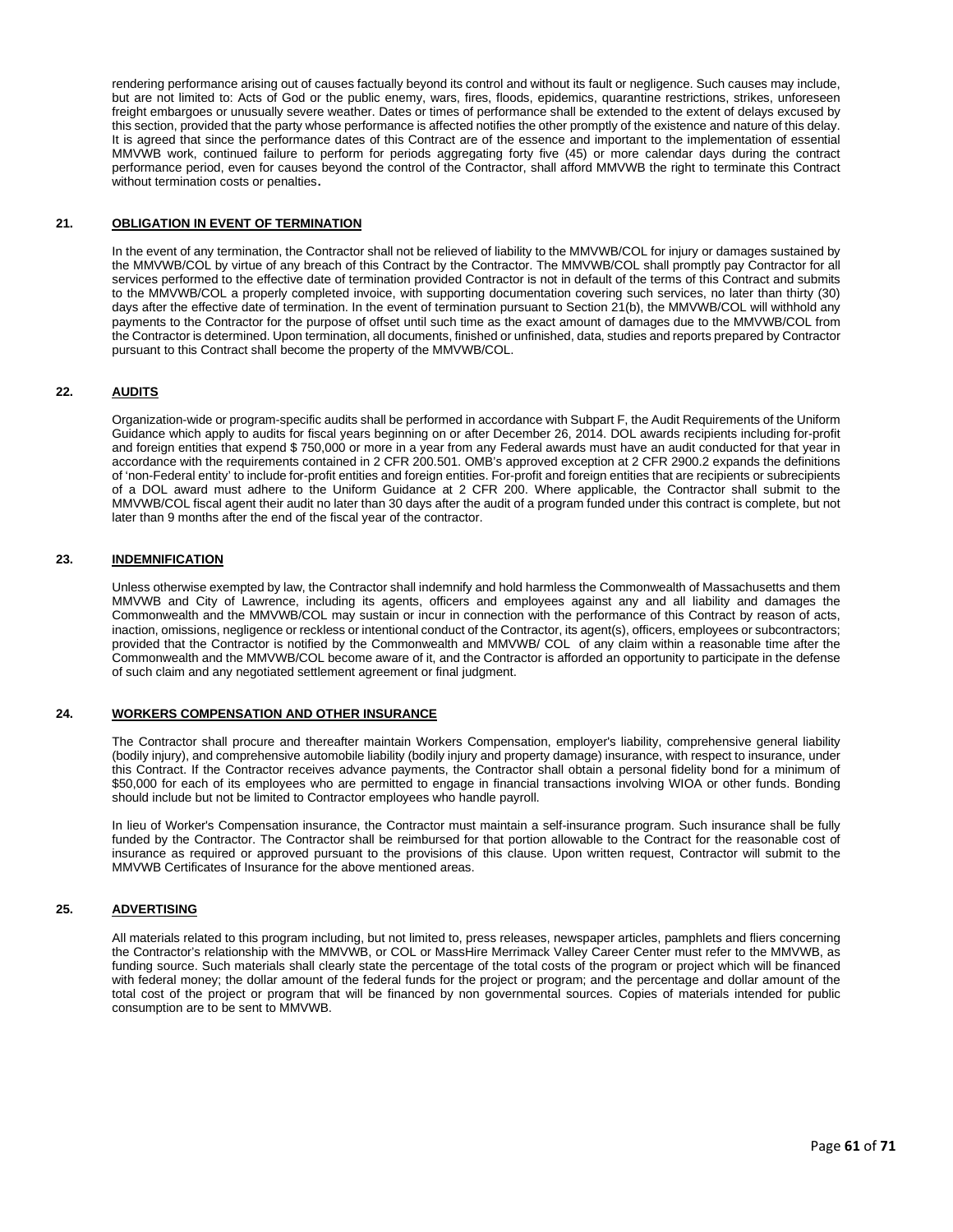rendering performance arising out of causes factually beyond its control and without its fault or negligence. Such causes may include, but are not limited to: Acts of God or the public enemy, wars, fires, floods, epidemics, quarantine restrictions, strikes, unforeseen freight embargoes or unusually severe weather. Dates or times of performance shall be extended to the extent of delays excused by this section, provided that the party whose performance is affected notifies the other promptly of the existence and nature of this delay. It is agreed that since the performance dates of this Contract are of the essence and important to the implementation of essential MMVWB work, continued failure to perform for periods aggregating forty five (45) or more calendar days during the contract performance period, even for causes beyond the control of the Contractor, shall afford MMVWB the right to terminate this Contract without termination costs or penalties**.**

## 21. OBLIGATION IN EVENT OF TERMINATION

In the event of any termination, the Contractor shall not be relieved of liability to the MMVWB/COL for injury or damages sustained by the MMVWB/COL by virtue of any breach of this Contract by the Contractor. The MMVWB/COL shall promptly pay Contractor for all services performed to the effective date of termination provided Contractor is not in default of the terms of this Contract and submits to the MMVWB/COL a properly completed invoice, with supporting documentation covering such services, no later than thirty (30) days after the effective date of termination. In the event of termination pursuant to Section 21(b), the MMVWB/COL will withhold any payments to the Contractor for the purpose of offset until such time as the exact amount of damages due to the MMVWB/COL from the Contractor is determined. Upon termination, all documents, finished or unfinished, data, studies and reports prepared by Contractor pursuant to this Contract shall become the property of the MMVWB/COL.

## 22. AUDITS

Organization-wide or program-specific audits shall be performed in accordance with Subpart F, the Audit Requirements of the Uniform Guidance which apply to audits for fiscal years beginning on or after December 26, 2014. DOL awards recipients including for-profit and foreign entities that expend $ 750,000 or more in a year from any Federal awards must have an audit conducted for that year in accordance with the requirements contained in 2 CFR 200.501. OMB's approved exception at 2 CFR 2900.2 expands the definitions of 'non-Federal entity' to include for-profit entities and foreign entities. For-profit and foreign entities that are recipients or subrecipients of a DOL award must adhere to the Uniform Guidance at 2 CFR 200. Where applicable, the Contractor shall submit to the MMVWB/COL fiscal agent their audit no later than 30 days after the audit of a program funded under this contract is complete, but not later than 9 months after the end of the fiscal year of the contractor.

## 23. INDEMNIFICATION

Unless otherwise exempted by law, the Contractor shall indemnify and hold harmless the Commonwealth of Massachusetts and them MMVWB and City of Lawrence, including its agents, officers and employees against any and all liability and damages the Commonwealth and the MMVWB/COL may sustain or incur in connection with the performance of this Contract by reason of acts, inaction, omissions, negligence or reckless or intentional conduct of the Contractor, its agent(s), officers, employees or subcontractors; provided that the Contractor is notified by the Commonwealth and MMVWB/ COL of any claim within a reasonable time after the Commonwealth and the MMVWB/COL become aware of it, and the Contractor is afforded an opportunity to participate in the defense of such claim and any negotiated settlement agreement or final judgment.

## 24. WORKERS COMPENSATION AND OTHER INSURANCE

The Contractor shall procure and thereafter maintain Workers Compensation, employer's liability, comprehensive general liability (bodily injury), and comprehensive automobile liability (bodily injury and property damage) insurance, with respect to insurance, under this Contract. If the Contractor receives advance payments, the Contractor shall obtain a personal fidelity bond for a minimum of $50,000 for each of its employees who are permitted to engage in financial transactions involving WIOA or other funds. Bonding should include but not be limited to Contractor employees who handle payroll.

In lieu of Worker's Compensation insurance, the Contractor must maintain a self-insurance program. Such insurance shall be fully funded by the Contractor. The Contractor shall be reimbursed for that portion allowable to the Contract for the reasonable cost of insurance as required or approved pursuant to the provisions of this clause. Upon written request, Contractor will submit to the MMVWB Certificates of Insurance for the above mentioned areas.

## 25. ADVERTISING

All materials related to this program including, but not limited to, press releases, newspaper articles, pamphlets and fliers concerning the Contractor's relationship with the MMVWB, or COL or MassHire Merrimack Valley Career Center must refer to the MMVWB, as funding source. Such materials shall clearly state the percentage of the total costs of the program or project which will be financed with federal money; the dollar amount of the federal funds for the project or program; and the percentage and dollar amount of the total cost of the project or program that will be financed by non governmental sources. Copies of materials intended for public consumption are to be sent to MMVWB.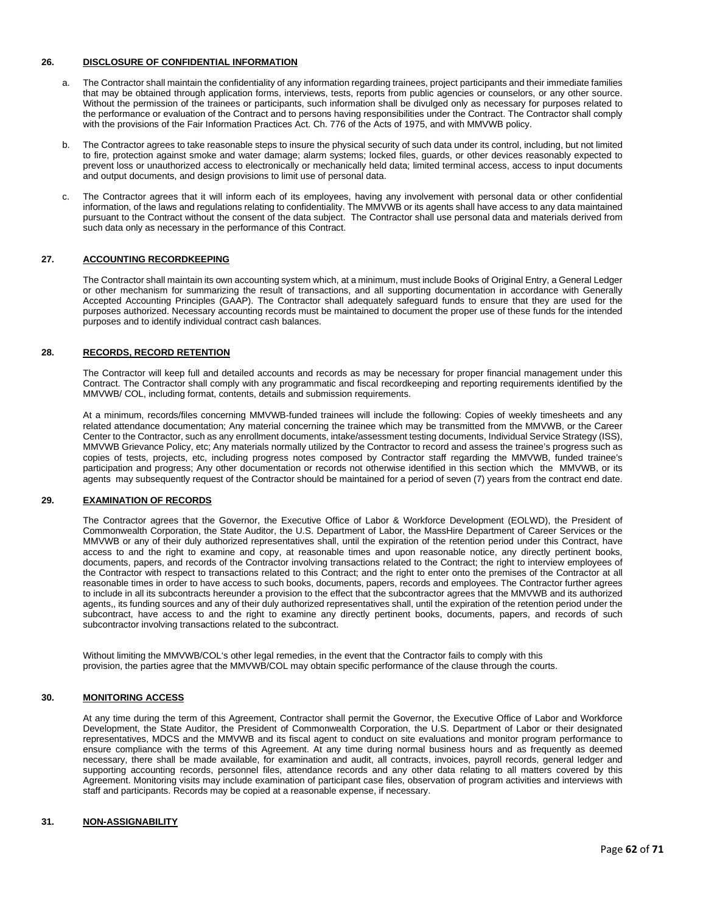## 26. DISCLOSURE OF CONFIDENTIAL INFORMATION

a. The Contractor shall maintain the confidentiality of any information regarding trainees, project participants and their immediate families that may be obtained through application forms, interviews, tests, reports from public agencies or counselors, or any other source. Without the permission of the trainees or participants, such information shall be divulged only as necessary for purposes related to the performance or evaluation of the Contract and to persons having responsibilities under the Contract. The Contractor shall comply with the provisions of the Fair Information Practices Act. Ch. 776 of the Acts of 1975, and with MMVWB policy.

b. The Contractor agrees to take reasonable steps to insure the physical security of such data under its control, including, but not limited to fire, protection against smoke and water damage; alarm systems; locked files, guards, or other devices reasonably expected to prevent loss or unauthorized access to electronically or mechanically held data; limited terminal access, access to input documents and output documents, and design provisions to limit use of personal data.

c. The Contractor agrees that it will inform each of its employees, having any involvement with personal data or other confidential information, of the laws and regulations relating to confidentiality. The MMVWB or its agents shall have access to any data maintained pursuant to the Contract without the consent of the data subject. The Contractor shall use personal data and materials derived from such data only as necessary in the performance of this Contract.

## 27. ACCOUNTING RECORDKEEPING

The Contractor shall maintain its own accounting system which, at a minimum, must include Books of Original Entry, a General Ledger or other mechanism for summarizing the result of transactions, and all supporting documentation in accordance with Generally Accepted Accounting Principles (GAAP). The Contractor shall adequately safeguard funds to ensure that they are used for the purposes authorized. Necessary accounting records must be maintained to document the proper use of these funds for the intended purposes and to identify individual contract cash balances.

## 28. RECORDS, RECORD RETENTION

The Contractor will keep full and detailed accounts and records as may be necessary for proper financial management under this Contract. The Contractor shall comply with any programmatic and fiscal recordkeeping and reporting requirements identified by the MMVWB/ COL, including format, contents, details and submission requirements.

At a minimum, records/files concerning MMVWB-funded trainees will include the following: Copies of weekly timesheets and any related attendance documentation; Any material concerning the trainee which may be transmitted from the MMVWB, or the Career Center to the Contractor, such as any enrollment documents, intake/assessment testing documents, Individual Service Strategy (ISS), MMVWB Grievance Policy, etc; Any materials normally utilized by the Contractor to record and assess the trainee's progress such as copies of tests, projects, etc, including progress notes composed by Contractor staff regarding the MMVWB, funded trainee's participation and progress; Any other documentation or records not otherwise identified in this section which the MMVWB, or its agents may subsequently request of the Contractor should be maintained for a period of seven (7) years from the contract end date.

## 29. EXAMINATION OF RECORDS

The Contractor agrees that the Governor, the Executive Office of Labor & Workforce Development (EOLWD), the President of Commonwealth Corporation, the State Auditor, the U.S. Department of Labor, the MassHire Department of Career Services or the MMVWB or any of their duly authorized representatives shall, until the expiration of the retention period under this Contract, have access to and the right to examine and copy, at reasonable times and upon reasonable notice, any directly pertinent books, documents, papers, and records of the Contractor involving transactions related to the Contract; the right to interview employees of the Contractor with respect to transactions related to this Contract; and the right to enter onto the premises of the Contractor at all reasonable times in order to have access to such books, documents, papers, records and employees. The Contractor further agrees to include in all its subcontracts hereunder a provision to the effect that the subcontractor agrees that the MMVWB and its authorized agents,, its funding sources and any of their duly authorized representatives shall, until the expiration of the retention period under the subcontract, have access to and the right to examine any directly pertinent books, documents, papers, and records of such subcontractor involving transactions related to the subcontract.

Without limiting the MMVWB/COL's other legal remedies, in the event that the Contractor fails to comply with this provision, the parties agree that the MMVWB/COL may obtain specific performance of the clause through the courts.

## 30. MONITORING ACCESS

At any time during the term of this Agreement, Contractor shall permit the Governor, the Executive Office of Labor and Workforce Development, the State Auditor, the President of Commonwealth Corporation, the U.S. Department of Labor or their designated representatives, MDCS and the MMVWB and its fiscal agent to conduct on site evaluations and monitor program performance to ensure compliance with the terms of this Agreement. At any time during normal business hours and as frequently as deemed necessary, there shall be made available, for examination and audit, all contracts, invoices, payroll records, general ledger and supporting accounting records, personnel files, attendance records and any other data relating to all matters covered by this Agreement. Monitoring visits may include examination of participant case files, observation of program activities and interviews with staff and participants. Records may be copied at a reasonable expense, if necessary.

## 31. NON-ASSIGNABILITY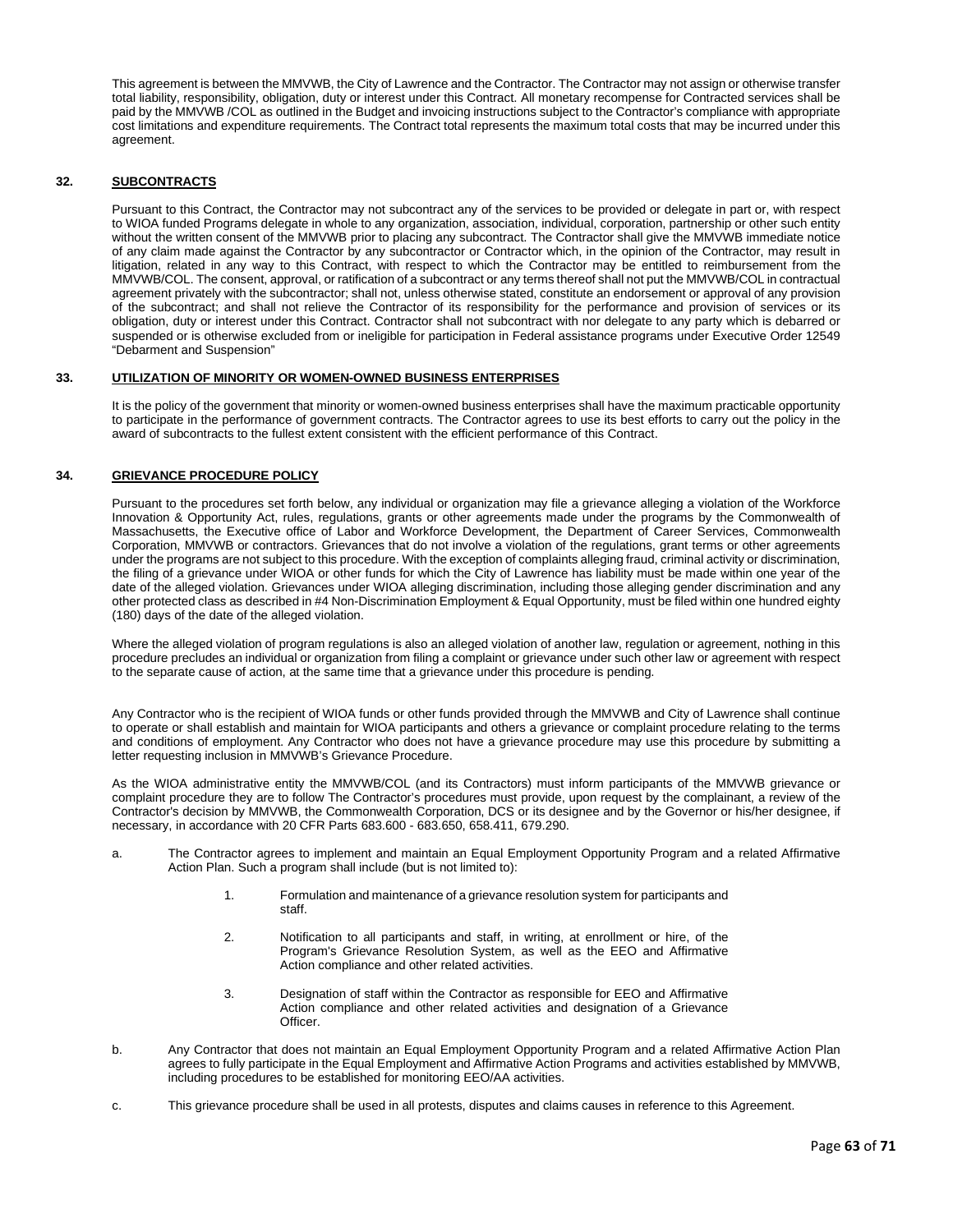This agreement is between the MMVWB, the City of Lawrence and the Contractor. The Contractor may not assign or otherwise transfer total liability, responsibility, obligation, duty or interest under this Contract. All monetary recompense for Contracted services shall be paid by the MMVWB /COL as outlined in the Budget and invoicing instructions subject to the Contractor's compliance with appropriate cost limitations and expenditure requirements. The Contract total represents the maximum total costs that may be incurred under this agreement.

## 32. SUBCONTRACTS

Pursuant to this Contract, the Contractor may not subcontract any of the services to be provided or delegate in part or, with respect to WIOA funded Programs delegate in whole to any organization, association, individual, corporation, partnership or other such entity without the written consent of the MMVWB prior to placing any subcontract. The Contractor shall give the MMVWB immediate notice of any claim made against the Contractor by any subcontractor or Contractor which, in the opinion of the Contractor, may result in litigation, related in any way to this Contract, with respect to which the Contractor may be entitled to reimbursement from the MMVWB/COL. The consent, approval, or ratification of a subcontract or any terms thereof shall not put the MMVWB/COL in contractual agreement privately with the subcontractor; shall not, unless otherwise stated, constitute an endorsement or approval of any provision of the subcontract; and shall not relieve the Contractor of its responsibility for the performance and provision of services or its obligation, duty or interest under this Contract. Contractor shall not subcontract with nor delegate to any party which is debarred or suspended or is otherwise excluded from or ineligible for participation in Federal assistance programs under Executive Order 12549 "Debarment and Suspension"

## 33. UTILIZATION OF MINORITY OR WOMEN-OWNED BUSINESS ENTERPRISES

It is the policy of the government that minority or women-owned business enterprises shall have the maximum practicable opportunity to participate in the performance of government contracts. The Contractor agrees to use its best efforts to carry out the policy in the award of subcontracts to the fullest extent consistent with the efficient performance of this Contract.

## 34. GRIEVANCE PROCEDURE POLICY

Pursuant to the procedures set forth below, any individual or organization may file a grievance alleging a violation of the Workforce Innovation & Opportunity Act, rules, regulations, grants or other agreements made under the programs by the Commonwealth of Massachusetts, the Executive office of Labor and Workforce Development, the Department of Career Services, Commonwealth Corporation, MMVWB or contractors. Grievances that do not involve a violation of the regulations, grant terms or other agreements under the programs are not subject to this procedure. With the exception of complaints alleging fraud, criminal activity or discrimination, the filing of a grievance under WIOA or other funds for which the City of Lawrence has liability must be made within one year of the date of the alleged violation. Grievances under WIOA alleging discrimination, including those alleging gender discrimination and any other protected class as described in #4 Non-Discrimination Employment & Equal Opportunity, must be filed within one hundred eighty (180) days of the date of the alleged violation.

Where the alleged violation of program regulations is also an alleged violation of another law, regulation or agreement, nothing in this procedure precludes an individual or organization from filing a complaint or grievance under such other law or agreement with respect to the separate cause of action, at the same time that a grievance under this procedure is pending.

Any Contractor who is the recipient of WIOA funds or other funds provided through the MMVWB and City of Lawrence shall continue to operate or shall establish and maintain for WIOA participants and others a grievance or complaint procedure relating to the terms and conditions of employment. Any Contractor who does not have a grievance procedure may use this procedure by submitting a letter requesting inclusion in MMVWB's Grievance Procedure.

As the WIOA administrative entity the MMVWB/COL (and its Contractors) must inform participants of the MMVWB grievance or complaint procedure they are to follow The Contractor's procedures must provide, upon request by the complainant, a review of the Contractor's decision by MMVWB, the Commonwealth Corporation, DCS or its designee and by the Governor or his/her designee, if necessary, in accordance with 20 CFR Parts 683.600 - 683.650, 658.411, 679.290.

a. The Contractor agrees to implement and maintain an Equal Employment Opportunity Program and a related Affirmative Action Plan. Such a program shall include (but is not limited to):

   1. Formulation and maintenance of a grievance resolution system for participants and staff.

   2. Notification to all participants and staff, in writing, at enrollment or hire, of the Program's Grievance Resolution System, as well as the EEO and Affirmative Action compliance and other related activities.

   3. Designation of staff within the Contractor as responsible for EEO and Affirmative Action compliance and other related activities and designation of a Grievance Officer.

b. Any Contractor that does not maintain an Equal Employment Opportunity Program and a related Affirmative Action Plan agrees to fully participate in the Equal Employment and Affirmative Action Programs and activities established by MMVWB, including procedures to be established for monitoring EEO/AA activities.

c. This grievance procedure shall be used in all protests, disputes and claims causes in reference to this Agreement.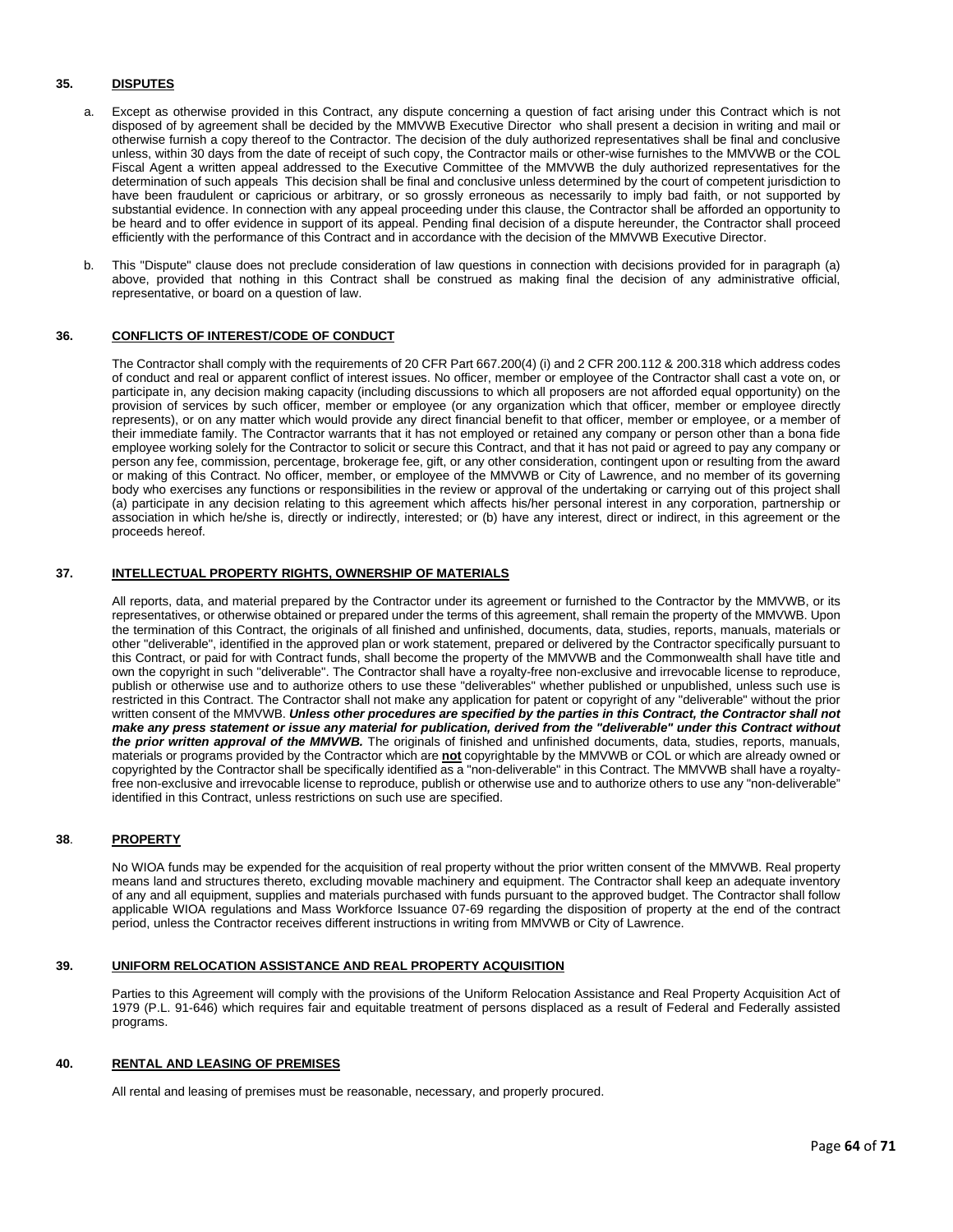## 35. DISPUTES

a. Except as otherwise provided in this Contract, any dispute concerning a question of fact arising under this Contract which is not disposed of by agreement shall be decided by the MMVWB Executive Director who shall present a decision in writing and mail or otherwise furnish a copy thereof to the Contractor. The decision of the duly authorized representatives shall be final and conclusive unless, within 30 days from the date of receipt of such copy, the Contractor mails or other-wise furnishes to the MMVWB or the COL Fiscal Agent a written appeal addressed to the Executive Committee of the MMVWB the duly authorized representatives for the determination of such appeals This decision shall be final and conclusive unless determined by the court of competent jurisdiction to have been fraudulent or capricious or arbitrary, or so grossly erroneous as necessarily to imply bad faith, or not supported by substantial evidence. In connection with any appeal proceeding under this clause, the Contractor shall be afforded an opportunity to be heard and to offer evidence in support of its appeal. Pending final decision of a dispute hereunder, the Contractor shall proceed efficiently with the performance of this Contract and in accordance with the decision of the MMVWB Executive Director.

b. This "Dispute" clause does not preclude consideration of law questions in connection with decisions provided for in paragraph (a) above, provided that nothing in this Contract shall be construed as making final the decision of any administrative official, representative, or board on a question of law.

## 36. CONFLICTS OF INTEREST/CODE OF CONDUCT

The Contractor shall comply with the requirements of 20 CFR Part 667.200(4) (i) and 2 CFR 200.112 & 200.318 which address codes of conduct and real or apparent conflict of interest issues. No officer, member or employee of the Contractor shall cast a vote on, or participate in, any decision making capacity (including discussions to which all proposers are not afforded equal opportunity) on the provision of services by such officer, member or employee (or any organization which that officer, member or employee directly represents), or on any matter which would provide any direct financial benefit to that officer, member or employee, or a member of their immediate family. The Contractor warrants that it has not employed or retained any company or person other than a bona fide employee working solely for the Contractor to solicit or secure this Contract, and that it has not paid or agreed to pay any company or person any fee, commission, percentage, brokerage fee, gift, or any other consideration, contingent upon or resulting from the award or making of this Contract. No officer, member, or employee of the MMVWB or City of Lawrence, and no member of its governing body who exercises any functions or responsibilities in the review or approval of the undertaking or carrying out of this project shall (a) participate in any decision relating to this agreement which affects his/her personal interest in any corporation, partnership or association in which he/she is, directly or indirectly, interested; or (b) have any interest, direct or indirect, in this agreement or the proceeds hereof.

## 37. INTELLECTUAL PROPERTY RIGHTS, OWNERSHIP OF MATERIALS

All reports, data, and material prepared by the Contractor under its agreement or furnished to the Contractor by the MMVWB, or its representatives, or otherwise obtained or prepared under the terms of this agreement, shall remain the property of the MMVWB. Upon the termination of this Contract, the originals of all finished and unfinished, documents, data, studies, reports, manuals, materials or other "deliverable", identified in the approved plan or work statement, prepared or delivered by the Contractor specifically pursuant to this Contract, or paid for with Contract funds, shall become the property of the MMVWB and the Commonwealth shall have title and own the copyright in such "deliverable". The Contractor shall have a royalty-free non-exclusive and irrevocable license to reproduce, publish or otherwise use and to authorize others to use these "deliverables" whether published or unpublished, unless such use is restricted in this Contract. The Contractor shall not make any application for patent or copyright of any "deliverable" without the prior written consent of the MMVWB. ***Unless other procedures are specified by the parties in this Contract, the Contractor shall not make any press statement or issue any material for publication, derived from the "deliverable" under this Contract without the prior written approval of the MMVWB.*** The originals of finished and unfinished documents, data, studies, reports, manuals, materials or programs provided by the Contractor which are **not** copyrightable by the MMVWB or COL or which are already owned or copyrighted by the Contractor shall be specifically identified as a "non-deliverable" in this Contract. The MMVWB shall have a royalty-free non-exclusive and irrevocable license to reproduce, publish or otherwise use and to authorize others to use any "non-deliverable" identified in this Contract, unless restrictions on such use are specified.

## 38. PROPERTY

No WIOA funds may be expended for the acquisition of real property without the prior written consent of the MMVWB. Real property means land and structures thereto, excluding movable machinery and equipment. The Contractor shall keep an adequate inventory of any and all equipment, supplies and materials purchased with funds pursuant to the approved budget. The Contractor shall follow applicable WIOA regulations and Mass Workforce Issuance 07-69 regarding the disposition of property at the end of the contract period, unless the Contractor receives different instructions in writing from MMVWB or City of Lawrence.

## 39. UNIFORM RELOCATION ASSISTANCE AND REAL PROPERTY ACQUISITION

Parties to this Agreement will comply with the provisions of the Uniform Relocation Assistance and Real Property Acquisition Act of 1979 (P.L. 91-646) which requires fair and equitable treatment of persons displaced as a result of Federal and Federally assisted programs.

## 40. RENTAL AND LEASING OF PREMISES

All rental and leasing of premises must be reasonable, necessary, and properly procured.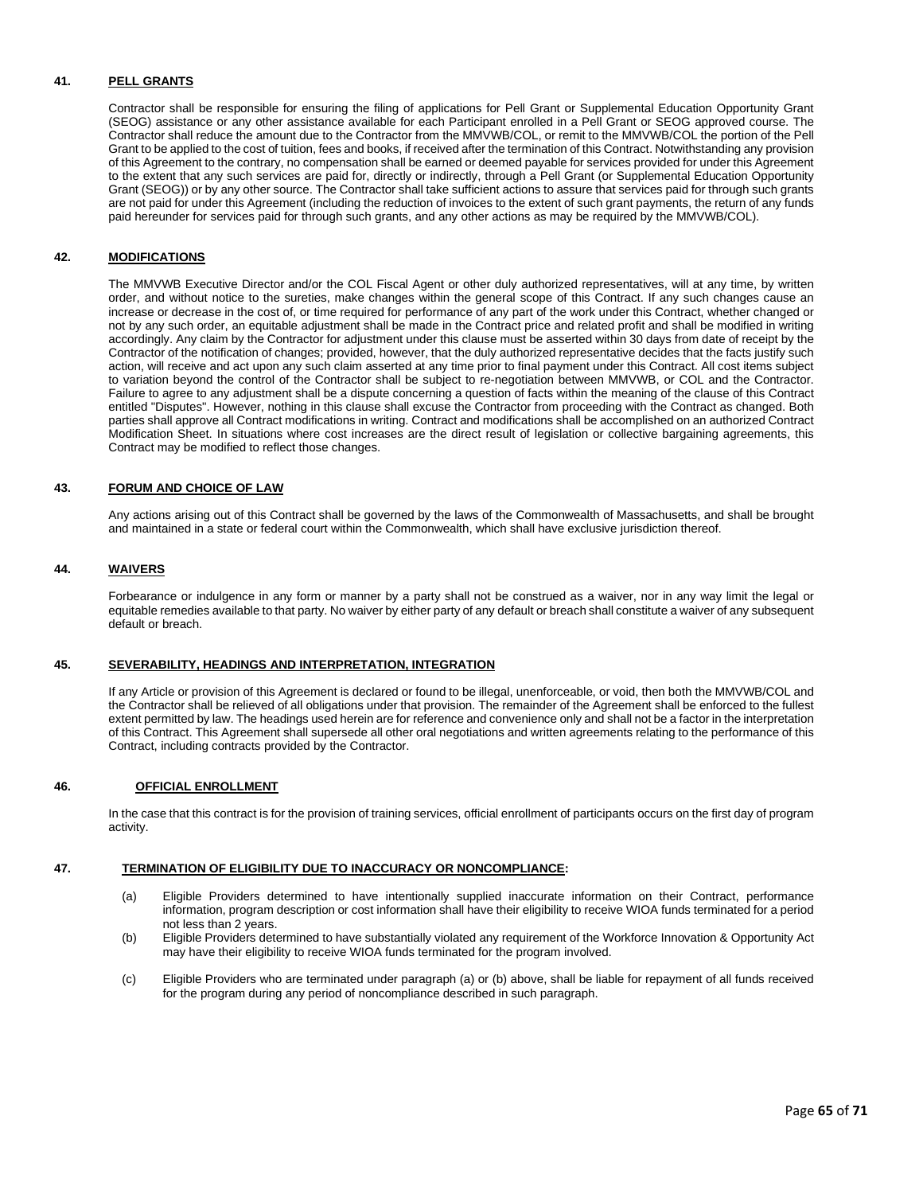### 41. PELL GRANTS

Contractor shall be responsible for ensuring the filing of applications for Pell Grant or Supplemental Education Opportunity Grant (SEOG) assistance or any other assistance available for each Participant enrolled in a Pell Grant or SEOG approved course. The Contractor shall reduce the amount due to the Contractor from the MMVWB/COL, or remit to the MMVWB/COL the portion of the Pell Grant to be applied to the cost of tuition, fees and books, if received after the termination of this Contract. Notwithstanding any provision of this Agreement to the contrary, no compensation shall be earned or deemed payable for services provided for under this Agreement to the extent that any such services are paid for, directly or indirectly, through a Pell Grant (or Supplemental Education Opportunity Grant (SEOG)) or by any other source. The Contractor shall take sufficient actions to assure that services paid for through such grants are not paid for under this Agreement (including the reduction of invoices to the extent of such grant payments, the return of any funds paid hereunder for services paid for through such grants, and any other actions as may be required by the MMVWB/COL).

### 42. MODIFICATIONS

The MMVWB Executive Director and/or the COL Fiscal Agent or other duly authorized representatives, will at any time, by written order, and without notice to the sureties, make changes within the general scope of this Contract. If any such changes cause an increase or decrease in the cost of, or time required for performance of any part of the work under this Contract, whether changed or not by any such order, an equitable adjustment shall be made in the Contract price and related profit and shall be modified in writing accordingly. Any claim by the Contractor for adjustment under this clause must be asserted within 30 days from date of receipt by the Contractor of the notification of changes; provided, however, that the duly authorized representative decides that the facts justify such action, will receive and act upon any such claim asserted at any time prior to final payment under this Contract. All cost items subject to variation beyond the control of the Contractor shall be subject to re-negotiation between MMVWB, or COL and the Contractor. Failure to agree to any adjustment shall be a dispute concerning a question of facts within the meaning of the clause of this Contract entitled "Disputes". However, nothing in this clause shall excuse the Contractor from proceeding with the Contract as changed. Both parties shall approve all Contract modifications in writing. Contract and modifications shall be accomplished on an authorized Contract Modification Sheet. In situations where cost increases are the direct result of legislation or collective bargaining agreements, this Contract may be modified to reflect those changes.

### 43. FORUM AND CHOICE OF LAW

Any actions arising out of this Contract shall be governed by the laws of the Commonwealth of Massachusetts, and shall be brought and maintained in a state or federal court within the Commonwealth, which shall have exclusive jurisdiction thereof.

### 44. WAIVERS

Forbearance or indulgence in any form or manner by a party shall not be construed as a waiver, nor in any way limit the legal or equitable remedies available to that party. No waiver by either party of any default or breach shall constitute a waiver of any subsequent default or breach.

### 45. SEVERABILITY, HEADINGS AND INTERPRETATION, INTEGRATION

If any Article or provision of this Agreement is declared or found to be illegal, unenforceable, or void, then both the MMVWB/COL and the Contractor shall be relieved of all obligations under that provision. The remainder of the Agreement shall be enforced to the fullest extent permitted by law. The headings used herein are for reference and convenience only and shall not be a factor in the interpretation of this Contract. This Agreement shall supersede all other oral negotiations and written agreements relating to the performance of this Contract, including contracts provided by the Contractor.

### 46. OFFICIAL ENROLLMENT

In the case that this contract is for the provision of training services, official enrollment of participants occurs on the first day of program activity.

### 47. TERMINATION OF ELIGIBILITY DUE TO INACCURACY OR NONCOMPLIANCE:

(a) Eligible Providers determined to have intentionally supplied inaccurate information on their Contract, performance information, program description or cost information shall have their eligibility to receive WIOA funds terminated for a period not less than 2 years.

(b) Eligible Providers determined to have substantially violated any requirement of the Workforce Innovation & Opportunity Act may have their eligibility to receive WIOA funds terminated for the program involved.

(c) Eligible Providers who are terminated under paragraph (a) or (b) above, shall be liable for repayment of all funds received for the program during any period of noncompliance described in such paragraph.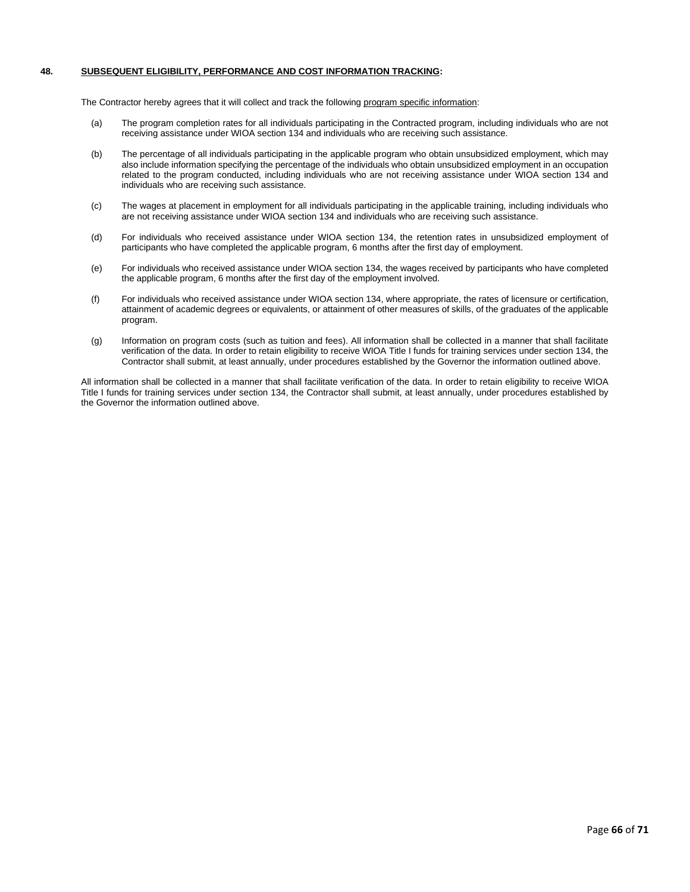**48. <u>SUBSEQUENT ELIGIBILITY, PERFORMANCE AND COST INFORMATION TRACKING</u>:**

The Contractor hereby agrees that it will collect and track the following <u>program specific information</u>:

(a) The program completion rates for all individuals participating in the Contracted program, including individuals who are not receiving assistance under WIOA section 134 and individuals who are receiving such assistance.

(b) The percentage of all individuals participating in the applicable program who obtain unsubsidized employment, which may also include information specifying the percentage of the individuals who obtain unsubsidized employment in an occupation related to the program conducted, including individuals who are not receiving assistance under WIOA section 134 and individuals who are receiving such assistance.

(c) The wages at placement in employment for all individuals participating in the applicable training, including individuals who are not receiving assistance under WIOA section 134 and individuals who are receiving such assistance.

(d) For individuals who received assistance under WIOA section 134, the retention rates in unsubsidized employment of participants who have completed the applicable program, 6 months after the first day of employment.

(e) For individuals who received assistance under WIOA section 134, the wages received by participants who have completed the applicable program, 6 months after the first day of the employment involved.

(f) For individuals who received assistance under WIOA section 134, where appropriate, the rates of licensure or certification, attainment of academic degrees or equivalents, or attainment of other measures of skills, of the graduates of the applicable program.

(g) Information on program costs (such as tuition and fees). All information shall be collected in a manner that shall facilitate verification of the data. In order to retain eligibility to receive WIOA Title I funds for training services under section 134, the Contractor shall submit, at least annually, under procedures established by the Governor the information outlined above.

All information shall be collected in a manner that shall facilitate verification of the data. In order to retain eligibility to receive WIOA Title I funds for training services under section 134, the Contractor shall submit, at least annually, under procedures established by the Governor the information outlined above.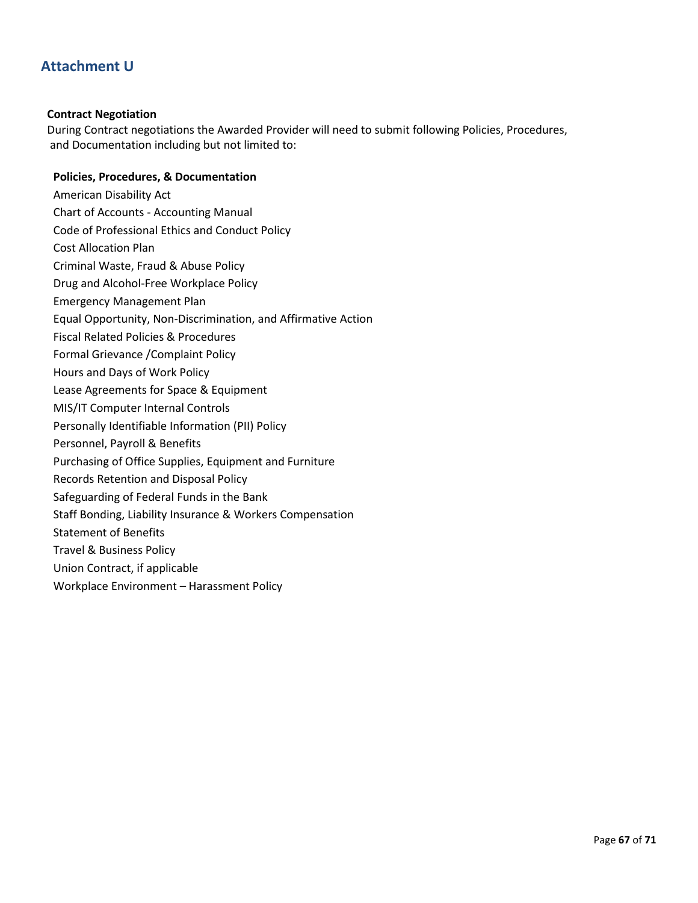## Attachment U

**Contract Negotiation**

During Contract negotiations the Awarded Provider will need to submit following Policies, Procedures, and Documentation including but not limited to:

**Policies, Procedures, & Documentation**

American Disability Act
Chart of Accounts - Accounting Manual
Code of Professional Ethics and Conduct Policy
Cost Allocation Plan
Criminal Waste, Fraud & Abuse Policy
Drug and Alcohol-Free Workplace Policy
Emergency Management Plan
Equal Opportunity, Non-Discrimination, and Affirmative Action
Fiscal Related Policies & Procedures
Formal Grievance /Complaint Policy
Hours and Days of Work Policy
Lease Agreements for Space & Equipment
MIS/IT Computer Internal Controls
Personally Identifiable Information (PII) Policy
Personnel, Payroll & Benefits
Purchasing of Office Supplies, Equipment and Furniture
Records Retention and Disposal Policy
Safeguarding of Federal Funds in the Bank
Staff Bonding, Liability Insurance & Workers Compensation
Statement of Benefits
Travel & Business Policy
Union Contract, if applicable
Workplace Environment – Harassment Policy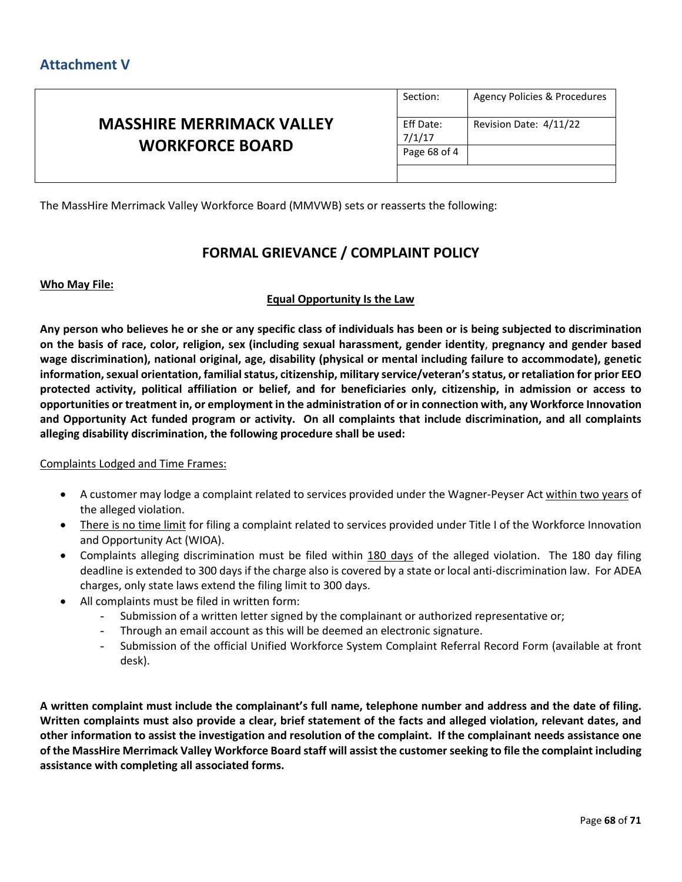## Attachment V

| MASSHIRE MERRIMACK VALLEY WORKFORCE BOARD | Section: | Agency Policies & Procedures |
|---|---|---|
| | Eff Date: 7/1/17 | Revision Date: 4/11/22 |
| | Page 68 of 4 | |
| | | |

The MassHire Merrimack Valley Workforce Board (MMVWB) sets or reasserts the following:

## FORMAL GRIEVANCE / COMPLAINT POLICY

**Who May File:**

**Equal Opportunity Is the Law**

**Any person who believes he or she or any specific class of individuals has been or is being subjected to discrimination on the basis of race, color, religion, sex (including sexual harassment, gender identity, pregnancy and gender based wage discrimination), national original, age, disability (physical or mental including failure to accommodate), genetic information, sexual orientation, familial status, citizenship, military service/veteran's status, or retaliation for prior EEO protected activity, political affiliation or belief, and for beneficiaries only, citizenship, in admission or access to opportunities or treatment in, or employment in the administration of or in connection with, any Workforce Innovation and Opportunity Act funded program or activity. On all complaints that include discrimination, and all complaints alleging disability discrimination, the following procedure shall be used:**

Complaints Lodged and Time Frames:

- A customer may lodge a complaint related to services provided under the Wagner-Peyser Act within two years of the alleged violation.
- There is no time limit for filing a complaint related to services provided under Title I of the Workforce Innovation and Opportunity Act (WIOA).
- Complaints alleging discrimination must be filed within 180 days of the alleged violation. The 180 day filing deadline is extended to 300 days if the charge also is covered by a state or local anti-discrimination law. For ADEA charges, only state laws extend the filing limit to 300 days.
- All complaints must be filed in written form:
  - Submission of a written letter signed by the complainant or authorized representative or;
  - Through an email account as this will be deemed an electronic signature.
  - Submission of the official Unified Workforce System Complaint Referral Record Form (available at front desk).

**A written complaint must include the complainant's full name, telephone number and address and the date of filing. Written complaints must also provide a clear, brief statement of the facts and alleged violation, relevant dates, and other information to assist the investigation and resolution of the complaint. If the complainant needs assistance one of the MassHire Merrimack Valley Workforce Board staff will assist the customer seeking to file the complaint including assistance with completing all associated forms.**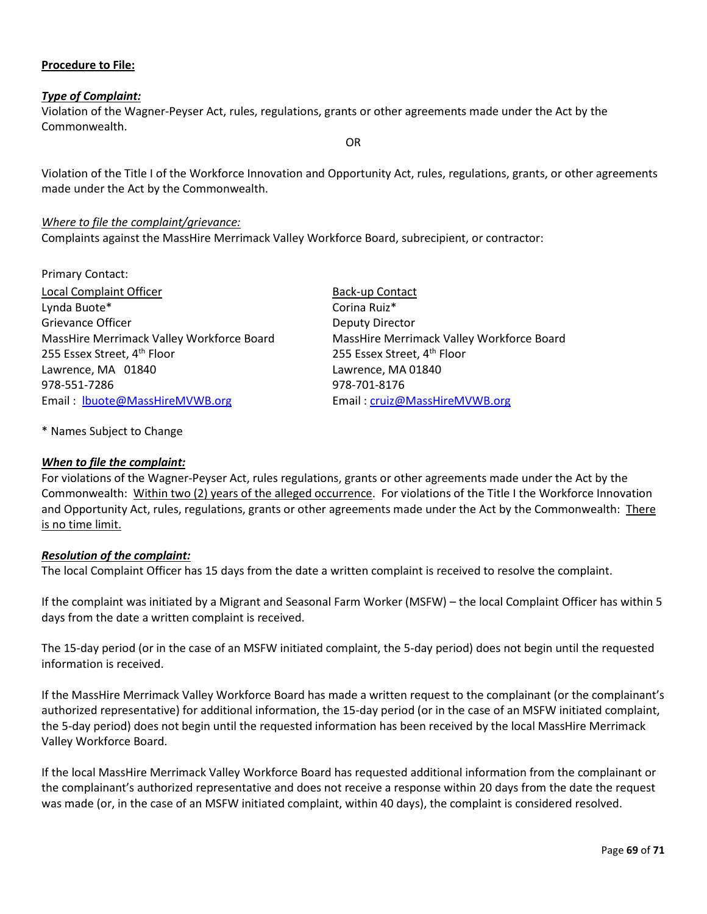**<u>Procedure to File:</u>**

***<u>Type of Complaint:</u>***

Violation of the Wagner-Peyser Act, rules, regulations, grants or other agreements made under the Act by the Commonwealth.

OR

Violation of the Title I of the Workforce Innovation and Opportunity Act, rules, regulations, grants, or other agreements made under the Act by the Commonwealth.

*<u>Where to file the complaint/grievance:</u>*

Complaints against the MassHire Merrimack Valley Workforce Board, subrecipient, or contractor:

Primary Contact:

<u>Local Complaint Officer</u>
Lynda Buote*
Grievance Officer
MassHire Merrimack Valley Workforce Board
255 Essex Street, 4th Floor
Lawrence, MA 01840
978-551-7286
Email : [lbuote@MassHireMVWB.org](mailto:lbuote@MassHireMVWB.org)

<u>Back-up Contact</u>
Corina Ruiz*
Deputy Director
MassHire Merrimack Valley Workforce Board
255 Essex Street, 4th Floor
Lawrence, MA 01840
978-701-8176
Email : [cruiz@MassHireMVWB.org](mailto:cruiz@MassHireMVWB.org)

* Names Subject to Change

***<u>When to file the complaint:</u>***

For violations of the Wagner-Peyser Act, rules regulations, grants or other agreements made under the Act by the Commonwealth: <u>Within two (2) years of the alleged occurrence</u>. For violations of the Title I the Workforce Innovation and Opportunity Act, rules, regulations, grants or other agreements made under the Act by the Commonwealth: <u>There is no time limit.</u>

***<u>Resolution of the complaint:</u>***

The local Complaint Officer has 15 days from the date a written complaint is received to resolve the complaint.

If the complaint was initiated by a Migrant and Seasonal Farm Worker (MSFW) – the local Complaint Officer has within 5 days from the date a written complaint is received.

The 15-day period (or in the case of an MSFW initiated complaint, the 5-day period) does not begin until the requested information is received.

If the MassHire Merrimack Valley Workforce Board has made a written request to the complainant (or the complainant's authorized representative) for additional information, the 15-day period (or in the case of an MSFW initiated complaint, the 5-day period) does not begin until the requested information has been received by the local MassHire Merrimack Valley Workforce Board.

If the local MassHire Merrimack Valley Workforce Board has requested additional information from the complainant or the complainant's authorized representative and does not receive a response within 20 days from the date the request was made (or, in the case of an MSFW initiated complaint, within 40 days), the complaint is considered resolved.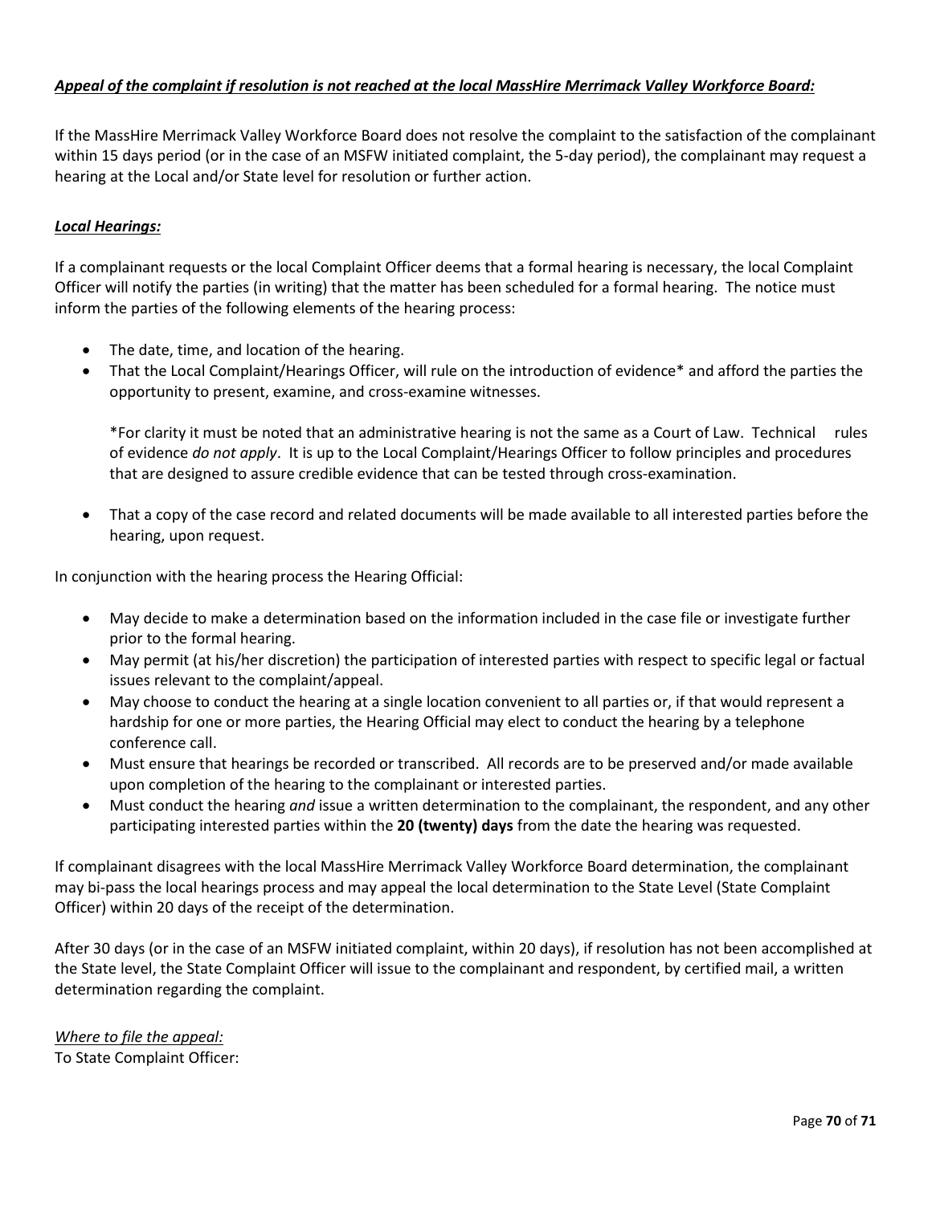***<u>Appeal of the complaint if resolution is not reached at the local MassHire Merrimack Valley Workforce Board:</u>***

If the MassHire Merrimack Valley Workforce Board does not resolve the complaint to the satisfaction of the complainant within 15 days period (or in the case of an MSFW initiated complaint, the 5-day period), the complainant may request a hearing at the Local and/or State level for resolution or further action.

***<u>Local Hearings:</u>***

If a complainant requests or the local Complaint Officer deems that a formal hearing is necessary, the local Complaint Officer will notify the parties (in writing) that the matter has been scheduled for a formal hearing. The notice must inform the parties of the following elements of the hearing process:

- The date, time, and location of the hearing.
- That the Local Complaint/Hearings Officer, will rule on the introduction of evidence* and afford the parties the opportunity to present, examine, and cross-examine witnesses.

  *For clarity it must be noted that an administrative hearing is not the same as a Court of Law. Technical rules of evidence *do not apply*. It is up to the Local Complaint/Hearings Officer to follow principles and procedures that are designed to assure credible evidence that can be tested through cross-examination.

- That a copy of the case record and related documents will be made available to all interested parties before the hearing, upon request.

In conjunction with the hearing process the Hearing Official:

- May decide to make a determination based on the information included in the case file or investigate further prior to the formal hearing.
- May permit (at his/her discretion) the participation of interested parties with respect to specific legal or factual issues relevant to the complaint/appeal.
- May choose to conduct the hearing at a single location convenient to all parties or, if that would represent a hardship for one or more parties, the Hearing Official may elect to conduct the hearing by a telephone conference call.
- Must ensure that hearings be recorded or transcribed. All records are to be preserved and/or made available upon completion of the hearing to the complainant or interested parties.
- Must conduct the hearing *and* issue a written determination to the complainant, the respondent, and any other participating interested parties within the **20 (twenty) days** from the date the hearing was requested.

If complainant disagrees with the local MassHire Merrimack Valley Workforce Board determination, the complainant may bi-pass the local hearings process and may appeal the local determination to the State Level (State Complaint Officer) within 20 days of the receipt of the determination.

After 30 days (or in the case of an MSFW initiated complaint, within 20 days), if resolution has not been accomplished at the State level, the State Complaint Officer will issue to the complainant and respondent, by certified mail, a written determination regarding the complaint.

*<u>Where to file the appeal:</u>*
To State Complaint Officer: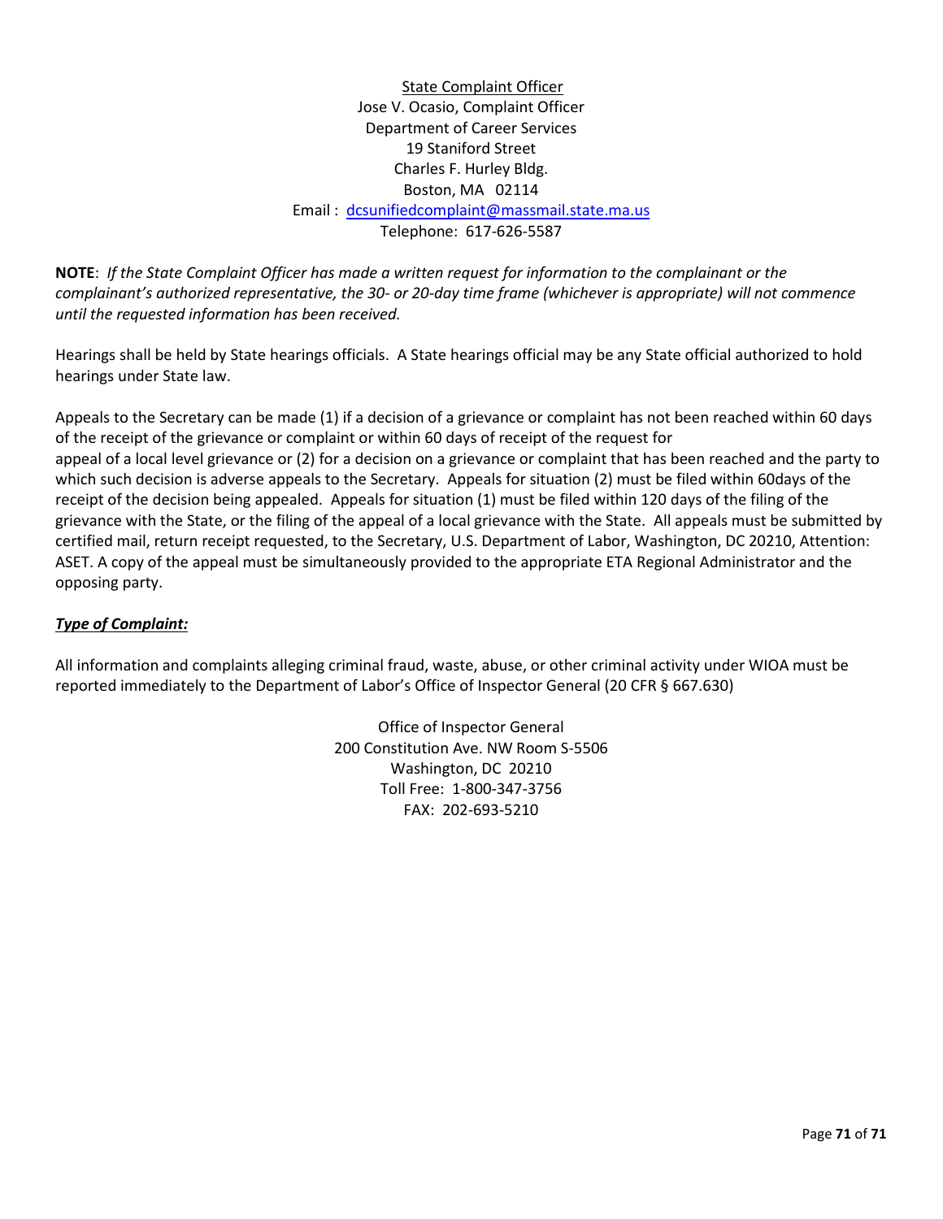<u>State Complaint Officer</u>
Jose V. Ocasio, Complaint Officer
Department of Career Services
19 Staniford Street
Charles F. Hurley Bldg.
Boston, MA 02114
Email : dcsunifiedcomplaint@massmail.state.ma.us
Telephone: 617-626-5587

**NOTE**: *If the State Complaint Officer has made a written request for information to the complainant or the complainant's authorized representative, the 30- or 20-day time frame (whichever is appropriate) will not commence until the requested information has been received.*

Hearings shall be held by State hearings officials. A State hearings official may be any State official authorized to hold hearings under State law.

Appeals to the Secretary can be made (1) if a decision of a grievance or complaint has not been reached within 60 days of the receipt of the grievance or complaint or within 60 days of receipt of the request for appeal of a local level grievance or (2) for a decision on a grievance or complaint that has been reached and the party to which such decision is adverse appeals to the Secretary. Appeals for situation (2) must be filed within 60days of the receipt of the decision being appealed. Appeals for situation (1) must be filed within 120 days of the filing of the grievance with the State, or the filing of the appeal of a local grievance with the State. All appeals must be submitted by certified mail, return receipt requested, to the Secretary, U.S. Department of Labor, Washington, DC 20210, Attention: ASET. A copy of the appeal must be simultaneously provided to the appropriate ETA Regional Administrator and the opposing party.

***<u>Type of Complaint:</u>***

All information and complaints alleging criminal fraud, waste, abuse, or other criminal activity under WIOA must be reported immediately to the Department of Labor's Office of Inspector General (20 CFR § 667.630)

Office of Inspector General
200 Constitution Ave. NW Room S-5506
Washington, DC 20210
Toll Free: 1-800-347-3756
FAX: 202-693-5210